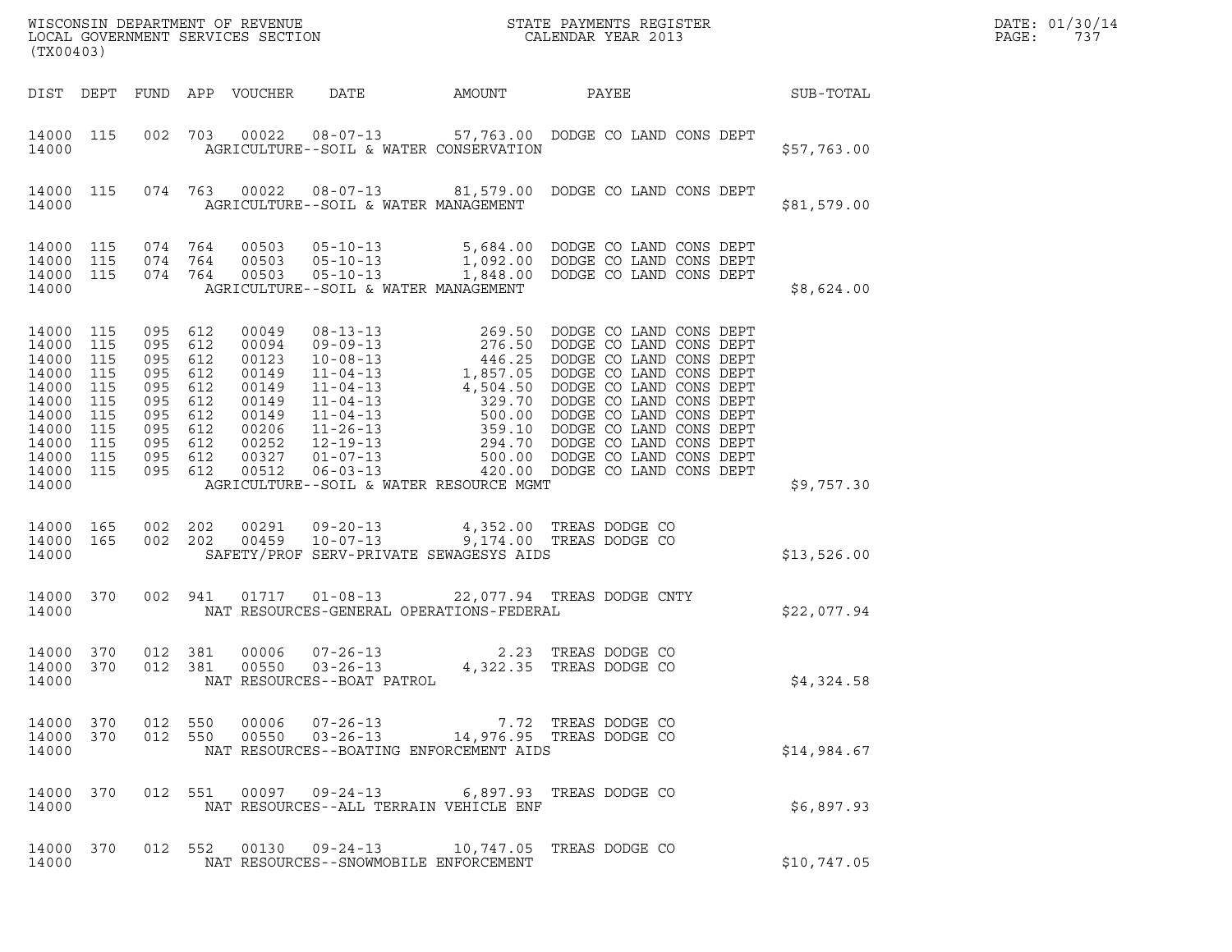WISCONSIN DEPARTMENT OF REVENUE
LOCAL GOVERNMENT SERVICES SECTION
(TX00403)

STATE PAYMENTS REGISTER
CALENDAR YEAR 2013

DATE: 01/30/14
PAGE: 737

| DIST | DEPT | FUND | APP | VOUCHER | DATE | AMOUNT | PAYEE | SUB-TOTAL |
|---|---|---|---|---|---|---|---|---|
| 14000 | 115 | 002 | 703 | 00022 | 08-07-13 | 57,763.00 | DODGE CO LAND CONS DEPT | |
| 14000 | | | | | AGRICULTURE--SOIL & WATER CONSERVATION | | | $57,763.00 |
| 14000 | 115 | 074 | 763 | 00022 | 08-07-13 | 81,579.00 | DODGE CO LAND CONS DEPT | |
| 14000 | | | | | AGRICULTURE--SOIL & WATER MANAGEMENT | | | $81,579.00 |
| 14000 | 115 | 074 | 764 | 00503 | 05-10-13 | 5,684.00 | DODGE CO LAND CONS DEPT | |
| 14000 | 115 | 074 | 764 | 00503 | 05-10-13 | 1,092.00 | DODGE CO LAND CONS DEPT | |
| 14000 | 115 | 074 | 764 | 00503 | 05-10-13 | 1,848.00 | DODGE CO LAND CONS DEPT | |
| 14000 | | | | | AGRICULTURE--SOIL & WATER MANAGEMENT | | | $8,624.00 |
| 14000 | 115 | 095 | 612 | 00049 | 08-13-13 | 269.50 | DODGE CO LAND CONS DEPT | |
| 14000 | 115 | 095 | 612 | 00094 | 09-09-13 | 276.50 | DODGE CO LAND CONS DEPT | |
| 14000 | 115 | 095 | 612 | 00123 | 10-08-13 | 446.25 | DODGE CO LAND CONS DEPT | |
| 14000 | 115 | 095 | 612 | 00149 | 11-04-13 | 1,857.05 | DODGE CO LAND CONS DEPT | |
| 14000 | 115 | 095 | 612 | 00149 | 11-04-13 | 4,504.50 | DODGE CO LAND CONS DEPT | |
| 14000 | 115 | 095 | 612 | 00149 | 11-04-13 | 329.70 | DODGE CO LAND CONS DEPT | |
| 14000 | 115 | 095 | 612 | 00149 | 11-04-13 | 500.00 | DODGE CO LAND CONS DEPT | |
| 14000 | 115 | 095 | 612 | 00206 | 11-26-13 | 359.10 | DODGE CO LAND CONS DEPT | |
| 14000 | 115 | 095 | 612 | 00252 | 12-19-13 | 294.70 | DODGE CO LAND CONS DEPT | |
| 14000 | 115 | 095 | 612 | 00327 | 01-07-13 | 500.00 | DODGE CO LAND CONS DEPT | |
| 14000 | 115 | 095 | 612 | 00512 | 06-03-13 | 420.00 | DODGE CO LAND CONS DEPT | |
| 14000 | | | | | AGRICULTURE--SOIL & WATER RESOURCE MGMT | | | $9,757.30 |
| 14000 | 165 | 002 | 202 | 00291 | 09-20-13 | 4,352.00 | TREAS DODGE CO | |
| 14000 | 165 | 002 | 202 | 00459 | 10-07-13 | 9,174.00 | TREAS DODGE CO | |
| 14000 | | | | | SAFETY/PROF SERV-PRIVATE SEWAGESYS AIDS | | | $13,526.00 |
| 14000 | 370 | 002 | 941 | 01717 | 01-08-13 | 22,077.94 | TREAS DODGE CNTY | |
| 14000 | | | | | NAT RESOURCES-GENERAL OPERATIONS-FEDERAL | | | $22,077.94 |
| 14000 | 370 | 012 | 381 | 00006 | 07-26-13 | 2.23 | TREAS DODGE CO | |
| 14000 | 370 | 012 | 381 | 00550 | 03-26-13 | 4,322.35 | TREAS DODGE CO | |
| 14000 | | | | | NAT RESOURCES--BOAT PATROL | | | $4,324.58 |
| 14000 | 370 | 012 | 550 | 00006 | 07-26-13 | 7.72 | TREAS DODGE CO | |
| 14000 | 370 | 012 | 550 | 00550 | 03-26-13 | 14,976.95 | TREAS DODGE CO | |
| 14000 | | | | | NAT RESOURCES--BOATING ENFORCEMENT AIDS | | | $14,984.67 |
| 14000 | 370 | 012 | 551 | 00097 | 09-24-13 | 6,897.93 | TREAS DODGE CO | |
| 14000 | | | | | NAT RESOURCES--ALL TERRAIN VEHICLE ENF | | | $6,897.93 |
| 14000 | 370 | 012 | 552 | 00130 | 09-24-13 | 10,747.05 | TREAS DODGE CO | |
| 14000 | | | | | NAT RESOURCES--SNOWMOBILE ENFORCEMENT | | | $10,747.05 |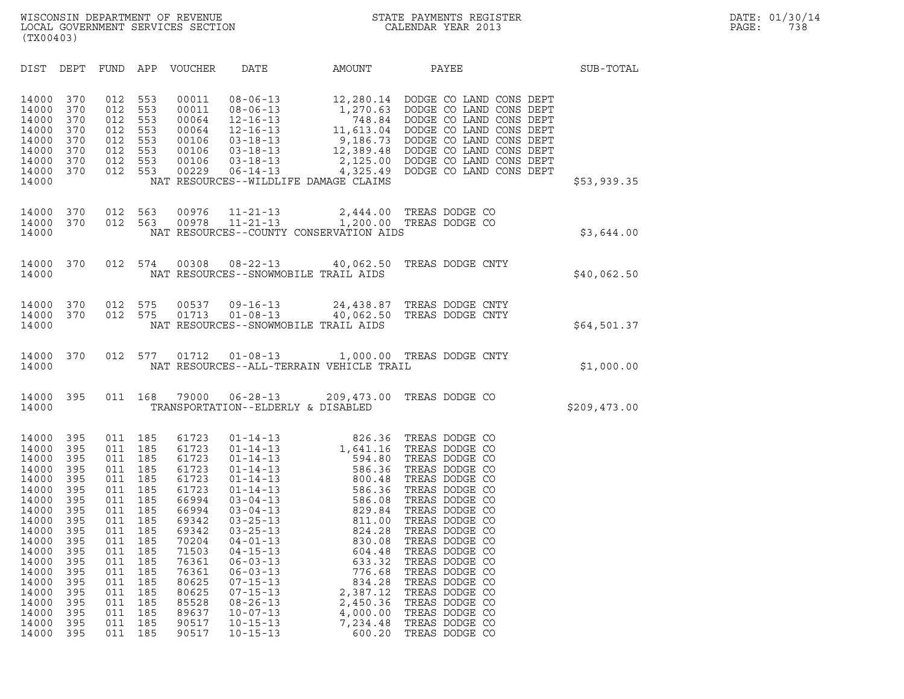WISCONSIN DEPARTMENT OF REVENUE
LOCAL GOVERNMENT SERVICES SECTION
(TX00403)

STATE PAYMENTS REGISTER
CALENDAR YEAR 2013

DATE: 01/30/14
PAGE: 738

| DIST | DEPT | FUND | APP | VOUCHER | DATE | AMOUNT | PAYEE | SUB-TOTAL |
|---|---|---|---|---|---|---|---|---|
| 14000 | 370 | 012 | 553 | 00011 | 08-06-13 | 12,280.14 | DODGE CO LAND CONS DEPT | |
| 14000 | 370 | 012 | 553 | 00011 | 08-06-13 | 1,270.63 | DODGE CO LAND CONS DEPT | |
| 14000 | 370 | 012 | 553 | 00064 | 12-16-13 | 748.84 | DODGE CO LAND CONS DEPT | |
| 14000 | 370 | 012 | 553 | 00064 | 12-16-13 | 11,613.04 | DODGE CO LAND CONS DEPT | |
| 14000 | 370 | 012 | 553 | 00106 | 03-18-13 | 9,186.73 | DODGE CO LAND CONS DEPT | |
| 14000 | 370 | 012 | 553 | 00106 | 03-18-13 | 12,389.48 | DODGE CO LAND CONS DEPT | |
| 14000 | 370 | 012 | 553 | 00106 | 03-18-13 | 2,125.00 | DODGE CO LAND CONS DEPT | |
| 14000 | 370 | 012 | 553 | 00229 | 06-14-13 | 4,325.49 | DODGE CO LAND CONS DEPT | |
| 14000 | | | | | NAT RESOURCES--WILDLIFE DAMAGE CLAIMS | | | $53,939.35 |
| 14000 | 370 | 012 | 563 | 00976 | 11-21-13 | 2,444.00 | TREAS DODGE CO | |
| 14000 | 370 | 012 | 563 | 00978 | 11-21-13 | 1,200.00 | TREAS DODGE CO | |
| 14000 | | | | | NAT RESOURCES--COUNTY CONSERVATION AIDS | | | $3,644.00 |
| 14000 | 370 | 012 | 574 | 00308 | 08-22-13 | 40,062.50 | TREAS DODGE CNTY | |
| 14000 | | | | | NAT RESOURCES--SNOWMOBILE TRAIL AIDS | | | $40,062.50 |
| 14000 | 370 | 012 | 575 | 00537 | 09-16-13 | 24,438.87 | TREAS DODGE CNTY | |
| 14000 | 370 | 012 | 575 | 01713 | 01-08-13 | 40,062.50 | TREAS DODGE CNTY | |
| 14000 | | | | | NAT RESOURCES--SNOWMOBILE TRAIL AIDS | | | $64,501.37 |
| 14000 | 370 | 012 | 577 | 01712 | 01-08-13 | 1,000.00 | TREAS DODGE CNTY | |
| 14000 | | | | | NAT RESOURCES--ALL-TERRAIN VEHICLE TRAIL | | | $1,000.00 |
| 14000 | 395 | 011 | 168 | 79000 | 06-28-13 | 209,473.00 | TREAS DODGE CO | |
| 14000 | | | | | TRANSPORTATION--ELDERLY & DISABLED | | | $209,473.00 |
| 14000 | 395 | 011 | 185 | 61723 | 01-14-13 | 826.36 | TREAS DODGE CO | |
| 14000 | 395 | 011 | 185 | 61723 | 01-14-13 | 1,641.16 | TREAS DODGE CO | |
| 14000 | 395 | 011 | 185 | 61723 | 01-14-13 | 594.80 | TREAS DODGE CO | |
| 14000 | 395 | 011 | 185 | 61723 | 01-14-13 | 586.36 | TREAS DODGE CO | |
| 14000 | 395 | 011 | 185 | 61723 | 01-14-13 | 800.48 | TREAS DODGE CO | |
| 14000 | 395 | 011 | 185 | 61723 | 01-14-13 | 586.36 | TREAS DODGE CO | |
| 14000 | 395 | 011 | 185 | 66994 | 03-04-13 | 586.08 | TREAS DODGE CO | |
| 14000 | 395 | 011 | 185 | 66994 | 03-04-13 | 829.84 | TREAS DODGE CO | |
| 14000 | 395 | 011 | 185 | 69342 | 03-25-13 | 811.00 | TREAS DODGE CO | |
| 14000 | 395 | 011 | 185 | 69342 | 03-25-13 | 824.28 | TREAS DODGE CO | |
| 14000 | 395 | 011 | 185 | 70204 | 04-01-13 | 830.08 | TREAS DODGE CO | |
| 14000 | 395 | 011 | 185 | 71503 | 04-15-13 | 604.48 | TREAS DODGE CO | |
| 14000 | 395 | 011 | 185 | 76361 | 06-03-13 | 633.32 | TREAS DODGE CO | |
| 14000 | 395 | 011 | 185 | 76361 | 06-03-13 | 776.68 | TREAS DODGE CO | |
| 14000 | 395 | 011 | 185 | 80625 | 07-15-13 | 834.28 | TREAS DODGE CO | |
| 14000 | 395 | 011 | 185 | 80625 | 07-15-13 | 2,387.12 | TREAS DODGE CO | |
| 14000 | 395 | 011 | 185 | 85528 | 08-26-13 | 2,450.36 | TREAS DODGE CO | |
| 14000 | 395 | 011 | 185 | 89637 | 10-07-13 | 4,000.00 | TREAS DODGE CO | |
| 14000 | 395 | 011 | 185 | 90517 | 10-15-13 | 7,234.48 | TREAS DODGE CO | |
| 14000 | 395 | 011 | 185 | 90517 | 10-15-13 | 600.20 | TREAS DODGE CO | |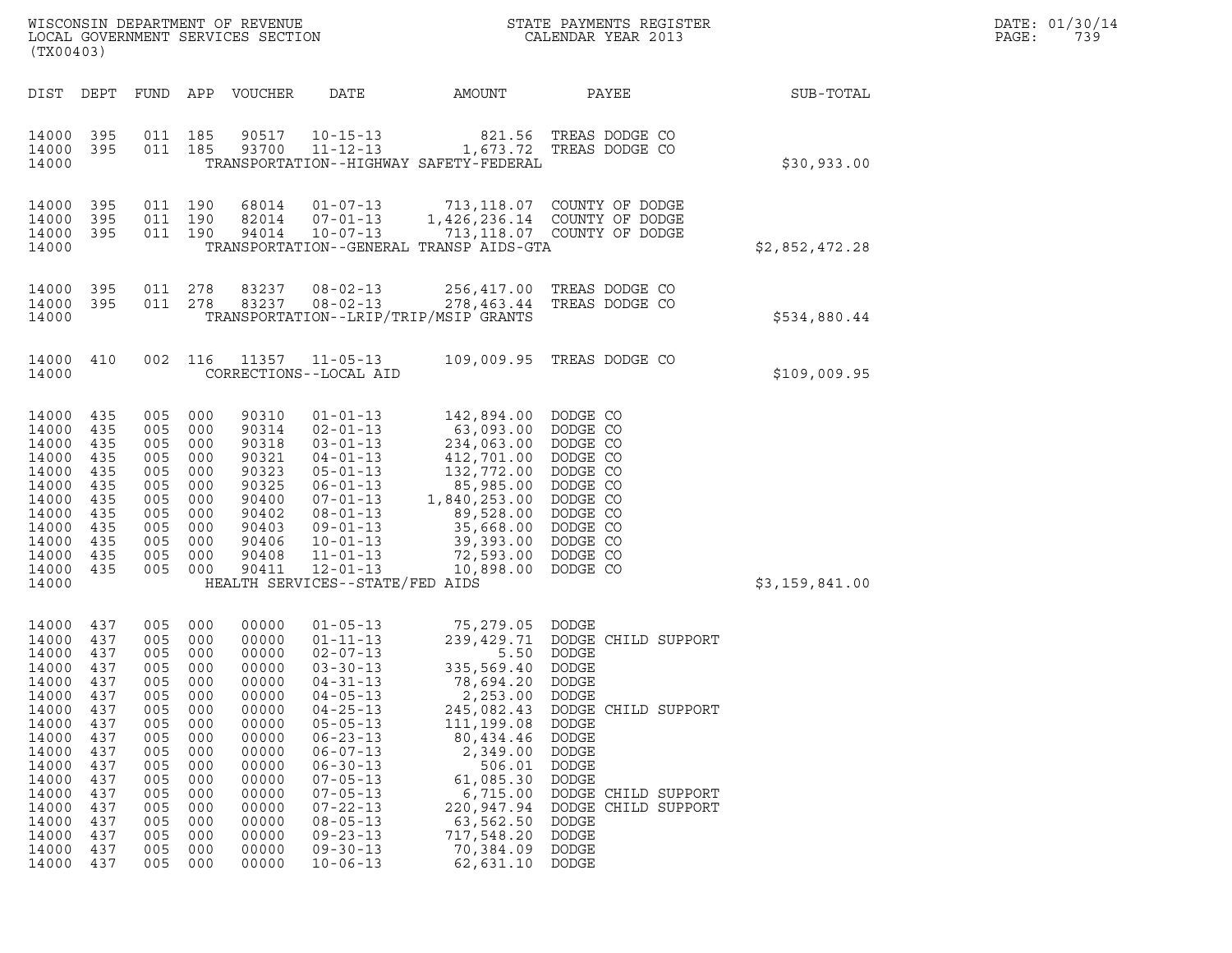| DIST | DEPT | FUND | APP | VOUCHER | DATE | AMOUNT | PAYEE | SUB-TOTAL |
|---|---|---|---|---|---|---|---|---|
| 14000 | 395 | 011 | 185 | 90517 | 10-15-13 | 821.56 | TREAS DODGE CO | |
| 14000 | 395 | 011 | 185 | 93700 | 11-12-13 | 1,673.72 | TREAS DODGE CO | |
| 14000 | | | | | TRANSPORTATION--HIGHWAY SAFETY-FEDERAL | | | $30,933.00 |
| 14000 | 395 | 011 | 190 | 68014 | 01-07-13 | 713,118.07 | COUNTY OF DODGE | |
| 14000 | 395 | 011 | 190 | 82014 | 07-01-13 | 1,426,236.14 | COUNTY OF DODGE | |
| 14000 | 395 | 011 | 190 | 94014 | 10-07-13 | 713,118.07 | COUNTY OF DODGE | |
| 14000 | | | | | TRANSPORTATION--GENERAL TRANSP AIDS-GTA | | | $2,852,472.28 |
| 14000 | 395 | 011 | 278 | 83237 | 08-02-13 | 256,417.00 | TREAS DODGE CO | |
| 14000 | 395 | 011 | 278 | 83237 | 08-02-13 | 278,463.44 | TREAS DODGE CO | |
| 14000 | | | | | TRANSPORTATION--LRIP/TRIP/MSIP GRANTS | | | $534,880.44 |
| 14000 | 410 | 002 | 116 | 11357 | 11-05-13 | 109,009.95 | TREAS DODGE CO | |
| 14000 | | | | | CORRECTIONS--LOCAL AID | | | $109,009.95 |
| 14000 | 435 | 005 | 000 | 90310 | 01-01-13 | 142,894.00 | DODGE CO | |
| 14000 | 435 | 005 | 000 | 90314 | 02-01-13 | 63,093.00 | DODGE CO | |
| 14000 | 435 | 005 | 000 | 90318 | 03-01-13 | 234,063.00 | DODGE CO | |
| 14000 | 435 | 005 | 000 | 90321 | 04-01-13 | 412,701.00 | DODGE CO | |
| 14000 | 435 | 005 | 000 | 90323 | 05-01-13 | 132,772.00 | DODGE CO | |
| 14000 | 435 | 005 | 000 | 90325 | 06-01-13 | 85,985.00 | DODGE CO | |
| 14000 | 435 | 005 | 000 | 90400 | 07-01-13 | 1,840,253.00 | DODGE CO | |
| 14000 | 435 | 005 | 000 | 90402 | 08-01-13 | 89,528.00 | DODGE CO | |
| 14000 | 435 | 005 | 000 | 90403 | 09-01-13 | 35,668.00 | DODGE CO | |
| 14000 | 435 | 005 | 000 | 90406 | 10-01-13 | 39,393.00 | DODGE CO | |
| 14000 | 435 | 005 | 000 | 90408 | 11-01-13 | 72,593.00 | DODGE CO | |
| 14000 | 435 | 005 | 000 | 90411 | 12-01-13 | 10,898.00 | DODGE CO | |
| 14000 | | | | | HEALTH SERVICES--STATE/FED AIDS | | | $3,159,841.00 |
| 14000 | 437 | 005 | 000 | 00000 | 01-05-13 | 75,279.05 | DODGE | |
| 14000 | 437 | 005 | 000 | 00000 | 01-11-13 | 239,429.71 | DODGE CHILD SUPPORT | |
| 14000 | 437 | 005 | 000 | 00000 | 02-07-13 | 5.50 | DODGE | |
| 14000 | 437 | 005 | 000 | 00000 | 03-30-13 | 335,569.40 | DODGE | |
| 14000 | 437 | 005 | 000 | 00000 | 04-31-13 | 78,694.20 | DODGE | |
| 14000 | 437 | 005 | 000 | 00000 | 04-05-13 | 2,253.00 | DODGE | |
| 14000 | 437 | 005 | 000 | 00000 | 04-25-13 | 245,082.43 | DODGE CHILD SUPPORT | |
| 14000 | 437 | 005 | 000 | 00000 | 05-05-13 | 111,199.08 | DODGE | |
| 14000 | 437 | 005 | 000 | 00000 | 06-23-13 | 80,434.46 | DODGE | |
| 14000 | 437 | 005 | 000 | 00000 | 06-07-13 | 2,349.00 | DODGE | |
| 14000 | 437 | 005 | 000 | 00000 | 06-30-13 | 506.01 | DODGE | |
| 14000 | 437 | 005 | 000 | 00000 | 07-05-13 | 61,085.30 | DODGE | |
| 14000 | 437 | 005 | 000 | 00000 | 07-05-13 | 6,715.00 | DODGE CHILD SUPPORT | |
| 14000 | 437 | 005 | 000 | 00000 | 07-22-13 | 220,947.94 | DODGE CHILD SUPPORT | |
| 14000 | 437 | 005 | 000 | 00000 | 08-05-13 | 63,562.50 | DODGE | |
| 14000 | 437 | 005 | 000 | 00000 | 09-23-13 | 717,548.20 | DODGE | |
| 14000 | 437 | 005 | 000 | 00000 | 09-30-13 | 70,384.09 | DODGE | |
| 14000 | 437 | 005 | 000 | 00000 | 10-06-13 | 62,631.10 | DODGE | |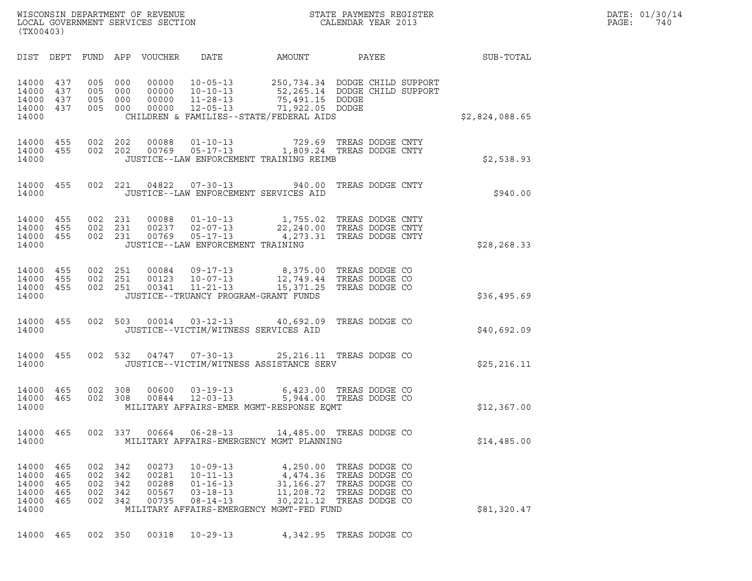WISCONSIN DEPARTMENT OF REVENUE
LOCAL GOVERNMENT SERVICES SECTION
(TX00403)

STATE PAYMENTS REGISTER
CALENDAR YEAR 2013

DATE: 01/30/14
PAGE: 740

| DIST | DEPT | FUND | APP | VOUCHER | DATE | AMOUNT | PAYEE | SUB-TOTAL |
|---|---|---|---|---|---|---|---|---|
| 14000 | 437 | 005 | 000 | 00000 | 10-05-13 | 250,734.34 | DODGE CHILD SUPPORT | |
| 14000 | 437 | 005 | 000 | 00000 | 10-10-13 | 52,265.14 | DODGE CHILD SUPPORT | |
| 14000 | 437 | 005 | 000 | 00000 | 11-28-13 | 75,491.15 | DODGE | |
| 14000 | 437 | 005 | 000 | 00000 | 12-05-13 | 71,922.05 | DODGE | |
| 14000 | | | | | CHILDREN & FAMILIES--STATE/FEDERAL AIDS | | | $2,824,088.65 |
| 14000 | 455 | 002 | 202 | 00088 | 01-10-13 | 729.69 | TREAS DODGE CNTY | |
| 14000 | 455 | 002 | 202 | 00769 | 05-17-13 | 1,809.24 | TREAS DODGE CNTY | |
| 14000 | | | | | JUSTICE--LAW ENFORCEMENT TRAINING REIMB | | | $2,538.93 |
| 14000 | 455 | 002 | 221 | 04822 | 07-30-13 | 940.00 | TREAS DODGE CNTY | |
| 14000 | | | | | JUSTICE--LAW ENFORCEMENT SERVICES AID | | | $940.00 |
| 14000 | 455 | 002 | 231 | 00088 | 01-10-13 | 1,755.02 | TREAS DODGE CNTY | |
| 14000 | 455 | 002 | 231 | 00237 | 02-07-13 | 22,240.00 | TREAS DODGE CNTY | |
| 14000 | 455 | 002 | 231 | 00769 | 05-17-13 | 4,273.31 | TREAS DODGE CNTY | |
| 14000 | | | | | JUSTICE--LAW ENFORCEMENT TRAINING | | | $28,268.33 |
| 14000 | 455 | 002 | 251 | 00084 | 09-17-13 | 8,375.00 | TREAS DODGE CO | |
| 14000 | 455 | 002 | 251 | 00123 | 10-07-13 | 12,749.44 | TREAS DODGE CO | |
| 14000 | 455 | 002 | 251 | 00341 | 11-21-13 | 15,371.25 | TREAS DODGE CO | |
| 14000 | | | | | JUSTICE--TRUANCY PROGRAM-GRANT FUNDS | | | $36,495.69 |
| 14000 | 455 | 002 | 503 | 00014 | 03-12-13 | 40,692.09 | TREAS DODGE CO | |
| 14000 | | | | | JUSTICE--VICTIM/WITNESS SERVICES AID | | | $40,692.09 |
| 14000 | 455 | 002 | 532 | 04747 | 07-30-13 | 25,216.11 | TREAS DODGE CO | |
| 14000 | | | | | JUSTICE--VICTIM/WITNESS ASSISTANCE SERV | | | $25,216.11 |
| 14000 | 465 | 002 | 308 | 00600 | 03-19-13 | 6,423.00 | TREAS DODGE CO | |
| 14000 | 465 | 002 | 308 | 00844 | 12-03-13 | 5,944.00 | TREAS DODGE CO | |
| 14000 | | | | | MILITARY AFFAIRS-EMER MGMT-RESPONSE EQMT | | | $12,367.00 |
| 14000 | 465 | 002 | 337 | 00664 | 06-28-13 | 14,485.00 | TREAS DODGE CO | |
| 14000 | | | | | MILITARY AFFAIRS-EMERGENCY MGMT PLANNING | | | $14,485.00 |
| 14000 | 465 | 002 | 342 | 00273 | 10-09-13 | 4,250.00 | TREAS DODGE CO | |
| 14000 | 465 | 002 | 342 | 00281 | 10-11-13 | 4,474.36 | TREAS DODGE CO | |
| 14000 | 465 | 002 | 342 | 00288 | 01-16-13 | 31,166.27 | TREAS DODGE CO | |
| 14000 | 465 | 002 | 342 | 00567 | 03-18-13 | 11,208.72 | TREAS DODGE CO | |
| 14000 | 465 | 002 | 342 | 00735 | 08-14-13 | 30,221.12 | TREAS DODGE CO | |
| 14000 | | | | | MILITARY AFFAIRS-EMERGENCY MGMT-FED FUND | | | $81,320.47 |
| 14000 | 465 | 002 | 350 | 00318 | 10-29-13 | 4,342.95 | TREAS DODGE CO | |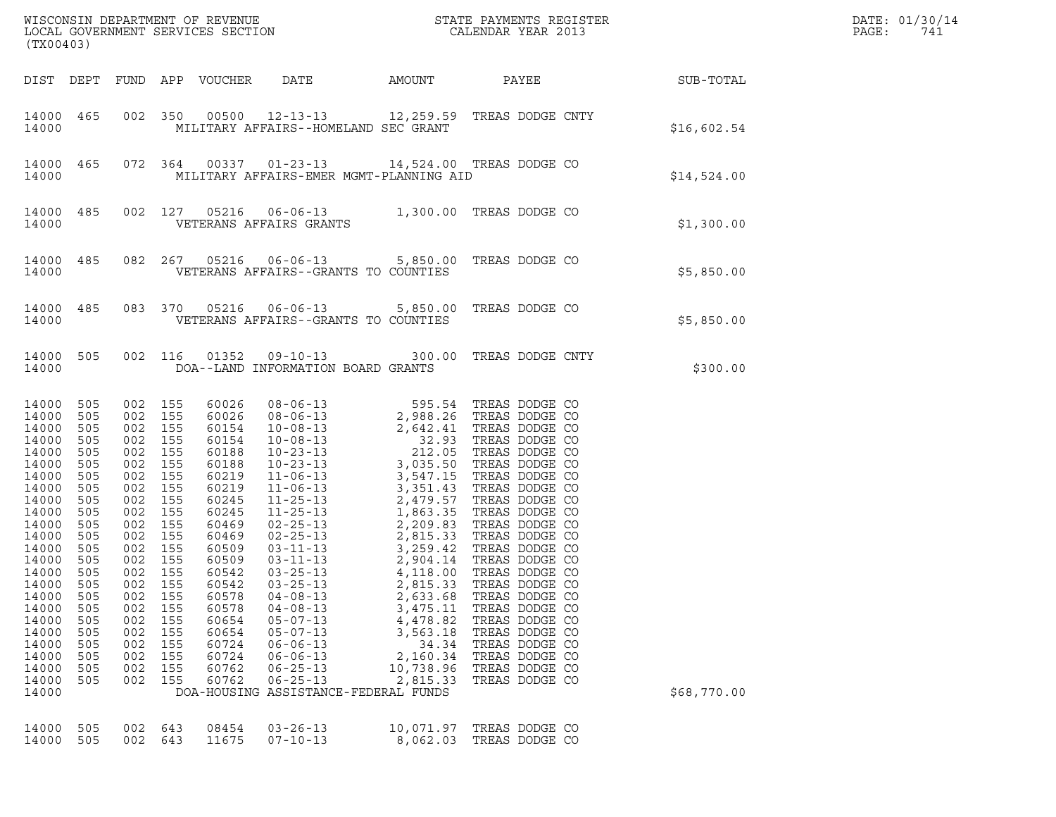WISCONSIN DEPARTMENT OF REVENUE
LOCAL GOVERNMENT SERVICES SECTION
(TX00403)

STATE PAYMENTS REGISTER
CALENDAR YEAR 2013

DATE: 01/30/14
PAGE: 741

| DIST | DEPT | FUND | APP | VOUCHER | DATE | AMOUNT | PAYEE | SUB-TOTAL |
|---|---|---|---|---|---|---|---|---|
| 14000 | 465 | 002 | 350 | 00500 | 12-13-13 | 12,259.59 | TREAS DODGE CNTY | |
| 14000 | | | | | MILITARY AFFAIRS--HOMELAND SEC GRANT | | | $16,602.54 |
| 14000 | 465 | 072 | 364 | 00337 | 01-23-13 | 14,524.00 | TREAS DODGE CO | |
| 14000 | | | | | MILITARY AFFAIRS-EMER MGMT-PLANNING AID | | | $14,524.00 |
| 14000 | 485 | 002 | 127 | 05216 | 06-06-13 | 1,300.00 | TREAS DODGE CO | |
| 14000 | | | | | VETERANS AFFAIRS GRANTS | | | $1,300.00 |
| 14000 | 485 | 082 | 267 | 05216 | 06-06-13 | 5,850.00 | TREAS DODGE CO | |
| 14000 | | | | | VETERANS AFFAIRS--GRANTS TO COUNTIES | | | $5,850.00 |
| 14000 | 485 | 083 | 370 | 05216 | 06-06-13 | 5,850.00 | TREAS DODGE CO | |
| 14000 | | | | | VETERANS AFFAIRS--GRANTS TO COUNTIES | | | $5,850.00 |
| 14000 | 505 | 002 | 116 | 01352 | 09-10-13 | 300.00 | TREAS DODGE CNTY | |
| 14000 | | | | | DOA--LAND INFORMATION BOARD GRANTS | | | $300.00 |
| 14000 | 505 | 002 | 155 | 60026 | 08-06-13 | 595.54 | TREAS DODGE CO | |
| 14000 | 505 | 002 | 155 | 60026 | 08-06-13 | 2,988.26 | TREAS DODGE CO | |
| 14000 | 505 | 002 | 155 | 60154 | 10-08-13 | 2,642.41 | TREAS DODGE CO | |
| 14000 | 505 | 002 | 155 | 60154 | 10-08-13 | 32.93 | TREAS DODGE CO | |
| 14000 | 505 | 002 | 155 | 60188 | 10-23-13 | 212.05 | TREAS DODGE CO | |
| 14000 | 505 | 002 | 155 | 60188 | 10-23-13 | 3,035.50 | TREAS DODGE CO | |
| 14000 | 505 | 002 | 155 | 60219 | 11-06-13 | 3,547.15 | TREAS DODGE CO | |
| 14000 | 505 | 002 | 155 | 60219 | 11-06-13 | 3,351.43 | TREAS DODGE CO | |
| 14000 | 505 | 002 | 155 | 60245 | 11-25-13 | 2,479.57 | TREAS DODGE CO | |
| 14000 | 505 | 002 | 155 | 60245 | 11-25-13 | 1,863.35 | TREAS DODGE CO | |
| 14000 | 505 | 002 | 155 | 60469 | 02-25-13 | 2,209.83 | TREAS DODGE CO | |
| 14000 | 505 | 002 | 155 | 60469 | 02-25-13 | 2,815.33 | TREAS DODGE CO | |
| 14000 | 505 | 002 | 155 | 60509 | 03-11-13 | 3,259.42 | TREAS DODGE CO | |
| 14000 | 505 | 002 | 155 | 60509 | 03-11-13 | 2,904.14 | TREAS DODGE CO | |
| 14000 | 505 | 002 | 155 | 60542 | 03-25-13 | 4,118.00 | TREAS DODGE CO | |
| 14000 | 505 | 002 | 155 | 60542 | 03-25-13 | 2,815.33 | TREAS DODGE CO | |
| 14000 | 505 | 002 | 155 | 60578 | 04-08-13 | 2,633.68 | TREAS DODGE CO | |
| 14000 | 505 | 002 | 155 | 60578 | 04-08-13 | 3,475.11 | TREAS DODGE CO | |
| 14000 | 505 | 002 | 155 | 60654 | 05-07-13 | 4,478.82 | TREAS DODGE CO | |
| 14000 | 505 | 002 | 155 | 60654 | 05-07-13 | 3,563.18 | TREAS DODGE CO | |
| 14000 | 505 | 002 | 155 | 60724 | 06-06-13 | 34.34 | TREAS DODGE CO | |
| 14000 | 505 | 002 | 155 | 60724 | 06-06-13 | 2,160.34 | TREAS DODGE CO | |
| 14000 | 505 | 002 | 155 | 60762 | 06-25-13 | 10,738.96 | TREAS DODGE CO | |
| 14000 | 505 | 002 | 155 | 60762 | 06-25-13 | 2,815.33 | TREAS DODGE CO | |
| 14000 | | | | | DOA-HOUSING ASSISTANCE-FEDERAL FUNDS | | | $68,770.00 |
| 14000 | 505 | 002 | 643 | 08454 | 03-26-13 | 10,071.97 | TREAS DODGE CO | |
| 14000 | 505 | 002 | 643 | 11675 | 07-10-13 | 8,062.03 | TREAS DODGE CO | |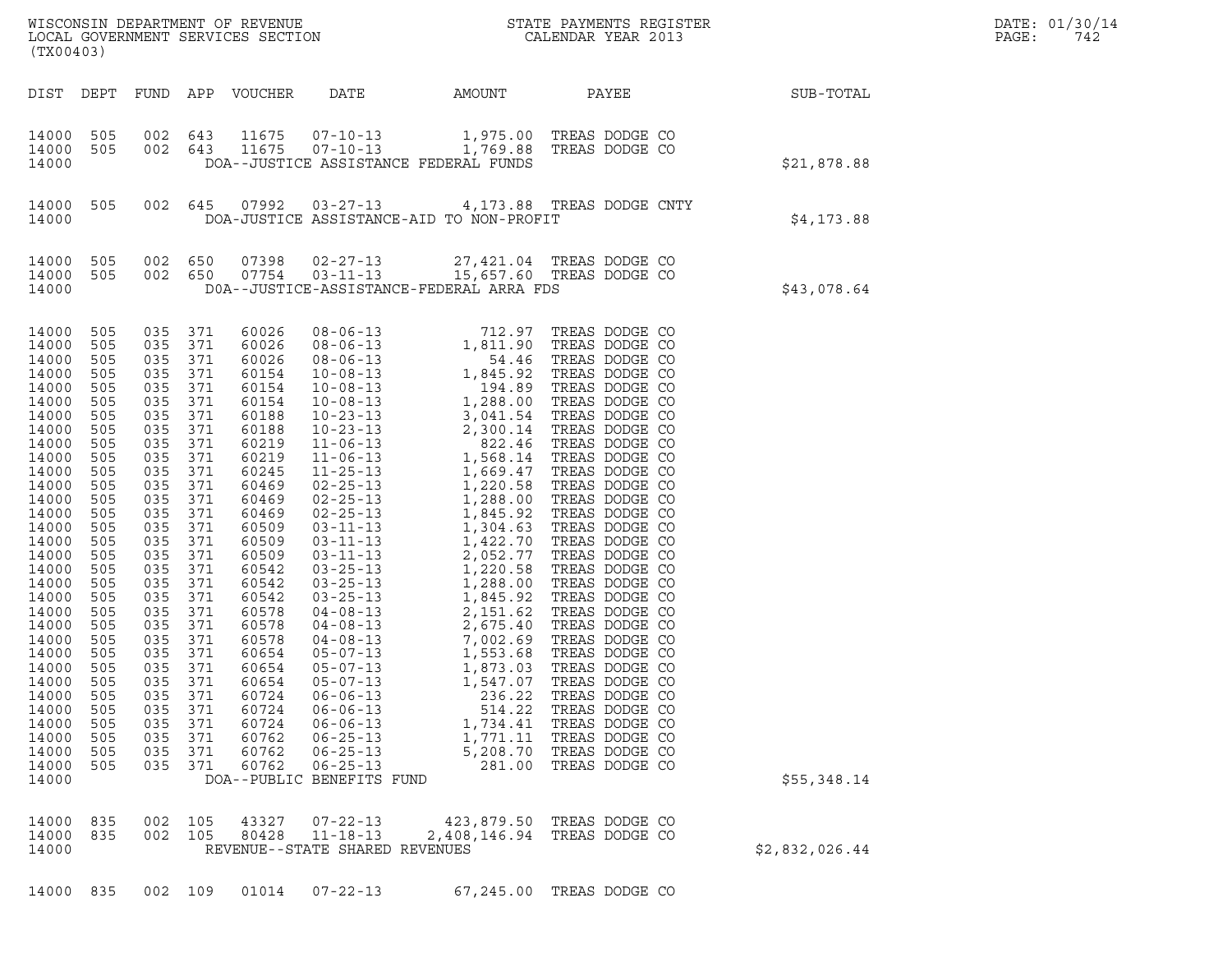WISCONSIN DEPARTMENT OF REVENUE
LOCAL GOVERNMENT SERVICES SECTION
(TX00403)

STATE PAYMENTS REGISTER
CALENDAR YEAR 2013

DATE: 01/30/14

| DIST | DEPT | FUND | APP | VOUCHER | DATE | AMOUNT | PAYEE | SUB-TOTAL |
|---|---|---|---|---|---|---|---|---|
| 14000 | 505 | 002 | 643 | 11675 | 07-10-13 | 1,975.00 | TREAS DODGE CO | |
| 14000 | 505 | 002 | 643 | 11675 | 07-10-13 | 1,769.88 | TREAS DODGE CO | |
| 14000 | | | | | DOA--JUSTICE ASSISTANCE FEDERAL FUNDS | | | $21,878.88 |
| 14000 | 505 | 002 | 645 | 07992 | 03-27-13 | 4,173.88 | TREAS DODGE CNTY | |
| 14000 | | | | | DOA-JUSTICE ASSISTANCE-AID TO NON-PROFIT | | | $4,173.88 |
| 14000 | 505 | 002 | 650 | 07398 | 02-27-13 | 27,421.04 | TREAS DODGE CO | |
| 14000 | 505 | 002 | 650 | 07754 | 03-11-13 | 15,657.60 | TREAS DODGE CO | |
| 14000 | | | | | DOA--JUSTICE-ASSISTANCE-FEDERAL ARRA FDS | | | $43,078.64 |
| 14000 | 505 | 035 | 371 | 60026 | 08-06-13 | 712.97 | TREAS DODGE CO | |
| 14000 | 505 | 035 | 371 | 60026 | 08-06-13 | 1,811.90 | TREAS DODGE CO | |
| 14000 | 505 | 035 | 371 | 60026 | 08-06-13 | 54.46 | TREAS DODGE CO | |
| 14000 | 505 | 035 | 371 | 60154 | 10-08-13 | 1,845.92 | TREAS DODGE CO | |
| 14000 | 505 | 035 | 371 | 60154 | 10-08-13 | 194.89 | TREAS DODGE CO | |
| 14000 | 505 | 035 | 371 | 60154 | 10-08-13 | 1,288.00 | TREAS DODGE CO | |
| 14000 | 505 | 035 | 371 | 60188 | 10-23-13 | 3,041.54 | TREAS DODGE CO | |
| 14000 | 505 | 035 | 371 | 60188 | 10-23-13 | 2,300.14 | TREAS DODGE CO | |
| 14000 | 505 | 035 | 371 | 60219 | 11-06-13 | 822.46 | TREAS DODGE CO | |
| 14000 | 505 | 035 | 371 | 60219 | 11-06-13 | 1,568.14 | TREAS DODGE CO | |
| 14000 | 505 | 035 | 371 | 60245 | 11-25-13 | 1,669.47 | TREAS DODGE CO | |
| 14000 | 505 | 035 | 371 | 60469 | 02-25-13 | 1,220.58 | TREAS DODGE CO | |
| 14000 | 505 | 035 | 371 | 60469 | 02-25-13 | 1,288.00 | TREAS DODGE CO | |
| 14000 | 505 | 035 | 371 | 60469 | 02-25-13 | 1,845.92 | TREAS DODGE CO | |
| 14000 | 505 | 035 | 371 | 60509 | 03-11-13 | 1,304.63 | TREAS DODGE CO | |
| 14000 | 505 | 035 | 371 | 60509 | 03-11-13 | 1,422.70 | TREAS DODGE CO | |
| 14000 | 505 | 035 | 371 | 60509 | 03-11-13 | 2,052.77 | TREAS DODGE CO | |
| 14000 | 505 | 035 | 371 | 60542 | 03-25-13 | 1,220.58 | TREAS DODGE CO | |
| 14000 | 505 | 035 | 371 | 60542 | 03-25-13 | 1,288.00 | TREAS DODGE CO | |
| 14000 | 505 | 035 | 371 | 60542 | 03-25-13 | 1,845.92 | TREAS DODGE CO | |
| 14000 | 505 | 035 | 371 | 60578 | 04-08-13 | 2,151.62 | TREAS DODGE CO | |
| 14000 | 505 | 035 | 371 | 60578 | 04-08-13 | 2,675.40 | TREAS DODGE CO | |
| 14000 | 505 | 035 | 371 | 60578 | 04-08-13 | 7,002.69 | TREAS DODGE CO | |
| 14000 | 505 | 035 | 371 | 60654 | 05-07-13 | 1,553.68 | TREAS DODGE CO | |
| 14000 | 505 | 035 | 371 | 60654 | 05-07-13 | 1,873.03 | TREAS DODGE CO | |
| 14000 | 505 | 035 | 371 | 60654 | 05-07-13 | 1,547.07 | TREAS DODGE CO | |
| 14000 | 505 | 035 | 371 | 60724 | 06-06-13 | 236.22 | TREAS DODGE CO | |
| 14000 | 505 | 035 | 371 | 60724 | 06-06-13 | 514.22 | TREAS DODGE CO | |
| 14000 | 505 | 035 | 371 | 60724 | 06-06-13 | 1,734.41 | TREAS DODGE CO | |
| 14000 | 505 | 035 | 371 | 60762 | 06-25-13 | 1,771.11 | TREAS DODGE CO | |
| 14000 | 505 | 035 | 371 | 60762 | 06-25-13 | 5,208.70 | TREAS DODGE CO | |
| 14000 | 505 | 035 | 371 | 60762 | 06-25-13 | 281.00 | TREAS DODGE CO | |
| 14000 | | | | | DOA--PUBLIC BENEFITS FUND | | | $55,348.14 |
| 14000 | 835 | 002 | 105 | 43327 | 07-22-13 | 423,879.50 | TREAS DODGE CO | |
| 14000 | 835 | 002 | 105 | 80428 | 11-18-13 | 2,408,146.94 | TREAS DODGE CO | |
| 14000 | | | | | REVENUE--STATE SHARED REVENUES | | | $2,832,026.44 |
| 14000 | 835 | 002 | 109 | 01014 | 07-22-13 | 67,245.00 | TREAS DODGE CO | |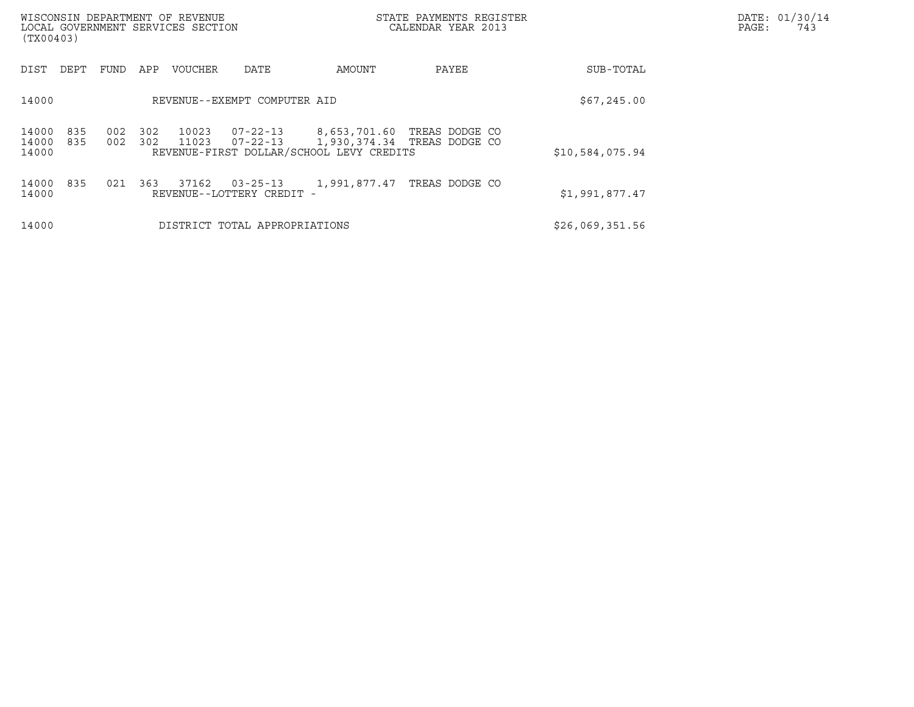| DIST | DEPT | FUND | APP | VOUCHER | DATE | AMOUNT | PAYEE | SUB-TOTAL |
|---|---|---|---|---|---|---|---|---|
| 14000 | | | | REVENUE--EXEMPT COMPUTER AID | | | | $67,245.00 |
| 14000 | 835 | 002 | 302 | 10023 | 07-22-13 | 8,653,701.60 | TREAS DODGE CO | |
| 14000 | 835 | 002 | 302 | 11023 | 07-22-13 | 1,930,374.34 | TREAS DODGE CO | |
| 14000 | | | | REVENUE-FIRST DOLLAR/SCHOOL LEVY CREDITS | | | | $10,584,075.94 |
| 14000 | 835 | 021 | 363 | 37162 | 03-25-13 | 1,991,877.47 | TREAS DODGE CO | |
| 14000 | | | | REVENUE--LOTTERY CREDIT - | | | | $1,991,877.47 |
| 14000 | | | | DISTRICT TOTAL APPROPRIATIONS | | | | $26,069,351.56 |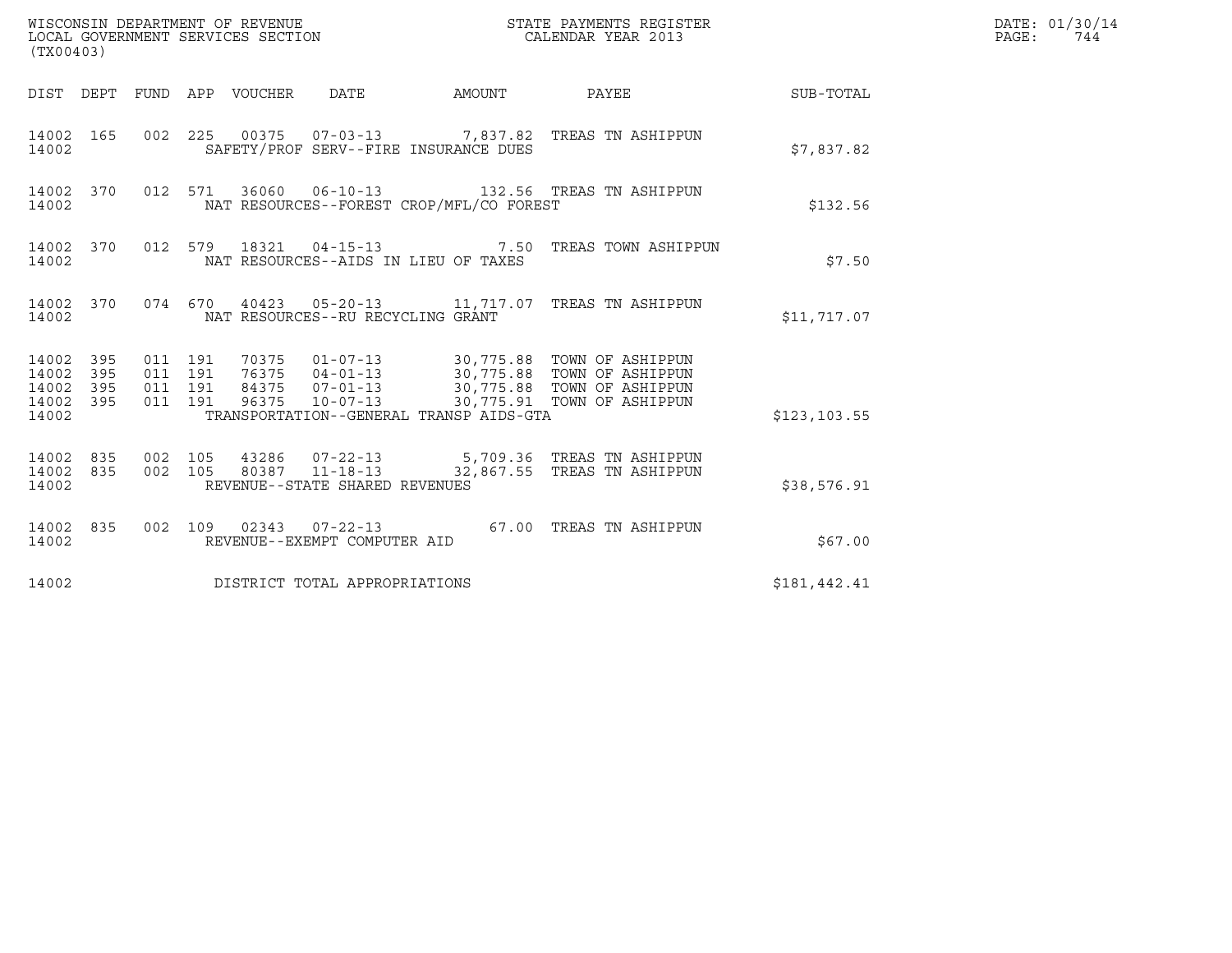WISCONSIN DEPARTMENT OF REVENUE
LOCAL GOVERNMENT SERVICES SECTION
(TX00403)

STATE PAYMENTS REGISTER
CALENDAR YEAR 2013

DATE: 01/30/14
PAGE: 744

| DIST | DEPT | FUND | APP | VOUCHER | DATE | AMOUNT | PAYEE | SUB-TOTAL |
|---|---|---|---|---|---|---|---|---|
| 14002 | 165 | 002 | 225 | 00375 | 07-03-13 | 7,837.82 | TREAS TN ASHIPPUN | |
| 14002 | | | | | SAFETY/PROF SERV--FIRE INSURANCE DUES | | | $7,837.82 |
| 14002 | 370 | 012 | 571 | 36060 | 06-10-13 | 132.56 | TREAS TN ASHIPPUN | |
| 14002 | | | | | NAT RESOURCES--FOREST CROP/MFL/CO FOREST | | | $132.56 |
| 14002 | 370 | 012 | 579 | 18321 | 04-15-13 | 7.50 | TREAS TOWN ASHIPPUN | |
| 14002 | | | | | NAT RESOURCES--AIDS IN LIEU OF TAXES | | | $7.50 |
| 14002 | 370 | 074 | 670 | 40423 | 05-20-13 | 11,717.07 | TREAS TN ASHIPPUN | |
| 14002 | | | | | NAT RESOURCES--RU RECYCLING GRANT | | | $11,717.07 |
| 14002 | 395 | 011 | 191 | 70375 | 01-07-13 | 30,775.88 | TOWN OF ASHIPPUN | |
| 14002 | 395 | 011 | 191 | 76375 | 04-01-13 | 30,775.88 | TOWN OF ASHIPPUN | |
| 14002 | 395 | 011 | 191 | 84375 | 07-01-13 | 30,775.88 | TOWN OF ASHIPPUN | |
| 14002 | 395 | 011 | 191 | 96375 | 10-07-13 | 30,775.91 | TOWN OF ASHIPPUN | |
| 14002 | | | | | TRANSPORTATION--GENERAL TRANSP AIDS-GTA | | | $123,103.55 |
| 14002 | 835 | 002 | 105 | 43286 | 07-22-13 | 5,709.36 | TREAS TN ASHIPPUN | |
| 14002 | 835 | 002 | 105 | 80387 | 11-18-13 | 32,867.55 | TREAS TN ASHIPPUN | |
| 14002 | | | | | REVENUE--STATE SHARED REVENUES | | | $38,576.91 |
| 14002 | 835 | 002 | 109 | 02343 | 07-22-13 | 67.00 | TREAS TN ASHIPPUN | |
| 14002 | | | | | REVENUE--EXEMPT COMPUTER AID | | | $67.00 |
| 14002 | | | | | DISTRICT TOTAL APPROPRIATIONS | | | $181,442.41 |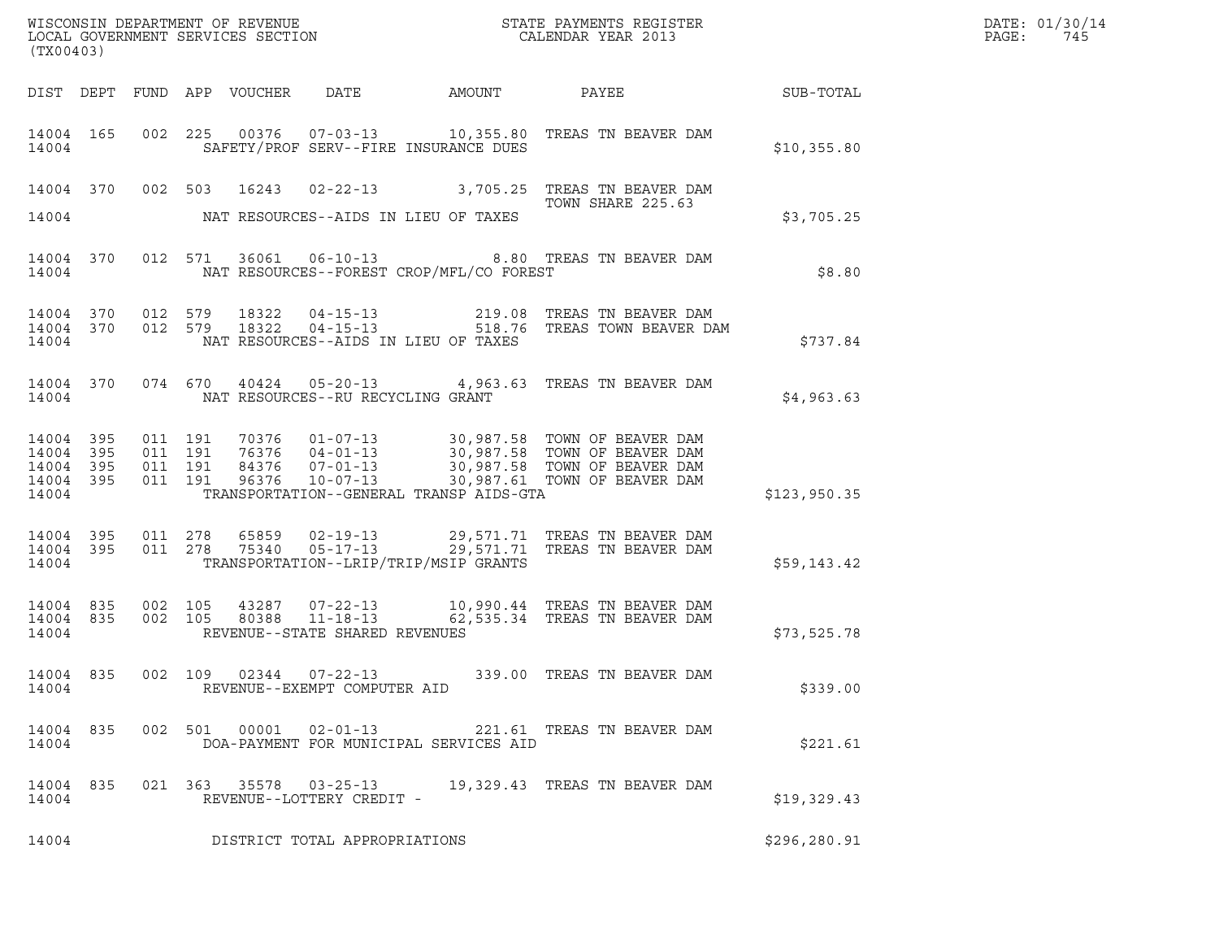WISCONSIN DEPARTMENT OF REVENUE
LOCAL GOVERNMENT SERVICES SECTION
(TX00403)

STATE PAYMENTS REGISTER
CALENDAR YEAR 2013

DATE: 01/30/14

| DIST | DEPT | FUND | APP | VOUCHER | DATE | AMOUNT | PAYEE | SUB-TOTAL |
|---|---|---|---|---|---|---|---|---|
| 14004 | 165 | 002 | 225 | 00376 | 07-03-13 | 10,355.80 | TREAS TN BEAVER DAM | |
| 14004 | | | | | SAFETY/PROF SERV--FIRE INSURANCE DUES | | | $10,355.80 |
| 14004 | 370 | 002 | 503 | 16243 | 02-22-13 | 3,705.25 | TREAS TN BEAVER DAM TOWN SHARE 225.63 | |
| 14004 | | | | | NAT RESOURCES--AIDS IN LIEU OF TAXES | | | $3,705.25 |
| 14004 | 370 | 012 | 571 | 36061 | 06-10-13 | 8.80 | TREAS TN BEAVER DAM | |
| 14004 | | | | | NAT RESOURCES--FOREST CROP/MFL/CO FOREST | | | $8.80 |
| 14004 | 370 | 012 | 579 | 18322 | 04-15-13 | 219.08 | TREAS TN BEAVER DAM | |
| 14004 | 370 | 012 | 579 | 18322 | 04-15-13 | 518.76 | TREAS TOWN BEAVER DAM | |
| 14004 | | | | | NAT RESOURCES--AIDS IN LIEU OF TAXES | | | $737.84 |
| 14004 | 370 | 074 | 670 | 40424 | 05-20-13 | 4,963.63 | TREAS TN BEAVER DAM | |
| 14004 | | | | | NAT RESOURCES--RU RECYCLING GRANT | | | $4,963.63 |
| 14004 | 395 | 011 | 191 | 70376 | 01-07-13 | 30,987.58 | TOWN OF BEAVER DAM | |
| 14004 | 395 | 011 | 191 | 76376 | 04-01-13 | 30,987.58 | TOWN OF BEAVER DAM | |
| 14004 | 395 | 011 | 191 | 84376 | 07-01-13 | 30,987.58 | TOWN OF BEAVER DAM | |
| 14004 | 395 | 011 | 191 | 96376 | 10-07-13 | 30,987.61 | TOWN OF BEAVER DAM | |
| 14004 | | | | | TRANSPORTATION--GENERAL TRANSP AIDS-GTA | | | $123,950.35 |
| 14004 | 395 | 011 | 278 | 65859 | 02-19-13 | 29,571.71 | TREAS TN BEAVER DAM | |
| 14004 | 395 | 011 | 278 | 75340 | 05-17-13 | 29,571.71 | TREAS TN BEAVER DAM | |
| 14004 | | | | | TRANSPORTATION--LRIP/TRIP/MSIP GRANTS | | | $59,143.42 |
| 14004 | 835 | 002 | 105 | 43287 | 07-22-13 | 10,990.44 | TREAS TN BEAVER DAM | |
| 14004 | 835 | 002 | 105 | 80388 | 11-18-13 | 62,535.34 | TREAS TN BEAVER DAM | |
| 14004 | | | | | REVENUE--STATE SHARED REVENUES | | | $73,525.78 |
| 14004 | 835 | 002 | 109 | 02344 | 07-22-13 | 339.00 | TREAS TN BEAVER DAM | |
| 14004 | | | | | REVENUE--EXEMPT COMPUTER AID | | | $339.00 |
| 14004 | 835 | 002 | 501 | 00001 | 02-01-13 | 221.61 | TREAS TN BEAVER DAM | |
| 14004 | | | | | DOA-PAYMENT FOR MUNICIPAL SERVICES AID | | | $221.61 |
| 14004 | 835 | 021 | 363 | 35578 | 03-25-13 | 19,329.43 | TREAS TN BEAVER DAM | |
| 14004 | | | | | REVENUE--LOTTERY CREDIT - | | | $19,329.43 |
| 14004 | | | | | DISTRICT TOTAL APPROPRIATIONS | | | $296,280.91 |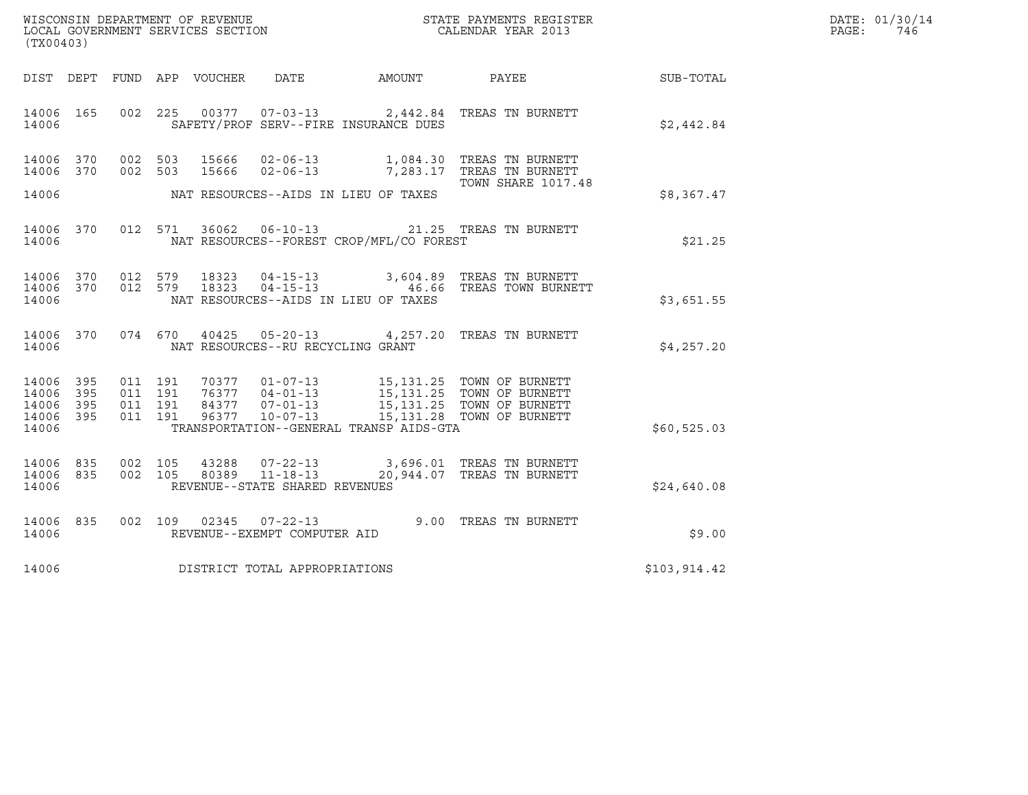WISCONSIN DEPARTMENT OF REVENUE
LOCAL GOVERNMENT SERVICES SECTION
(TX00403)

STATE PAYMENTS REGISTER
CALENDAR YEAR 2013

DATE: 01/30/14
PAGE: 746

| DIST | DEPT | FUND | APP | VOUCHER | DATE | AMOUNT | PAYEE | SUB-TOTAL |
|---|---|---|---|---|---|---|---|---|
| 14006 | 165 | 002 | 225 | 00377 | 07-03-13 | 2,442.84 | TREAS TN BURNETT | |
| 14006 | | | | | SAFETY/PROF SERV--FIRE INSURANCE DUES | | | $2,442.84 |
| 14006 | 370 | 002 | 503 | 15666 | 02-06-13 | 1,084.30 | TREAS TN BURNETT | |
| 14006 | 370 | 002 | 503 | 15666 | 02-06-13 | 7,283.17 | TREAS TN BURNETT TOWN SHARE 1017.48 | |
| 14006 | | | | | NAT RESOURCES--AIDS IN LIEU OF TAXES | | | $8,367.47 |
| 14006 | 370 | 012 | 571 | 36062 | 06-10-13 | 21.25 | TREAS TN BURNETT | |
| 14006 | | | | | NAT RESOURCES--FOREST CROP/MFL/CO FOREST | | | $21.25 |
| 14006 | 370 | 012 | 579 | 18323 | 04-15-13 | 3,604.89 | TREAS TN BURNETT | |
| 14006 | 370 | 012 | 579 | 18323 | 04-15-13 | 46.66 | TREAS TOWN BURNETT | |
| 14006 | | | | | NAT RESOURCES--AIDS IN LIEU OF TAXES | | | $3,651.55 |
| 14006 | 370 | 074 | 670 | 40425 | 05-20-13 | 4,257.20 | TREAS TN BURNETT | |
| 14006 | | | | | NAT RESOURCES--RU RECYCLING GRANT | | | $4,257.20 |
| 14006 | 395 | 011 | 191 | 70377 | 01-07-13 | 15,131.25 | TOWN OF BURNETT | |
| 14006 | 395 | 011 | 191 | 76377 | 04-01-13 | 15,131.25 | TOWN OF BURNETT | |
| 14006 | 395 | 011 | 191 | 84377 | 07-01-13 | 15,131.25 | TOWN OF BURNETT | |
| 14006 | 395 | 011 | 191 | 96377 | 10-07-13 | 15,131.28 | TOWN OF BURNETT | |
| 14006 | | | | | TRANSPORTATION--GENERAL TRANSP AIDS-GTA | | | $60,525.03 |
| 14006 | 835 | 002 | 105 | 43288 | 07-22-13 | 3,696.01 | TREAS TN BURNETT | |
| 14006 | 835 | 002 | 105 | 80389 | 11-18-13 | 20,944.07 | TREAS TN BURNETT | |
| 14006 | | | | | REVENUE--STATE SHARED REVENUES | | | $24,640.08 |
| 14006 | 835 | 002 | 109 | 02345 | 07-22-13 | 9.00 | TREAS TN BURNETT | |
| 14006 | | | | | REVENUE--EXEMPT COMPUTER AID | | | $9.00 |
| 14006 | | | | | DISTRICT TOTAL APPROPRIATIONS | | | $103,914.42 |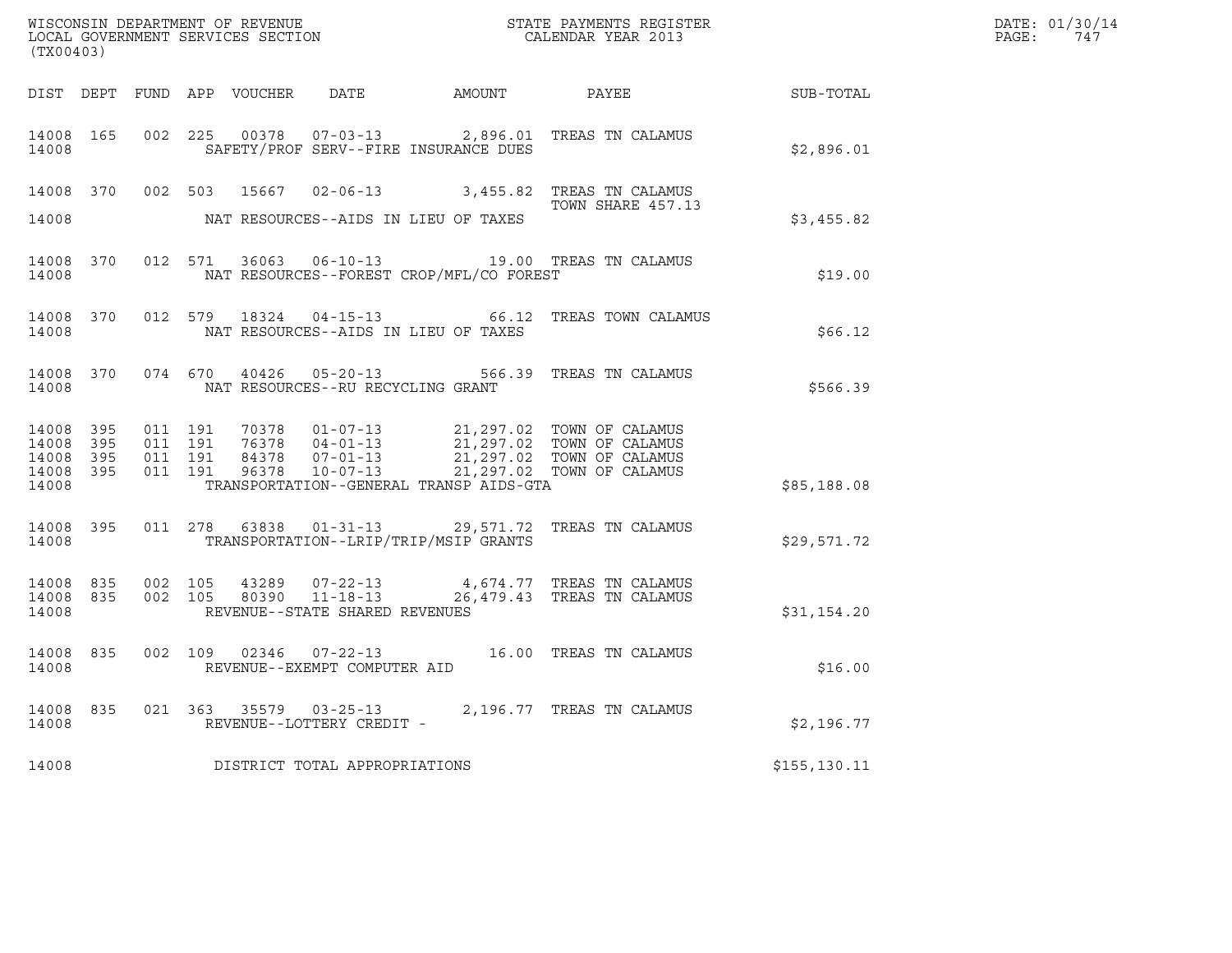WISCONSIN DEPARTMENT OF REVENUE
LOCAL GOVERNMENT SERVICES SECTION
(TX00403)

STATE PAYMENTS REGISTER
CALENDAR YEAR 2013

DATE: 01/30/14

| DIST | DEPT | FUND | APP | VOUCHER | DATE | AMOUNT | PAYEE | SUB-TOTAL |
|---|---|---|---|---|---|---|---|---|
| 14008 | 165 | 002 | 225 | 00378 | 07-03-13 | 2,896.01 | TREAS TN CALAMUS | |
| 14008 | | | | | SAFETY/PROF SERV--FIRE INSURANCE DUES | | | $2,896.01 |
| 14008 | 370 | 002 | 503 | 15667 | 02-06-13 | 3,455.82 | TREAS TN CALAMUS TOWN SHARE 457.13 | |
| 14008 | | | | | NAT RESOURCES--AIDS IN LIEU OF TAXES | | | $3,455.82 |
| 14008 | 370 | 012 | 571 | 36063 | 06-10-13 | 19.00 | TREAS TN CALAMUS | |
| 14008 | | | | | NAT RESOURCES--FOREST CROP/MFL/CO FOREST | | | $19.00 |
| 14008 | 370 | 012 | 579 | 18324 | 04-15-13 | 66.12 | TREAS TOWN CALAMUS | |
| 14008 | | | | | NAT RESOURCES--AIDS IN LIEU OF TAXES | | | $66.12 |
| 14008 | 370 | 074 | 670 | 40426 | 05-20-13 | 566.39 | TREAS TN CALAMUS | |
| 14008 | | | | | NAT RESOURCES--RU RECYCLING GRANT | | | $566.39 |
| 14008 | 395 | 011 | 191 | 70378 | 01-07-13 | 21,297.02 | TOWN OF CALAMUS | |
| 14008 | 395 | 011 | 191 | 76378 | 04-01-13 | 21,297.02 | TOWN OF CALAMUS | |
| 14008 | 395 | 011 | 191 | 84378 | 07-01-13 | 21,297.02 | TOWN OF CALAMUS | |
| 14008 | 395 | 011 | 191 | 96378 | 10-07-13 | 21,297.02 | TOWN OF CALAMUS | |
| 14008 | | | | | TRANSPORTATION--GENERAL TRANSP AIDS-GTA | | | $85,188.08 |
| 14008 | 395 | 011 | 278 | 63838 | 01-31-13 | 29,571.72 | TREAS TN CALAMUS | |
| 14008 | | | | | TRANSPORTATION--LRIP/TRIP/MSIP GRANTS | | | $29,571.72 |
| 14008 | 835 | 002 | 105 | 43289 | 07-22-13 | 4,674.77 | TREAS TN CALAMUS | |
| 14008 | 835 | 002 | 105 | 80390 | 11-18-13 | 26,479.43 | TREAS TN CALAMUS | |
| 14008 | | | | | REVENUE--STATE SHARED REVENUES | | | $31,154.20 |
| 14008 | 835 | 002 | 109 | 02346 | 07-22-13 | 16.00 | TREAS TN CALAMUS | |
| 14008 | | | | | REVENUE--EXEMPT COMPUTER AID | | | $16.00 |
| 14008 | 835 | 021 | 363 | 35579 | 03-25-13 | 2,196.77 | TREAS TN CALAMUS | |
| 14008 | | | | | REVENUE--LOTTERY CREDIT - | | | $2,196.77 |
| 14008 | | | | | DISTRICT TOTAL APPROPRIATIONS | | | $155,130.11 |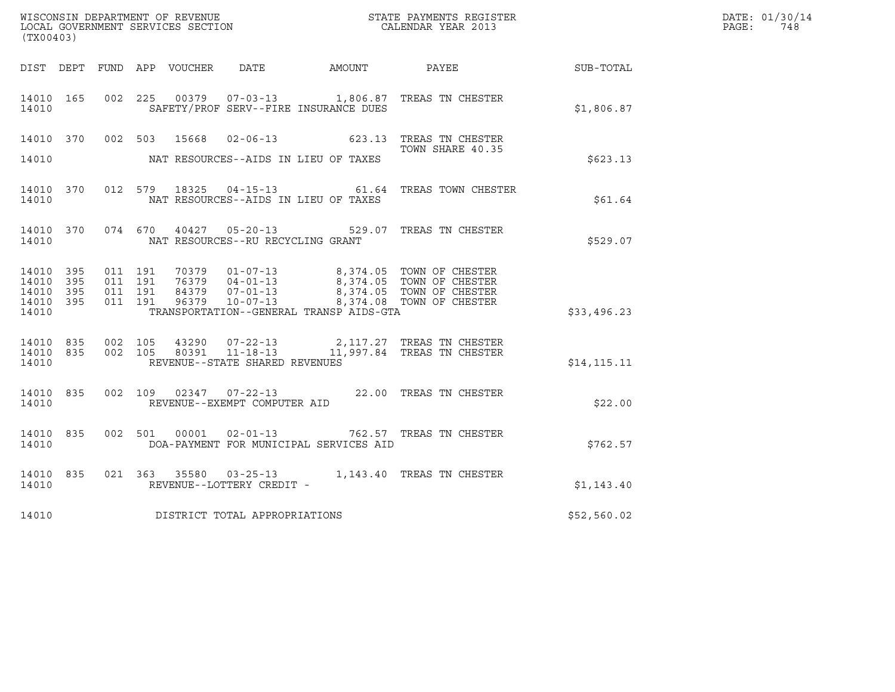WISCONSIN DEPARTMENT OF REVENUE
LOCAL GOVERNMENT SERVICES SECTION
(TX00403)

STATE PAYMENTS REGISTER
CALENDAR YEAR 2013

DATE: 01/30/14
PAGE: 748

| DIST | DEPT | FUND | APP | VOUCHER | DATE | AMOUNT | PAYEE | SUB-TOTAL |
|---|---|---|---|---|---|---|---|---|
| 14010 | 165 | 002 | 225 | 00379 | 07-03-13 | 1,806.87 | TREAS TN CHESTER | |
| 14010 | | | | | SAFETY/PROF SERV--FIRE INSURANCE DUES | | | $1,806.87 |
| 14010 | 370 | 002 | 503 | 15668 | 02-06-13 | 623.13 | TREAS TN CHESTER TOWN SHARE 40.35 | |
| 14010 | | | | | NAT RESOURCES--AIDS IN LIEU OF TAXES | | | $623.13 |
| 14010 | 370 | 012 | 579 | 18325 | 04-15-13 | 61.64 | TREAS TOWN CHESTER | |
| 14010 | | | | | NAT RESOURCES--AIDS IN LIEU OF TAXES | | | $61.64 |
| 14010 | 370 | 074 | 670 | 40427 | 05-20-13 | 529.07 | TREAS TN CHESTER | |
| 14010 | | | | | NAT RESOURCES--RU RECYCLING GRANT | | | $529.07 |
| 14010 | 395 | 011 | 191 | 70379 | 01-07-13 | 8,374.05 | TOWN OF CHESTER | |
| 14010 | 395 | 011 | 191 | 76379 | 04-01-13 | 8,374.05 | TOWN OF CHESTER | |
| 14010 | 395 | 011 | 191 | 84379 | 07-01-13 | 8,374.05 | TOWN OF CHESTER | |
| 14010 | 395 | 011 | 191 | 96379 | 10-07-13 | 8,374.08 | TOWN OF CHESTER | |
| 14010 | | | | | TRANSPORTATION--GENERAL TRANSP AIDS-GTA | | | $33,496.23 |
| 14010 | 835 | 002 | 105 | 43290 | 07-22-13 | 2,117.27 | TREAS TN CHESTER | |
| 14010 | 835 | 002 | 105 | 80391 | 11-18-13 | 11,997.84 | TREAS TN CHESTER | |
| 14010 | | | | | REVENUE--STATE SHARED REVENUES | | | $14,115.11 |
| 14010 | 835 | 002 | 109 | 02347 | 07-22-13 | 22.00 | TREAS TN CHESTER | |
| 14010 | | | | | REVENUE--EXEMPT COMPUTER AID | | | $22.00 |
| 14010 | 835 | 002 | 501 | 00001 | 02-01-13 | 762.57 | TREAS TN CHESTER | |
| 14010 | | | | | DOA-PAYMENT FOR MUNICIPAL SERVICES AID | | | $762.57 |
| 14010 | 835 | 021 | 363 | 35580 | 03-25-13 | 1,143.40 | TREAS TN CHESTER | |
| 14010 | | | | | REVENUE--LOTTERY CREDIT - | | | $1,143.40 |
| 14010 | | | | | DISTRICT TOTAL APPROPRIATIONS | | | $52,560.02 |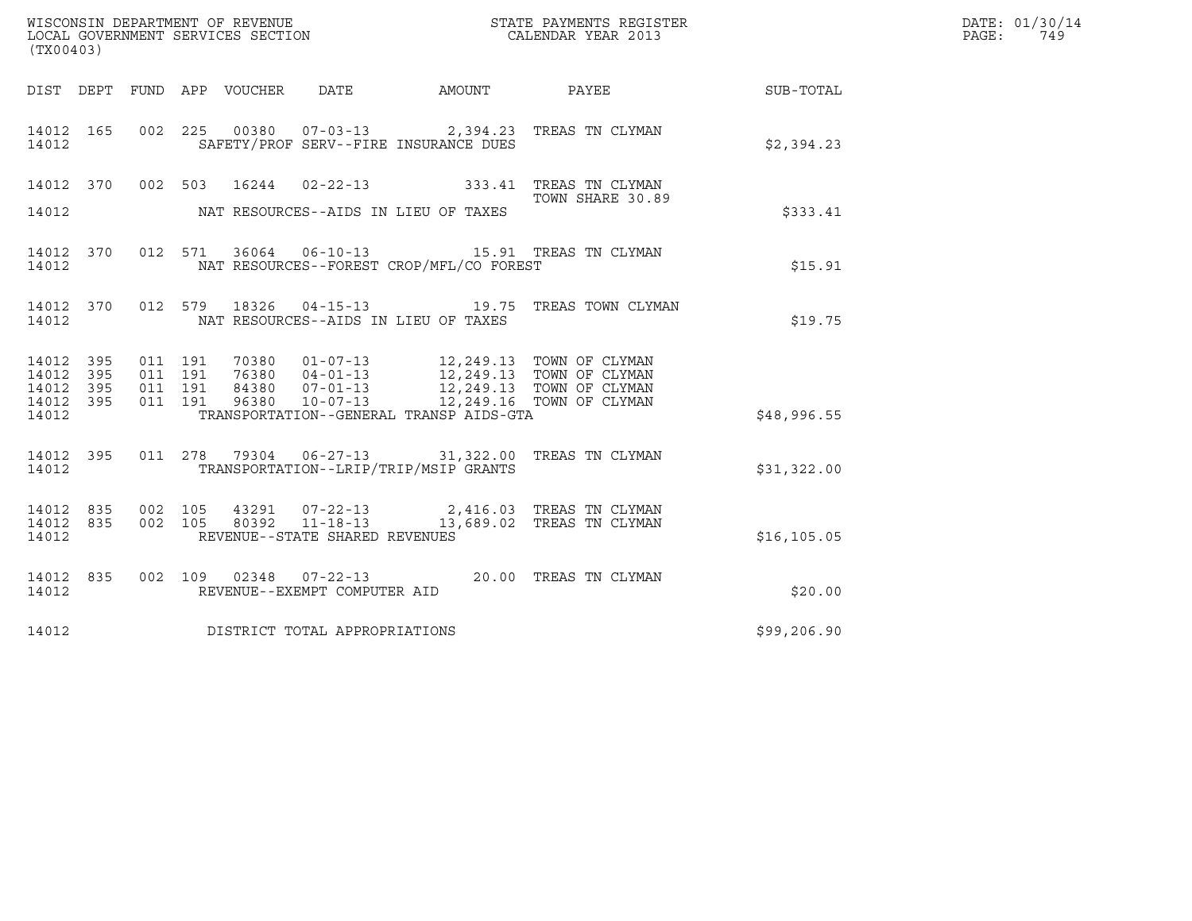WISCONSIN DEPARTMENT OF REVENUE
LOCAL GOVERNMENT SERVICES SECTION
(TX00403)

STATE PAYMENTS REGISTER
CALENDAR YEAR 2013

DATE: 01/30/14
PAGE: 749

| DIST | DEPT | FUND | APP | VOUCHER | DATE | AMOUNT | PAYEE | SUB-TOTAL |
|---|---|---|---|---|---|---|---|---|
| 14012 | 165 | 002 | 225 | 00380 | 07-03-13 | 2,394.23 | TREAS TN CLYMAN | |
| 14012 | | | | | SAFETY/PROF SERV--FIRE INSURANCE DUES | | | $2,394.23 |
| 14012 | 370 | 002 | 503 | 16244 | 02-22-13 | 333.41 | TREAS TN CLYMAN TOWN SHARE 30.89 | |
| 14012 | | | | | NAT RESOURCES--AIDS IN LIEU OF TAXES | | | $333.41 |
| 14012 | 370 | 012 | 571 | 36064 | 06-10-13 | 15.91 | TREAS TN CLYMAN | |
| 14012 | | | | | NAT RESOURCES--FOREST CROP/MFL/CO FOREST | | | $15.91 |
| 14012 | 370 | 012 | 579 | 18326 | 04-15-13 | 19.75 | TREAS TOWN CLYMAN | |
| 14012 | | | | | NAT RESOURCES--AIDS IN LIEU OF TAXES | | | $19.75 |
| 14012 | 395 | 011 | 191 | 70380 | 01-07-13 | 12,249.13 | TOWN OF CLYMAN | |
| 14012 | 395 | 011 | 191 | 76380 | 04-01-13 | 12,249.13 | TOWN OF CLYMAN | |
| 14012 | 395 | 011 | 191 | 84380 | 07-01-13 | 12,249.13 | TOWN OF CLYMAN | |
| 14012 | 395 | 011 | 191 | 96380 | 10-07-13 | 12,249.16 | TOWN OF CLYMAN | |
| 14012 | | | | | TRANSPORTATION--GENERAL TRANSP AIDS-GTA | | | $48,996.55 |
| 14012 | 395 | 011 | 278 | 79304 | 06-27-13 | 31,322.00 | TREAS TN CLYMAN | |
| 14012 | | | | | TRANSPORTATION--LRIP/TRIP/MSIP GRANTS | | | $31,322.00 |
| 14012 | 835 | 002 | 105 | 43291 | 07-22-13 | 2,416.03 | TREAS TN CLYMAN | |
| 14012 | 835 | 002 | 105 | 80392 | 11-18-13 | 13,689.02 | TREAS TN CLYMAN | |
| 14012 | | | | | REVENUE--STATE SHARED REVENUES | | | $16,105.05 |
| 14012 | 835 | 002 | 109 | 02348 | 07-22-13 | 20.00 | TREAS TN CLYMAN | |
| 14012 | | | | | REVENUE--EXEMPT COMPUTER AID | | | $20.00 |
| 14012 | | | | | DISTRICT TOTAL APPROPRIATIONS | | | $99,206.90 |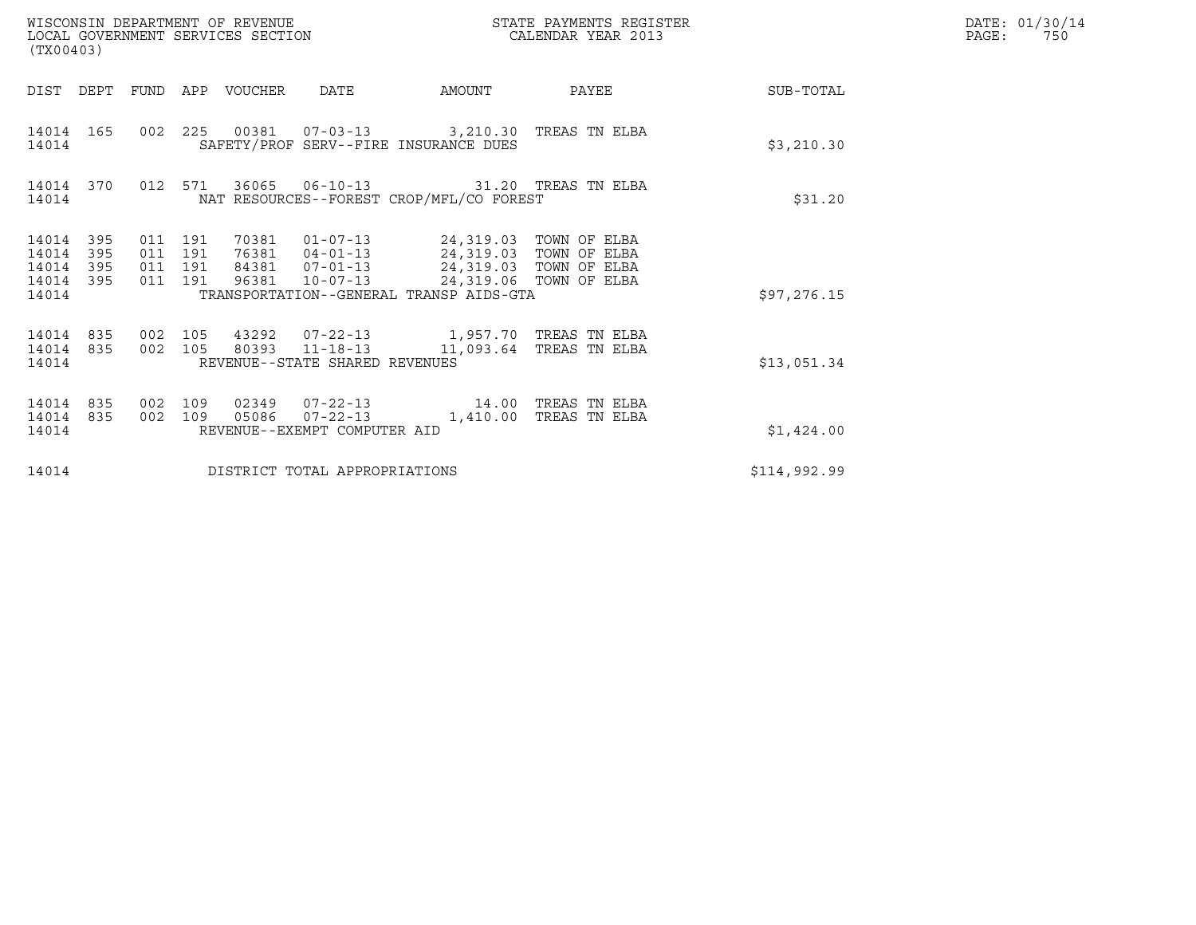WISCONSIN DEPARTMENT OF REVENUE
LOCAL GOVERNMENT SERVICES SECTION
(TX00403)

STATE PAYMENTS REGISTER
CALENDAR YEAR 2013

DATE: 01/30/14
PAGE: 750

| DIST | DEPT | FUND | APP | VOUCHER | DATE | AMOUNT | PAYEE | SUB-TOTAL |
|---|---|---|---|---|---|---|---|---|
| 14014 | 165 | 002 | 225 | 00381 | 07-03-13 | 3,210.30 | TREAS TN ELBA | |
| 14014 | | | | SAFETY/PROF SERV--FIRE INSURANCE DUES | | | | $3,210.30 |
| 14014 | 370 | 012 | 571 | 36065 | 06-10-13 | 31.20 | TREAS TN ELBA | |
| 14014 | | | | NAT RESOURCES--FOREST CROP/MFL/CO FOREST | | | | $31.20 |
| 14014 | 395 | 011 | 191 | 70381 | 01-07-13 | 24,319.03 | TOWN OF ELBA | |
| 14014 | 395 | 011 | 191 | 76381 | 04-01-13 | 24,319.03 | TOWN OF ELBA | |
| 14014 | 395 | 011 | 191 | 84381 | 07-01-13 | 24,319.03 | TOWN OF ELBA | |
| 14014 | 395 | 011 | 191 | 96381 | 10-07-13 | 24,319.06 | TOWN OF ELBA | |
| 14014 | | | | TRANSPORTATION--GENERAL TRANSP AIDS-GTA | | | | $97,276.15 |
| 14014 | 835 | 002 | 105 | 43292 | 07-22-13 | 1,957.70 | TREAS TN ELBA | |
| 14014 | 835 | 002 | 105 | 80393 | 11-18-13 | 11,093.64 | TREAS TN ELBA | |
| 14014 | | | | REVENUE--STATE SHARED REVENUES | | | | $13,051.34 |
| 14014 | 835 | 002 | 109 | 02349 | 07-22-13 | 14.00 | TREAS TN ELBA | |
| 14014 | 835 | 002 | 109 | 05086 | 07-22-13 | 1,410.00 | TREAS TN ELBA | |
| 14014 | | | | REVENUE--EXEMPT COMPUTER AID | | | | $1,424.00 |
| 14014 | | | | DISTRICT TOTAL APPROPRIATIONS | | | | $114,992.99 |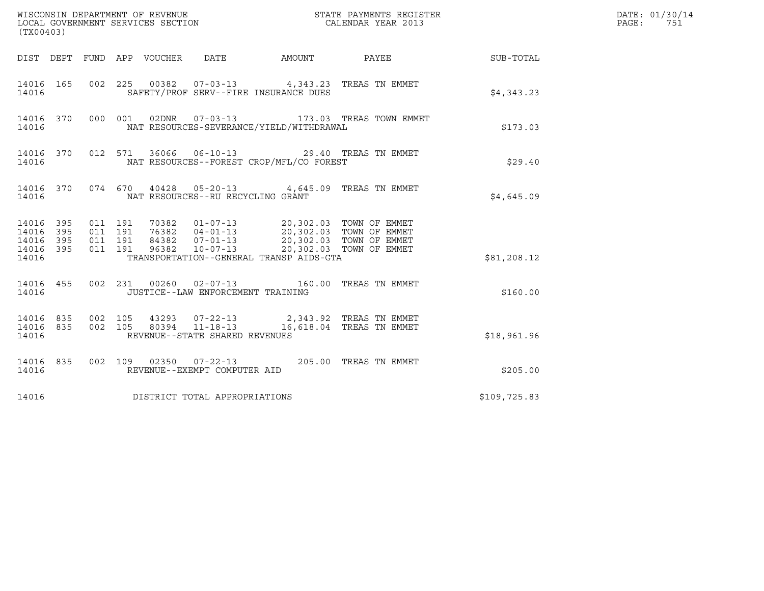WISCONSIN DEPARTMENT OF REVENUE
LOCAL GOVERNMENT SERVICES SECTION
(TX00403)

STATE PAYMENTS REGISTER
CALENDAR YEAR 2013

DATE: 01/30/14
PAGE: 751

| DIST | DEPT | FUND | APP | VOUCHER | DATE | AMOUNT | PAYEE | SUB-TOTAL |
|---|---|---|---|---|---|---|---|---|
| 14016 | 165 | 002 | 225 | 00382 | 07-03-13 | 4,343.23 | TREAS TN EMMET | |
| 14016 | | | | SAFETY/PROF SERV--FIRE INSURANCE DUES | | | | $4,343.23 |
| 14016 | 370 | 000 | 001 | 02DNR | 07-03-13 | 173.03 | TREAS TOWN EMMET | |
| 14016 | | | | NAT RESOURCES-SEVERANCE/YIELD/WITHDRAWAL | | | | $173.03 |
| 14016 | 370 | 012 | 571 | 36066 | 06-10-13 | 29.40 | TREAS TN EMMET | |
| 14016 | | | | NAT RESOURCES--FOREST CROP/MFL/CO FOREST | | | | $29.40 |
| 14016 | 370 | 074 | 670 | 40428 | 05-20-13 | 4,645.09 | TREAS TN EMMET | |
| 14016 | | | | NAT RESOURCES--RU RECYCLING GRANT | | | | $4,645.09 |
| 14016 | 395 | 011 | 191 | 70382 | 01-07-13 | 20,302.03 | TOWN OF EMMET | |
| 14016 | 395 | 011 | 191 | 76382 | 04-01-13 | 20,302.03 | TOWN OF EMMET | |
| 14016 | 395 | 011 | 191 | 84382 | 07-01-13 | 20,302.03 | TOWN OF EMMET | |
| 14016 | 395 | 011 | 191 | 96382 | 10-07-13 | 20,302.03 | TOWN OF EMMET | |
| 14016 | | | | TRANSPORTATION--GENERAL TRANSP AIDS-GTA | | | | $81,208.12 |
| 14016 | 455 | 002 | 231 | 00260 | 02-07-13 | 160.00 | TREAS TN EMMET | |
| 14016 | | | | JUSTICE--LAW ENFORCEMENT TRAINING | | | | $160.00 |
| 14016 | 835 | 002 | 105 | 43293 | 07-22-13 | 2,343.92 | TREAS TN EMMET | |
| 14016 | 835 | 002 | 105 | 80394 | 11-18-13 | 16,618.04 | TREAS TN EMMET | |
| 14016 | | | | REVENUE--STATE SHARED REVENUES | | | | $18,961.96 |
| 14016 | 835 | 002 | 109 | 02350 | 07-22-13 | 205.00 | TREAS TN EMMET | |
| 14016 | | | | REVENUE--EXEMPT COMPUTER AID | | | | $205.00 |
| 14016 | | | | DISTRICT TOTAL APPROPRIATIONS | | | | $109,725.83 |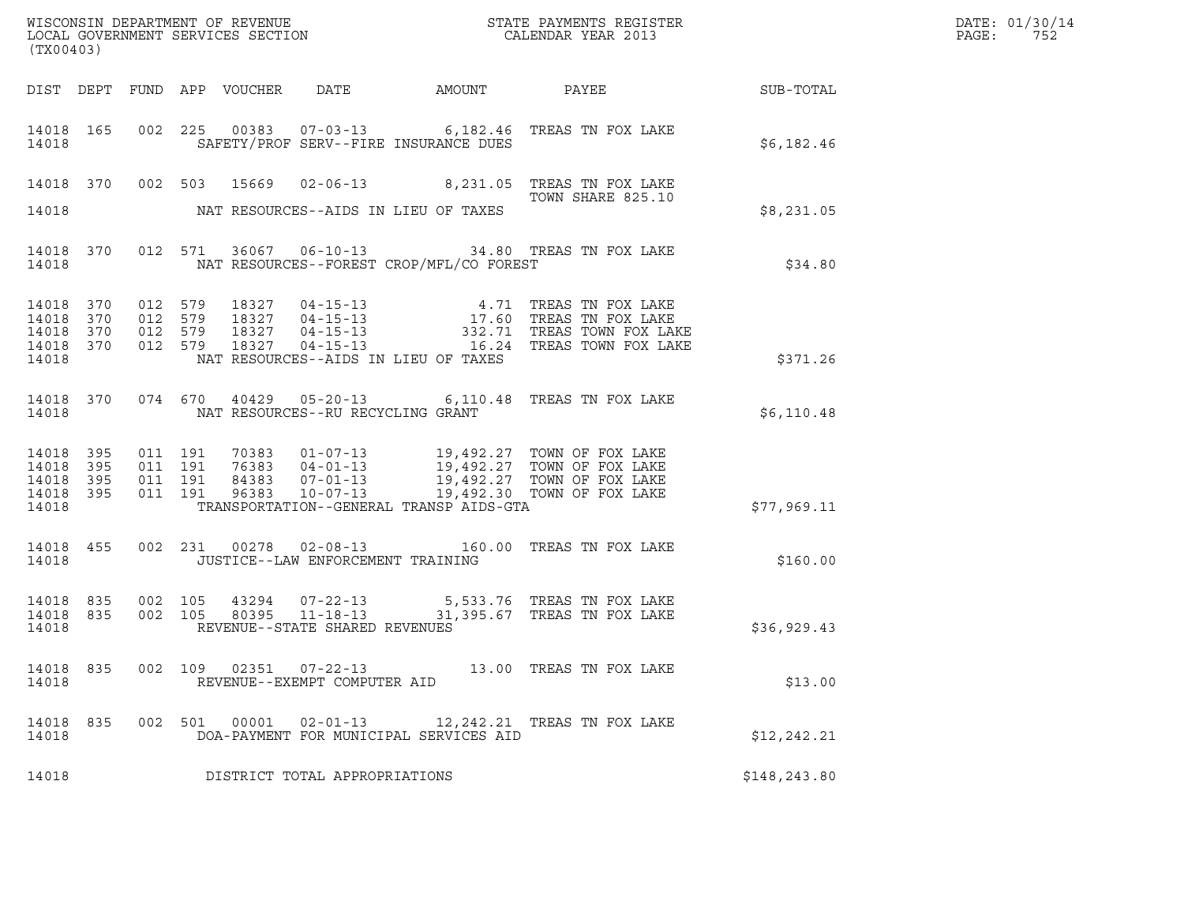WISCONSIN DEPARTMENT OF REVENUE
LOCAL GOVERNMENT SERVICES SECTION
(TX00403)

STATE PAYMENTS REGISTER
CALENDAR YEAR 2013

DATE: 01/30/14
PAGE: 752

| DIST | DEPT | FUND | APP | VOUCHER | DATE | AMOUNT | PAYEE | SUB-TOTAL |
|---|---|---|---|---|---|---|---|---|
| 14018 | 165 | 002 | 225 | 00383 | 07-03-13 | 6,182.46 | TREAS TN FOX LAKE | |
| 14018 | | | | | SAFETY/PROF SERV--FIRE INSURANCE DUES | | | $6,182.46 |
| 14018 | 370 | 002 | 503 | 15669 | 02-06-13 | 8,231.05 | TREAS TN FOX LAKE TOWN SHARE 825.10 | |
| 14018 | | | | | NAT RESOURCES--AIDS IN LIEU OF TAXES | | | $8,231.05 |
| 14018 | 370 | 012 | 571 | 36067 | 06-10-13 | 34.80 | TREAS TN FOX LAKE | |
| 14018 | | | | | NAT RESOURCES--FOREST CROP/MFL/CO FOREST | | | $34.80 |
| 14018 | 370 | 012 | 579 | 18327 | 04-15-13 | 4.71 | TREAS TN FOX LAKE | |
| 14018 | 370 | 012 | 579 | 18327 | 04-15-13 | 17.60 | TREAS TN FOX LAKE | |
| 14018 | 370 | 012 | 579 | 18327 | 04-15-13 | 332.71 | TREAS TOWN FOX LAKE | |
| 14018 | 370 | 012 | 579 | 18327 | 04-15-13 | 16.24 | TREAS TOWN FOX LAKE | |
| 14018 | | | | | NAT RESOURCES--AIDS IN LIEU OF TAXES | | | $371.26 |
| 14018 | 370 | 074 | 670 | 40429 | 05-20-13 | 6,110.48 | TREAS TN FOX LAKE | |
| 14018 | | | | | NAT RESOURCES--RU RECYCLING GRANT | | | $6,110.48 |
| 14018 | 395 | 011 | 191 | 70383 | 01-07-13 | 19,492.27 | TOWN OF FOX LAKE | |
| 14018 | 395 | 011 | 191 | 76383 | 04-01-13 | 19,492.27 | TOWN OF FOX LAKE | |
| 14018 | 395 | 011 | 191 | 84383 | 07-01-13 | 19,492.27 | TOWN OF FOX LAKE | |
| 14018 | 395 | 011 | 191 | 96383 | 10-07-13 | 19,492.30 | TOWN OF FOX LAKE | |
| 14018 | | | | | TRANSPORTATION--GENERAL TRANSP AIDS-GTA | | | $77,969.11 |
| 14018 | 455 | 002 | 231 | 00278 | 02-08-13 | 160.00 | TREAS TN FOX LAKE | |
| 14018 | | | | | JUSTICE--LAW ENFORCEMENT TRAINING | | | $160.00 |
| 14018 | 835 | 002 | 105 | 43294 | 07-22-13 | 5,533.76 | TREAS TN FOX LAKE | |
| 14018 | 835 | 002 | 105 | 80395 | 11-18-13 | 31,395.67 | TREAS TN FOX LAKE | |
| 14018 | | | | | REVENUE--STATE SHARED REVENUES | | | $36,929.43 |
| 14018 | 835 | 002 | 109 | 02351 | 07-22-13 | 13.00 | TREAS TN FOX LAKE | |
| 14018 | | | | | REVENUE--EXEMPT COMPUTER AID | | | $13.00 |
| 14018 | 835 | 002 | 501 | 00001 | 02-01-13 | 12,242.21 | TREAS TN FOX LAKE | |
| 14018 | | | | | DOA-PAYMENT FOR MUNICIPAL SERVICES AID | | | $12,242.21 |
| 14018 | | | | | DISTRICT TOTAL APPROPRIATIONS | | | $148,243.80 |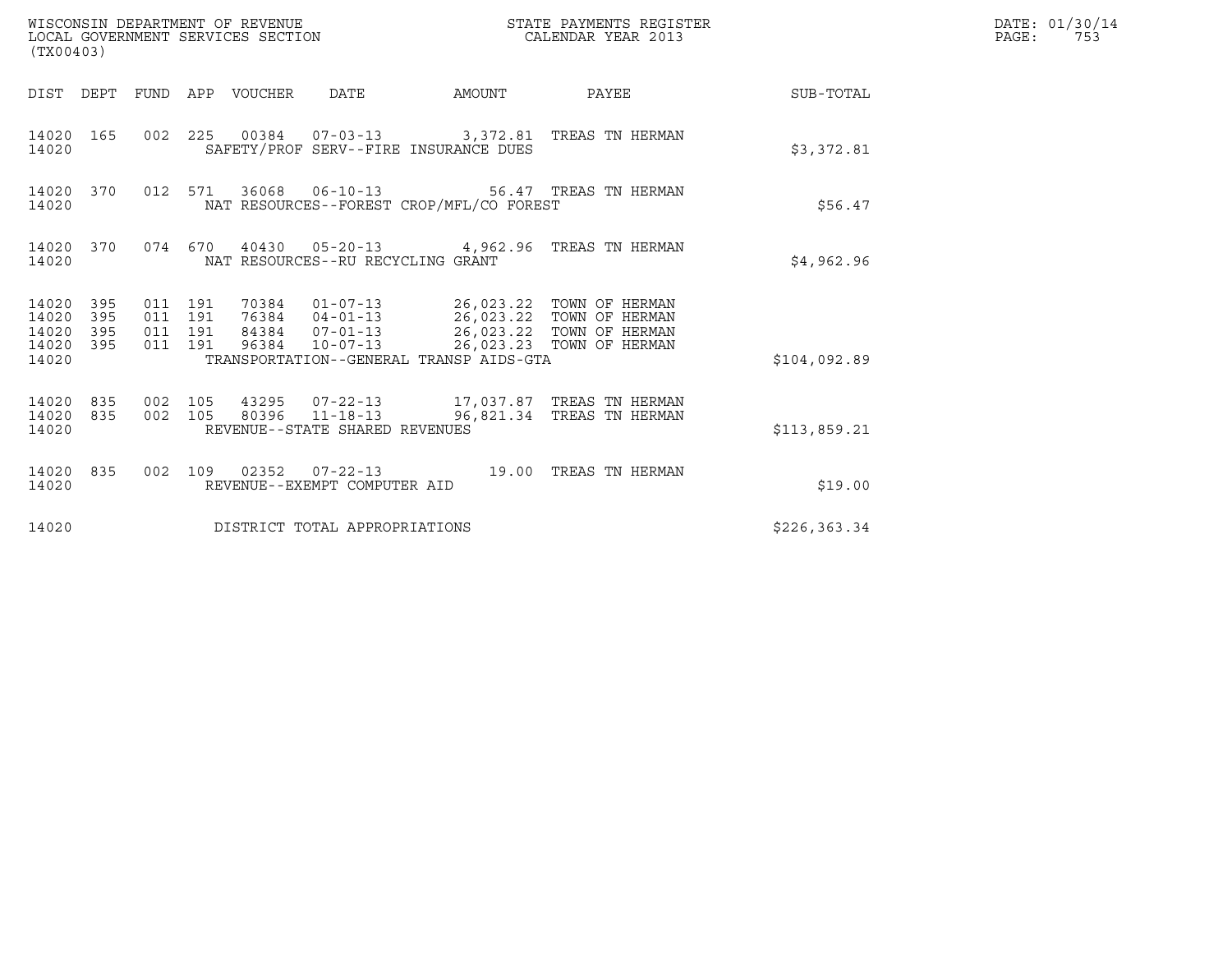WISCONSIN DEPARTMENT OF REVENUE
LOCAL GOVERNMENT SERVICES SECTION
(TX00403)

STATE PAYMENTS REGISTER
CALENDAR YEAR 2013

DATE: 01/30/14
PAGE: 753

| DIST | DEPT | FUND | APP | VOUCHER | DATE | AMOUNT | PAYEE | SUB-TOTAL |
|---|---|---|---|---|---|---|---|---|
| 14020 | 165 | 002 | 225 | 00384 | 07-03-13 | 3,372.81 | TREAS TN HERMAN | |
| 14020 | | | | SAFETY/PROF SERV--FIRE INSURANCE DUES | | | | $3,372.81 |
| 14020 | 370 | 012 | 571 | 36068 | 06-10-13 | 56.47 | TREAS TN HERMAN | |
| 14020 | | | | NAT RESOURCES--FOREST CROP/MFL/CO FOREST | | | | $56.47 |
| 14020 | 370 | 074 | 670 | 40430 | 05-20-13 | 4,962.96 | TREAS TN HERMAN | |
| 14020 | | | | NAT RESOURCES--RU RECYCLING GRANT | | | | $4,962.96 |
| 14020 | 395 | 011 | 191 | 70384 | 01-07-13 | 26,023.22 | TOWN OF HERMAN | |
| 14020 | 395 | 011 | 191 | 76384 | 04-01-13 | 26,023.22 | TOWN OF HERMAN | |
| 14020 | 395 | 011 | 191 | 84384 | 07-01-13 | 26,023.22 | TOWN OF HERMAN | |
| 14020 | 395 | 011 | 191 | 96384 | 10-07-13 | 26,023.23 | TOWN OF HERMAN | |
| 14020 | | | | TRANSPORTATION--GENERAL TRANSP AIDS-GTA | | | | $104,092.89 |
| 14020 | 835 | 002 | 105 | 43295 | 07-22-13 | 17,037.87 | TREAS TN HERMAN | |
| 14020 | 835 | 002 | 105 | 80396 | 11-18-13 | 96,821.34 | TREAS TN HERMAN | |
| 14020 | | | | REVENUE--STATE SHARED REVENUES | | | | $113,859.21 |
| 14020 | 835 | 002 | 109 | 02352 | 07-22-13 | 19.00 | TREAS TN HERMAN | |
| 14020 | | | | REVENUE--EXEMPT COMPUTER AID | | | | $19.00 |
| 14020 | | | | DISTRICT TOTAL APPROPRIATIONS | | | | $226,363.34 |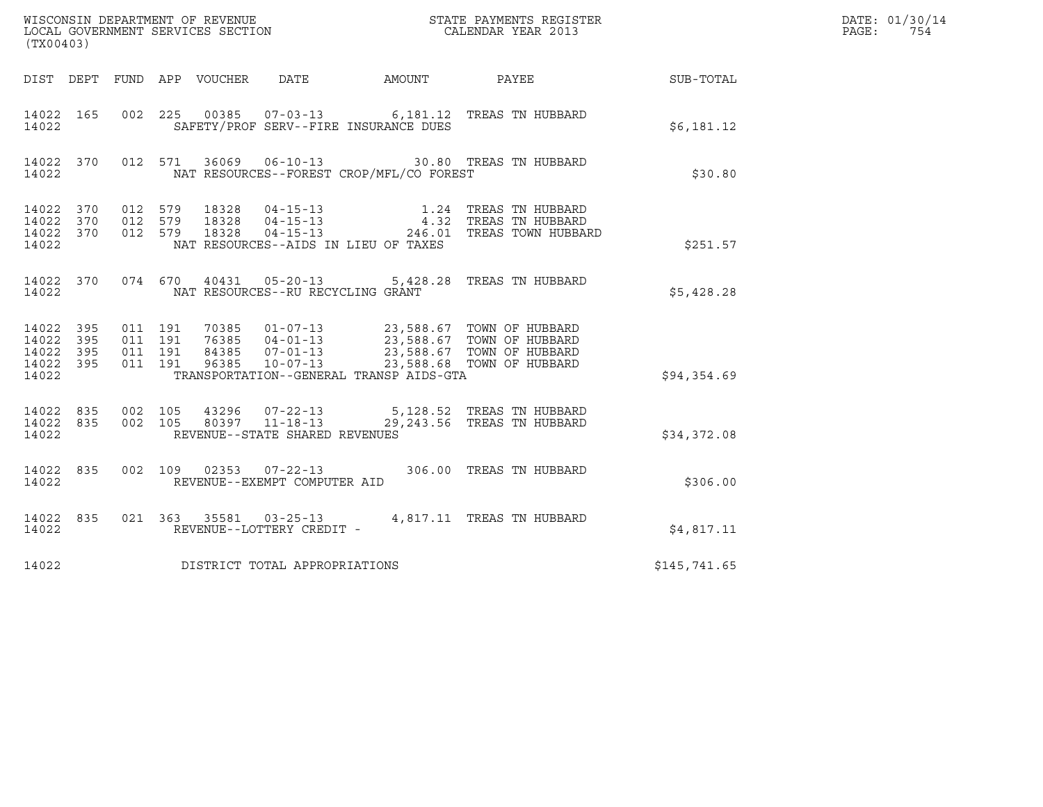WISCONSIN DEPARTMENT OF REVENUE
LOCAL GOVERNMENT SERVICES SECTION
(TX00403)

STATE PAYMENTS REGISTER
CALENDAR YEAR 2013

DATE: 01/30/14
PAGE: 754

| DIST | DEPT | FUND | APP | VOUCHER | DATE | AMOUNT | PAYEE | SUB-TOTAL |
|---|---|---|---|---|---|---|---|---|
| 14022 | 165 | 002 | 225 | 00385 | 07-03-13 | 6,181.12 | TREAS TN HUBBARD | |
| 14022 | | | | | SAFETY/PROF SERV--FIRE INSURANCE DUES | | | $6,181.12 |
| 14022 | 370 | 012 | 571 | 36069 | 06-10-13 | 30.80 | TREAS TN HUBBARD | |
| 14022 | | | | | NAT RESOURCES--FOREST CROP/MFL/CO FOREST | | | $30.80 |
| 14022 | 370 | 012 | 579 | 18328 | 04-15-13 | 1.24 | TREAS TN HUBBARD | |
| 14022 | 370 | 012 | 579 | 18328 | 04-15-13 | 4.32 | TREAS TN HUBBARD | |
| 14022 | 370 | 012 | 579 | 18328 | 04-15-13 | 246.01 | TREAS TOWN HUBBARD | |
| 14022 | | | | | NAT RESOURCES--AIDS IN LIEU OF TAXES | | | $251.57 |
| 14022 | 370 | 074 | 670 | 40431 | 05-20-13 | 5,428.28 | TREAS TN HUBBARD | |
| 14022 | | | | | NAT RESOURCES--RU RECYCLING GRANT | | | $5,428.28 |
| 14022 | 395 | 011 | 191 | 70385 | 01-07-13 | 23,588.67 | TOWN OF HUBBARD | |
| 14022 | 395 | 011 | 191 | 76385 | 04-01-13 | 23,588.67 | TOWN OF HUBBARD | |
| 14022 | 395 | 011 | 191 | 84385 | 07-01-13 | 23,588.67 | TOWN OF HUBBARD | |
| 14022 | 395 | 011 | 191 | 96385 | 10-07-13 | 23,588.68 | TOWN OF HUBBARD | |
| 14022 | | | | | TRANSPORTATION--GENERAL TRANSP AIDS-GTA | | | $94,354.69 |
| 14022 | 835 | 002 | 105 | 43296 | 07-22-13 | 5,128.52 | TREAS TN HUBBARD | |
| 14022 | 835 | 002 | 105 | 80397 | 11-18-13 | 29,243.56 | TREAS TN HUBBARD | |
| 14022 | | | | | REVENUE--STATE SHARED REVENUES | | | $34,372.08 |
| 14022 | 835 | 002 | 109 | 02353 | 07-22-13 | 306.00 | TREAS TN HUBBARD | |
| 14022 | | | | | REVENUE--EXEMPT COMPUTER AID | | | $306.00 |
| 14022 | 835 | 021 | 363 | 35581 | 03-25-13 | 4,817.11 | TREAS TN HUBBARD | |
| 14022 | | | | | REVENUE--LOTTERY CREDIT - | | | $4,817.11 |
| 14022 | | | | | DISTRICT TOTAL APPROPRIATIONS | | | $145,741.65 |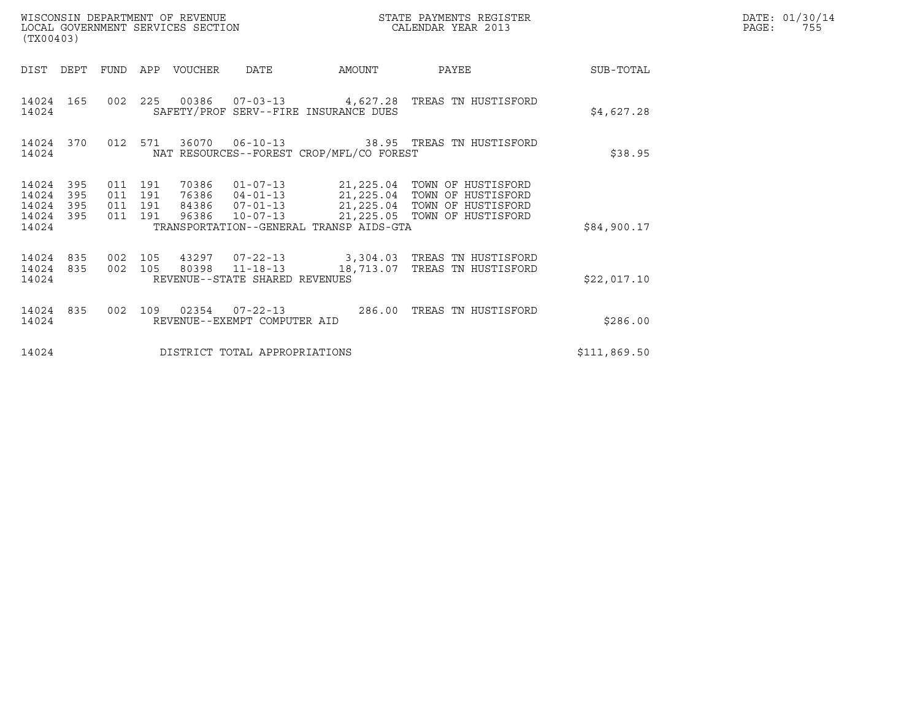WISCONSIN DEPARTMENT OF REVENUE
LOCAL GOVERNMENT SERVICES SECTION
(TX00403)

STATE PAYMENTS REGISTER
CALENDAR YEAR 2013

DATE: 01/30/14
PAGE: 755

| DIST | DEPT | FUND | APP | VOUCHER | DATE | AMOUNT | PAYEE | SUB-TOTAL |
|---|---|---|---|---|---|---|---|---|
| 14024 | 165 | 002 | 225 | 00386 | 07-03-13 | 4,627.28 | TREAS TN HUSTISFORD | |
| 14024 | | | | SAFETY/PROF SERV--FIRE INSURANCE DUES | | | | $4,627.28 |
| 14024 | 370 | 012 | 571 | 36070 | 06-10-13 | 38.95 | TREAS TN HUSTISFORD | |
| 14024 | | | | NAT RESOURCES--FOREST CROP/MFL/CO FOREST | | | | $38.95 |
| 14024 | 395 | 011 | 191 | 70386 | 01-07-13 | 21,225.04 | TOWN OF HUSTISFORD | |
| 14024 | 395 | 011 | 191 | 76386 | 04-01-13 | 21,225.04 | TOWN OF HUSTISFORD | |
| 14024 | 395 | 011 | 191 | 84386 | 07-01-13 | 21,225.04 | TOWN OF HUSTISFORD | |
| 14024 | 395 | 011 | 191 | 96386 | 10-07-13 | 21,225.05 | TOWN OF HUSTISFORD | |
| 14024 | | | | TRANSPORTATION--GENERAL TRANSP AIDS-GTA | | | | $84,900.17 |
| 14024 | 835 | 002 | 105 | 43297 | 07-22-13 | 3,304.03 | TREAS TN HUSTISFORD | |
| 14024 | 835 | 002 | 105 | 80398 | 11-18-13 | 18,713.07 | TREAS TN HUSTISFORD | |
| 14024 | | | | REVENUE--STATE SHARED REVENUES | | | | $22,017.10 |
| 14024 | 835 | 002 | 109 | 02354 | 07-22-13 | 286.00 | TREAS TN HUSTISFORD | |
| 14024 | | | | REVENUE--EXEMPT COMPUTER AID | | | | $286.00 |
| 14024 | | | | DISTRICT TOTAL APPROPRIATIONS | | | | $111,869.50 |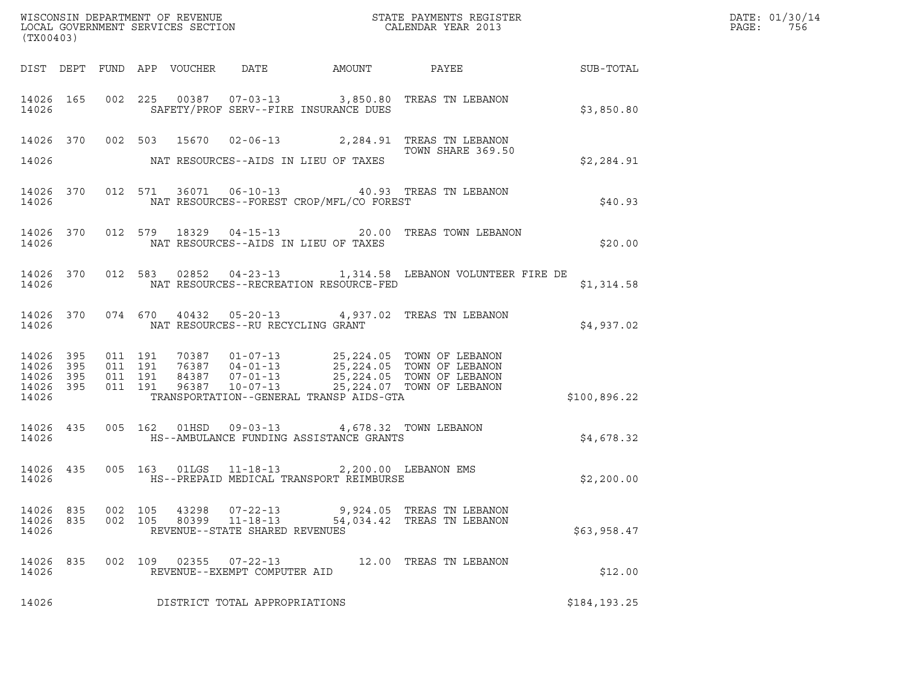WISCONSIN DEPARTMENT OF REVENUE
LOCAL GOVERNMENT SERVICES SECTION
(TX00403)

STATE PAYMENTS REGISTER
CALENDAR YEAR 2013

DATE: 01/30/14
PAGE: 756

| DIST | DEPT | FUND | APP | VOUCHER | DATE | AMOUNT | PAYEE | SUB-TOTAL |
|---|---|---|---|---|---|---|---|---|
| 14026 | 165 | 002 | 225 | 00387 | 07-03-13 | 3,850.80 | TREAS TN LEBANON | |
| 14026 | | | | SAFETY/PROF SERV--FIRE INSURANCE DUES | | | | $3,850.80 |
| 14026 | 370 | 002 | 503 | 15670 | 02-06-13 | 2,284.91 | TREAS TN LEBANON TOWN SHARE 369.50 | |
| 14026 | | | | NAT RESOURCES--AIDS IN LIEU OF TAXES | | | | $2,284.91 |
| 14026 | 370 | 012 | 571 | 36071 | 06-10-13 | 40.93 | TREAS TN LEBANON | |
| 14026 | | | | NAT RESOURCES--FOREST CROP/MFL/CO FOREST | | | | $40.93 |
| 14026 | 370 | 012 | 579 | 18329 | 04-15-13 | 20.00 | TREAS TOWN LEBANON | |
| 14026 | | | | NAT RESOURCES--AIDS IN LIEU OF TAXES | | | | $20.00 |
| 14026 | 370 | 012 | 583 | 02852 | 04-23-13 | 1,314.58 | LEBANON VOLUNTEER FIRE DE | |
| 14026 | | | | NAT RESOURCES--RECREATION RESOURCE-FED | | | | $1,314.58 |
| 14026 | 370 | 074 | 670 | 40432 | 05-20-13 | 4,937.02 | TREAS TN LEBANON | |
| 14026 | | | | NAT RESOURCES--RU RECYCLING GRANT | | | | $4,937.02 |
| 14026 | 395 | 011 | 191 | 70387 | 01-07-13 | 25,224.05 | TOWN OF LEBANON | |
| 14026 | 395 | 011 | 191 | 76387 | 04-01-13 | 25,224.05 | TOWN OF LEBANON | |
| 14026 | 395 | 011 | 191 | 84387 | 07-01-13 | 25,224.05 | TOWN OF LEBANON | |
| 14026 | 395 | 011 | 191 | 96387 | 10-07-13 | 25,224.07 | TOWN OF LEBANON | |
| 14026 | | | | TRANSPORTATION--GENERAL TRANSP AIDS-GTA | | | | $100,896.22 |
| 14026 | 435 | 005 | 162 | 01HSD | 09-03-13 | 4,678.32 | TOWN LEBANON | |
| 14026 | | | | HS--AMBULANCE FUNDING ASSISTANCE GRANTS | | | | $4,678.32 |
| 14026 | 435 | 005 | 163 | 01LGS | 11-18-13 | 2,200.00 | LEBANON EMS | |
| 14026 | | | | HS--PREPAID MEDICAL TRANSPORT REIMBURSE | | | | $2,200.00 |
| 14026 | 835 | 002 | 105 | 43298 | 07-22-13 | 9,924.05 | TREAS TN LEBANON | |
| 14026 | 835 | 002 | 105 | 80399 | 11-18-13 | 54,034.42 | TREAS TN LEBANON | |
| 14026 | | | | REVENUE--STATE SHARED REVENUES | | | | $63,958.47 |
| 14026 | 835 | 002 | 109 | 02355 | 07-22-13 | 12.00 | TREAS TN LEBANON | |
| 14026 | | | | REVENUE--EXEMPT COMPUTER AID | | | | $12.00 |
| 14026 | | | | DISTRICT TOTAL APPROPRIATIONS | | | | $184,193.25 |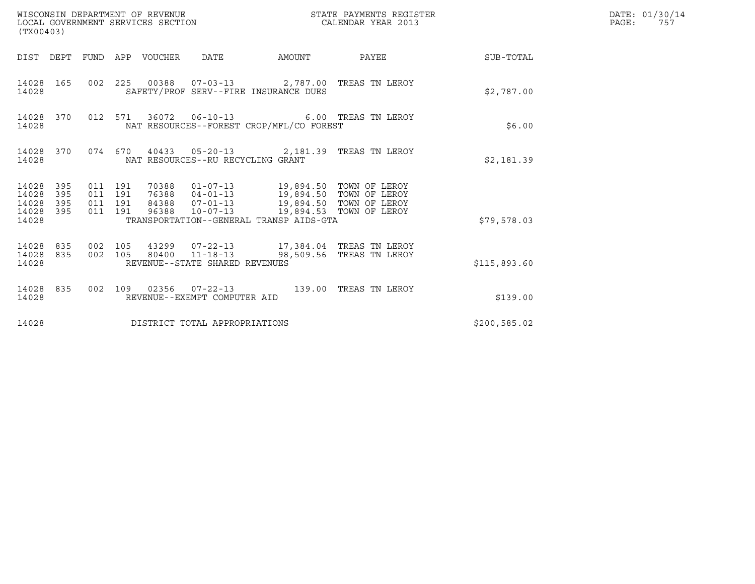WISCONSIN DEPARTMENT OF REVENUE
LOCAL GOVERNMENT SERVICES SECTION
(TX00403)

STATE PAYMENTS REGISTER
CALENDAR YEAR 2013

DATE: 01/30/14
PAGE: 757

| DIST | DEPT | FUND | APP | VOUCHER | DATE | AMOUNT | PAYEE | SUB-TOTAL |
|---|---|---|---|---|---|---|---|---|
| 14028 | 165 | 002 | 225 | 00388 | 07-03-13 | 2,787.00 | TREAS TN LEROY | |
| 14028 | | | | SAFETY/PROF SERV--FIRE INSURANCE DUES | | | | $2,787.00 |
| 14028 | 370 | 012 | 571 | 36072 | 06-10-13 | 6.00 | TREAS TN LEROY | |
| 14028 | | | | NAT RESOURCES--FOREST CROP/MFL/CO FOREST | | | | $6.00 |
| 14028 | 370 | 074 | 670 | 40433 | 05-20-13 | 2,181.39 | TREAS TN LEROY | |
| 14028 | | | | NAT RESOURCES--RU RECYCLING GRANT | | | | $2,181.39 |
| 14028 | 395 | 011 | 191 | 70388 | 01-07-13 | 19,894.50 | TOWN OF LEROY | |
| 14028 | 395 | 011 | 191 | 76388 | 04-01-13 | 19,894.50 | TOWN OF LEROY | |
| 14028 | 395 | 011 | 191 | 84388 | 07-01-13 | 19,894.50 | TOWN OF LEROY | |
| 14028 | 395 | 011 | 191 | 96388 | 10-07-13 | 19,894.53 | TOWN OF LEROY | |
| 14028 | | | | TRANSPORTATION--GENERAL TRANSP AIDS-GTA | | | | $79,578.03 |
| 14028 | 835 | 002 | 105 | 43299 | 07-22-13 | 17,384.04 | TREAS TN LEROY | |
| 14028 | 835 | 002 | 105 | 80400 | 11-18-13 | 98,509.56 | TREAS TN LEROY | |
| 14028 | | | | REVENUE--STATE SHARED REVENUES | | | | $115,893.60 |
| 14028 | 835 | 002 | 109 | 02356 | 07-22-13 | 139.00 | TREAS TN LEROY | |
| 14028 | | | | REVENUE--EXEMPT COMPUTER AID | | | | $139.00 |
| 14028 | | | | DISTRICT TOTAL APPROPRIATIONS | | | | $200,585.02 |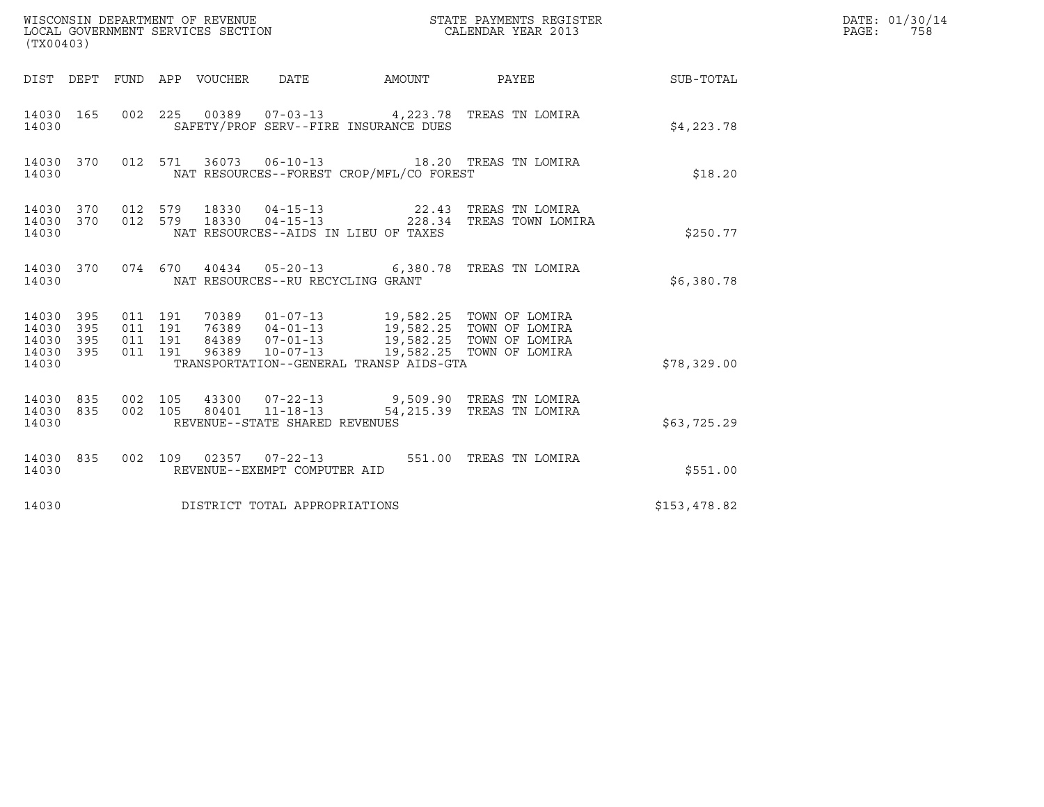WISCONSIN DEPARTMENT OF REVENUE
LOCAL GOVERNMENT SERVICES SECTION
(TX00403)

STATE PAYMENTS REGISTER
CALENDAR YEAR 2013

DATE: 01/30/14
PAGE: 758

| DIST | DEPT | FUND | APP | VOUCHER | DATE | AMOUNT | PAYEE | SUB-TOTAL |
|---|---|---|---|---|---|---|---|---|
| 14030 | 165 | 002 | 225 | 00389 | 07-03-13 | 4,223.78 | TREAS TN LOMIRA | |
| 14030 | | | | SAFETY/PROF SERV--FIRE INSURANCE DUES | | | | $4,223.78 |
| 14030 | 370 | 012 | 571 | 36073 | 06-10-13 | 18.20 | TREAS TN LOMIRA | |
| 14030 | | | | NAT RESOURCES--FOREST CROP/MFL/CO FOREST | | | | $18.20 |
| 14030 | 370 | 012 | 579 | 18330 | 04-15-13 | 22.43 | TREAS TN LOMIRA | |
| 14030 | 370 | 012 | 579 | 18330 | 04-15-13 | 228.34 | TREAS TOWN LOMIRA | |
| 14030 | | | | NAT RESOURCES--AIDS IN LIEU OF TAXES | | | | $250.77 |
| 14030 | 370 | 074 | 670 | 40434 | 05-20-13 | 6,380.78 | TREAS TN LOMIRA | |
| 14030 | | | | NAT RESOURCES--RU RECYCLING GRANT | | | | $6,380.78 |
| 14030 | 395 | 011 | 191 | 70389 | 01-07-13 | 19,582.25 | TOWN OF LOMIRA | |
| 14030 | 395 | 011 | 191 | 76389 | 04-01-13 | 19,582.25 | TOWN OF LOMIRA | |
| 14030 | 395 | 011 | 191 | 84389 | 07-01-13 | 19,582.25 | TOWN OF LOMIRA | |
| 14030 | 395 | 011 | 191 | 96389 | 10-07-13 | 19,582.25 | TOWN OF LOMIRA | |
| 14030 | | | | TRANSPORTATION--GENERAL TRANSP AIDS-GTA | | | | $78,329.00 |
| 14030 | 835 | 002 | 105 | 43300 | 07-22-13 | 9,509.90 | TREAS TN LOMIRA | |
| 14030 | 835 | 002 | 105 | 80401 | 11-18-13 | 54,215.39 | TREAS TN LOMIRA | |
| 14030 | | | | REVENUE--STATE SHARED REVENUES | | | | $63,725.29 |
| 14030 | 835 | 002 | 109 | 02357 | 07-22-13 | 551.00 | TREAS TN LOMIRA | |
| 14030 | | | | REVENUE--EXEMPT COMPUTER AID | | | | $551.00 |
| 14030 | | | | DISTRICT TOTAL APPROPRIATIONS | | | | $153,478.82 |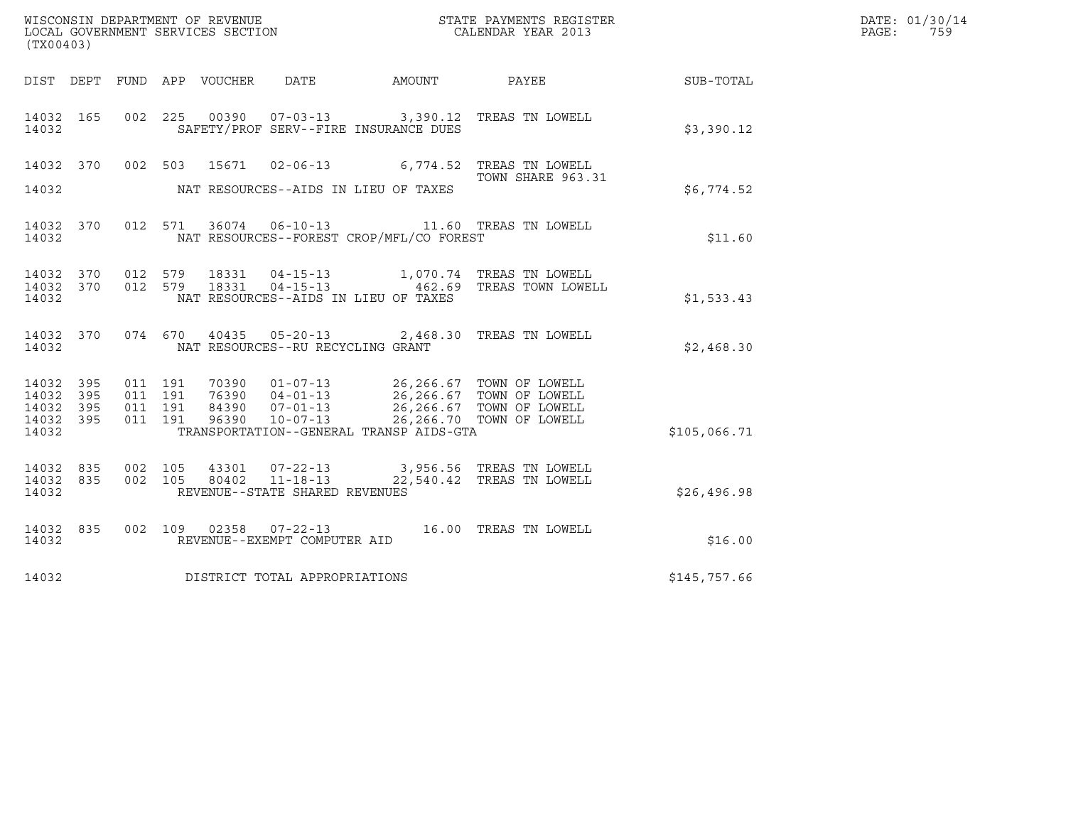WISCONSIN DEPARTMENT OF REVENUE
LOCAL GOVERNMENT SERVICES SECTION
(TX00403)

STATE PAYMENTS REGISTER
CALENDAR YEAR 2013

DATE: 01/30/14
PAGE: 759

| DIST | DEPT | FUND | APP | VOUCHER | DATE | AMOUNT | PAYEE | SUB-TOTAL |
|---|---|---|---|---|---|---|---|---|
| 14032 | 165 | 002 | 225 | 00390 | 07-03-13 | 3,390.12 | TREAS TN LOWELL | |
| 14032 | | | | | SAFETY/PROF SERV--FIRE INSURANCE DUES | | | $3,390.12 |
| 14032 | 370 | 002 | 503 | 15671 | 02-06-13 | 6,774.52 | TREAS TN LOWELL TOWN SHARE 963.31 | |
| 14032 | | | | | NAT RESOURCES--AIDS IN LIEU OF TAXES | | | $6,774.52 |
| 14032 | 370 | 012 | 571 | 36074 | 06-10-13 | 11.60 | TREAS TN LOWELL | |
| 14032 | | | | | NAT RESOURCES--FOREST CROP/MFL/CO FOREST | | | $11.60 |
| 14032 | 370 | 012 | 579 | 18331 | 04-15-13 | 1,070.74 | TREAS TN LOWELL | |
| 14032 | 370 | 012 | 579 | 18331 | 04-15-13 | 462.69 | TREAS TOWN LOWELL | |
| 14032 | | | | | NAT RESOURCES--AIDS IN LIEU OF TAXES | | | $1,533.43 |
| 14032 | 370 | 074 | 670 | 40435 | 05-20-13 | 2,468.30 | TREAS TN LOWELL | |
| 14032 | | | | | NAT RESOURCES--RU RECYCLING GRANT | | | $2,468.30 |
| 14032 | 395 | 011 | 191 | 70390 | 01-07-13 | 26,266.67 | TOWN OF LOWELL | |
| 14032 | 395 | 011 | 191 | 76390 | 04-01-13 | 26,266.67 | TOWN OF LOWELL | |
| 14032 | 395 | 011 | 191 | 84390 | 07-01-13 | 26,266.67 | TOWN OF LOWELL | |
| 14032 | 395 | 011 | 191 | 96390 | 10-07-13 | 26,266.70 | TOWN OF LOWELL | |
| 14032 | | | | | TRANSPORTATION--GENERAL TRANSP AIDS-GTA | | | $105,066.71 |
| 14032 | 835 | 002 | 105 | 43301 | 07-22-13 | 3,956.56 | TREAS TN LOWELL | |
| 14032 | 835 | 002 | 105 | 80402 | 11-18-13 | 22,540.42 | TREAS TN LOWELL | |
| 14032 | | | | | REVENUE--STATE SHARED REVENUES | | | $26,496.98 |
| 14032 | 835 | 002 | 109 | 02358 | 07-22-13 | 16.00 | TREAS TN LOWELL | |
| 14032 | | | | | REVENUE--EXEMPT COMPUTER AID | | | $16.00 |
| 14032 | | | | | DISTRICT TOTAL APPROPRIATIONS | | | $145,757.66 |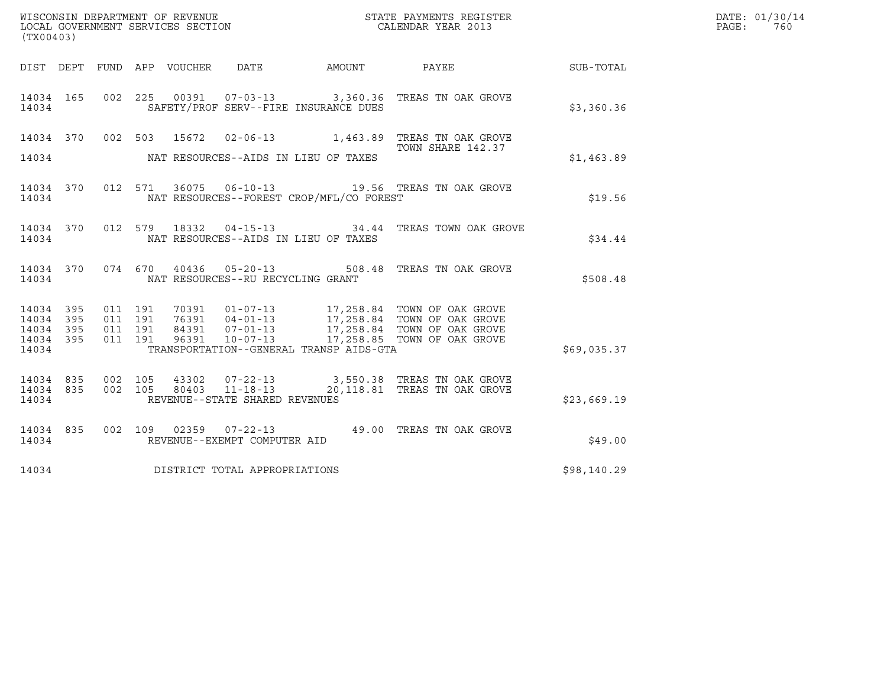WISCONSIN DEPARTMENT OF REVENUE
LOCAL GOVERNMENT SERVICES SECTION
(TX00403)

STATE PAYMENTS REGISTER
CALENDAR YEAR 2013

DATE: 01/30/14

| DIST | DEPT | FUND | APP | VOUCHER | DATE | AMOUNT | PAYEE | SUB-TOTAL |
|---|---|---|---|---|---|---|---|---|
| 14034 | 165 | 002 | 225 | 00391 | 07-03-13 | 3,360.36 | TREAS TN OAK GROVE | |
| 14034 | | | | | SAFETY/PROF SERV--FIRE INSURANCE DUES | | | $3,360.36 |
| 14034 | 370 | 002 | 503 | 15672 | 02-06-13 | 1,463.89 | TREAS TN OAK GROVE TOWN SHARE 142.37 | |
| 14034 | | | | | NAT RESOURCES--AIDS IN LIEU OF TAXES | | | $1,463.89 |
| 14034 | 370 | 012 | 571 | 36075 | 06-10-13 | 19.56 | TREAS TN OAK GROVE | |
| 14034 | | | | | NAT RESOURCES--FOREST CROP/MFL/CO FOREST | | | $19.56 |
| 14034 | 370 | 012 | 579 | 18332 | 04-15-13 | 34.44 | TREAS TOWN OAK GROVE | |
| 14034 | | | | | NAT RESOURCES--AIDS IN LIEU OF TAXES | | | $34.44 |
| 14034 | 370 | 074 | 670 | 40436 | 05-20-13 | 508.48 | TREAS TN OAK GROVE | |
| 14034 | | | | | NAT RESOURCES--RU RECYCLING GRANT | | | $508.48 |
| 14034 | 395 | 011 | 191 | 70391 | 01-07-13 | 17,258.84 | TOWN OF OAK GROVE | |
| 14034 | 395 | 011 | 191 | 76391 | 04-01-13 | 17,258.84 | TOWN OF OAK GROVE | |
| 14034 | 395 | 011 | 191 | 84391 | 07-01-13 | 17,258.84 | TOWN OF OAK GROVE | |
| 14034 | 395 | 011 | 191 | 96391 | 10-07-13 | 17,258.85 | TOWN OF OAK GROVE | |
| 14034 | | | | | TRANSPORTATION--GENERAL TRANSP AIDS-GTA | | | $69,035.37 |
| 14034 | 835 | 002 | 105 | 43302 | 07-22-13 | 3,550.38 | TREAS TN OAK GROVE | |
| 14034 | 835 | 002 | 105 | 80403 | 11-18-13 | 20,118.81 | TREAS TN OAK GROVE | |
| 14034 | | | | | REVENUE--STATE SHARED REVENUES | | | $23,669.19 |
| 14034 | 835 | 002 | 109 | 02359 | 07-22-13 | 49.00 | TREAS TN OAK GROVE | |
| 14034 | | | | | REVENUE--EXEMPT COMPUTER AID | | | $49.00 |
| 14034 | | | | | DISTRICT TOTAL APPROPRIATIONS | | | $98,140.29 |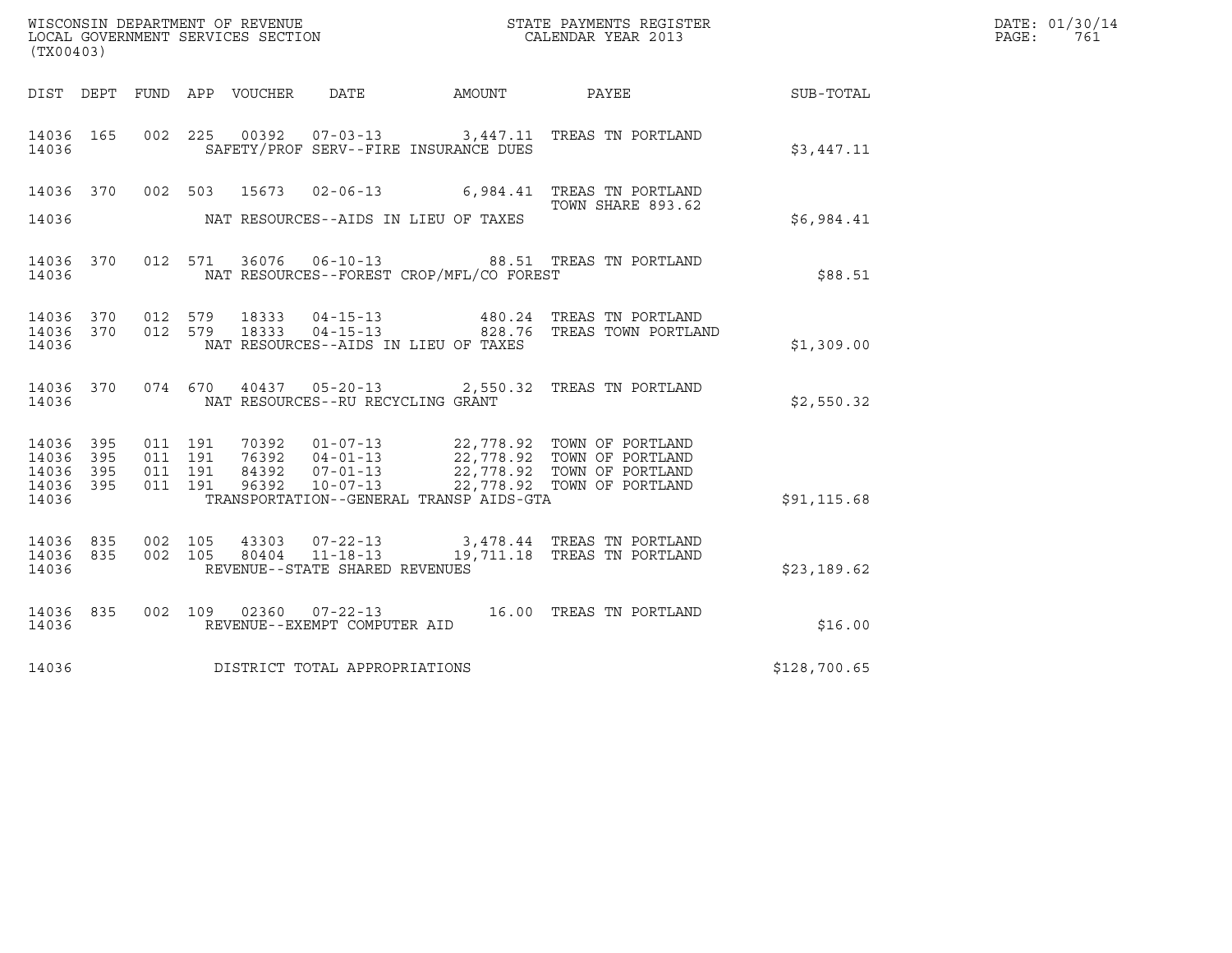WISCONSIN DEPARTMENT OF REVENUE
LOCAL GOVERNMENT SERVICES SECTION
(TX00403)

STATE PAYMENTS REGISTER
CALENDAR YEAR 2013

DATE: 01/30/14
PAGE: 761

| DIST | DEPT | FUND | APP | VOUCHER | DATE | AMOUNT | PAYEE | SUB-TOTAL |
|---|---|---|---|---|---|---|---|---|
| 14036 | 165 | 002 | 225 | 00392 | 07-03-13 | 3,447.11 | TREAS TN PORTLAND | |
| 14036 | | | | | SAFETY/PROF SERV--FIRE INSURANCE DUES | | | $3,447.11 |
| 14036 | 370 | 002 | 503 | 15673 | 02-06-13 | 6,984.41 | TREAS TN PORTLAND TOWN SHARE 893.62 | |
| 14036 | | | | | NAT RESOURCES--AIDS IN LIEU OF TAXES | | | $6,984.41 |
| 14036 | 370 | 012 | 571 | 36076 | 06-10-13 | 88.51 | TREAS TN PORTLAND | |
| 14036 | | | | | NAT RESOURCES--FOREST CROP/MFL/CO FOREST | | | $88.51 |
| 14036 | 370 | 012 | 579 | 18333 | 04-15-13 | 480.24 | TREAS TN PORTLAND | |
| 14036 | 370 | 012 | 579 | 18333 | 04-15-13 | 828.76 | TREAS TOWN PORTLAND | |
| 14036 | | | | | NAT RESOURCES--AIDS IN LIEU OF TAXES | | | $1,309.00 |
| 14036 | 370 | 074 | 670 | 40437 | 05-20-13 | 2,550.32 | TREAS TN PORTLAND | |
| 14036 | | | | | NAT RESOURCES--RU RECYCLING GRANT | | | $2,550.32 |
| 14036 | 395 | 011 | 191 | 70392 | 01-07-13 | 22,778.92 | TOWN OF PORTLAND | |
| 14036 | 395 | 011 | 191 | 76392 | 04-01-13 | 22,778.92 | TOWN OF PORTLAND | |
| 14036 | 395 | 011 | 191 | 84392 | 07-01-13 | 22,778.92 | TOWN OF PORTLAND | |
| 14036 | 395 | 011 | 191 | 96392 | 10-07-13 | 22,778.92 | TOWN OF PORTLAND | |
| 14036 | | | | | TRANSPORTATION--GENERAL TRANSP AIDS-GTA | | | $91,115.68 |
| 14036 | 835 | 002 | 105 | 43303 | 07-22-13 | 3,478.44 | TREAS TN PORTLAND | |
| 14036 | 835 | 002 | 105 | 80404 | 11-18-13 | 19,711.18 | TREAS TN PORTLAND | |
| 14036 | | | | | REVENUE--STATE SHARED REVENUES | | | $23,189.62 |
| 14036 | 835 | 002 | 109 | 02360 | 07-22-13 | 16.00 | TREAS TN PORTLAND | |
| 14036 | | | | | REVENUE--EXEMPT COMPUTER AID | | | $16.00 |
| 14036 | | | | | DISTRICT TOTAL APPROPRIATIONS | | | $128,700.65 |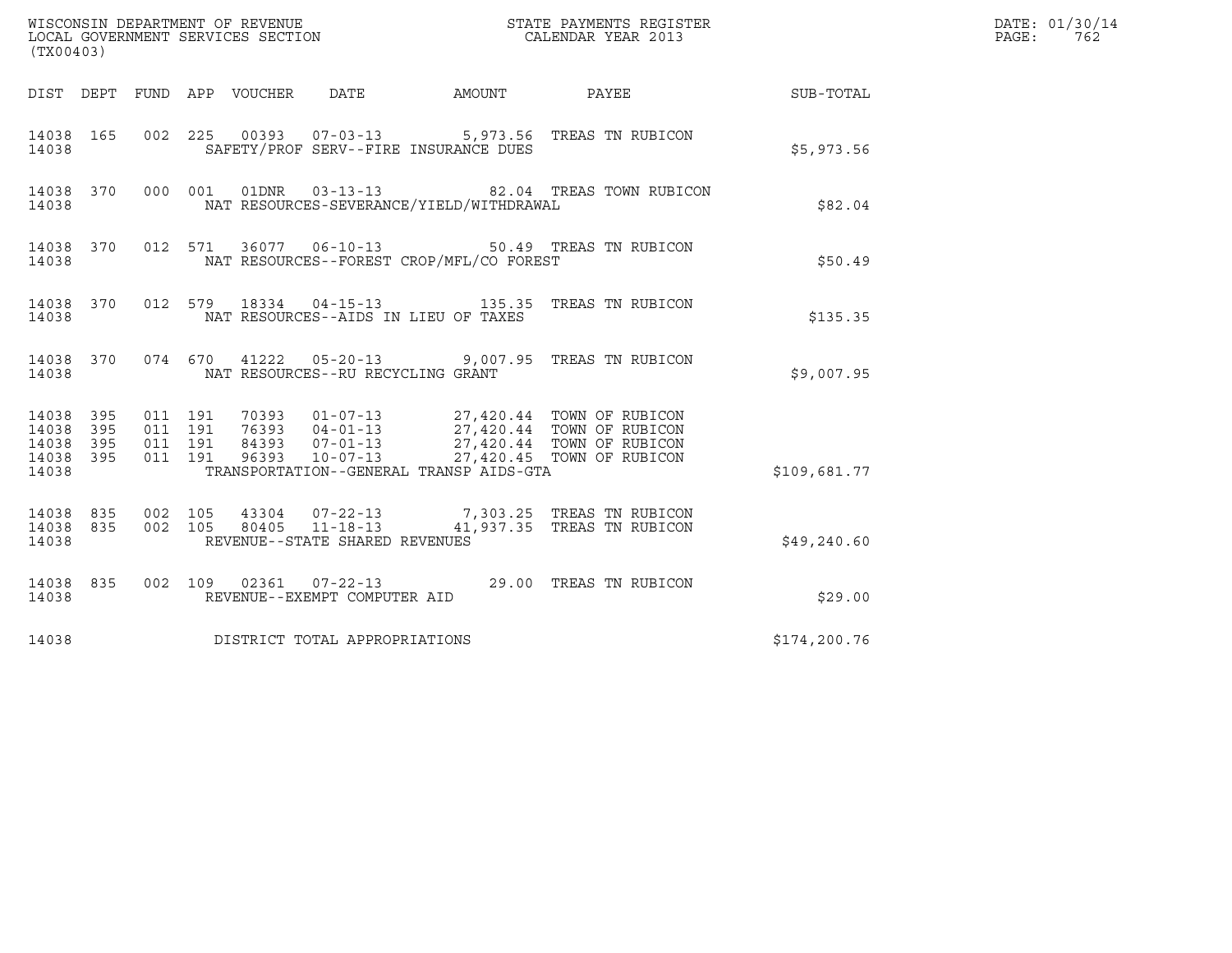WISCONSIN DEPARTMENT OF REVENUE
LOCAL GOVERNMENT SERVICES SECTION
(TX00403)

STATE PAYMENTS REGISTER
CALENDAR YEAR 2013

DATE: 01/30/14
PAGE: 762

| DIST | DEPT | FUND | APP | VOUCHER | DATE | AMOUNT | PAYEE | SUB-TOTAL |
|---|---|---|---|---|---|---|---|---|
| 14038 | 165 | 002 | 225 | 00393 | 07-03-13 | 5,973.56 | TREAS TN RUBICON | |
| 14038 | | | | SAFETY/PROF SERV--FIRE INSURANCE DUES | | | | $5,973.56 |
| 14038 | 370 | 000 | 001 | 01DNR | 03-13-13 | 82.04 | TREAS TOWN RUBICON | |
| 14038 | | | | NAT RESOURCES-SEVERANCE/YIELD/WITHDRAWAL | | | | $82.04 |
| 14038 | 370 | 012 | 571 | 36077 | 06-10-13 | 50.49 | TREAS TN RUBICON | |
| 14038 | | | | NAT RESOURCES--FOREST CROP/MFL/CO FOREST | | | | $50.49 |
| 14038 | 370 | 012 | 579 | 18334 | 04-15-13 | 135.35 | TREAS TN RUBICON | |
| 14038 | | | | NAT RESOURCES--AIDS IN LIEU OF TAXES | | | | $135.35 |
| 14038 | 370 | 074 | 670 | 41222 | 05-20-13 | 9,007.95 | TREAS TN RUBICON | |
| 14038 | | | | NAT RESOURCES--RU RECYCLING GRANT | | | | $9,007.95 |
| 14038 | 395 | 011 | 191 | 70393 | 01-07-13 | 27,420.44 | TOWN OF RUBICON | |
| 14038 | 395 | 011 | 191 | 76393 | 04-01-13 | 27,420.44 | TOWN OF RUBICON | |
| 14038 | 395 | 011 | 191 | 84393 | 07-01-13 | 27,420.44 | TOWN OF RUBICON | |
| 14038 | 395 | 011 | 191 | 96393 | 10-07-13 | 27,420.45 | TOWN OF RUBICON | |
| 14038 | | | | TRANSPORTATION--GENERAL TRANSP AIDS-GTA | | | | $109,681.77 |
| 14038 | 835 | 002 | 105 | 43304 | 07-22-13 | 7,303.25 | TREAS TN RUBICON | |
| 14038 | 835 | 002 | 105 | 80405 | 11-18-13 | 41,937.35 | TREAS TN RUBICON | |
| 14038 | | | | REVENUE--STATE SHARED REVENUES | | | | $49,240.60 |
| 14038 | 835 | 002 | 109 | 02361 | 07-22-13 | 29.00 | TREAS TN RUBICON | |
| 14038 | | | | REVENUE--EXEMPT COMPUTER AID | | | | $29.00 |
| 14038 | | | | DISTRICT TOTAL APPROPRIATIONS | | | | $174,200.76 |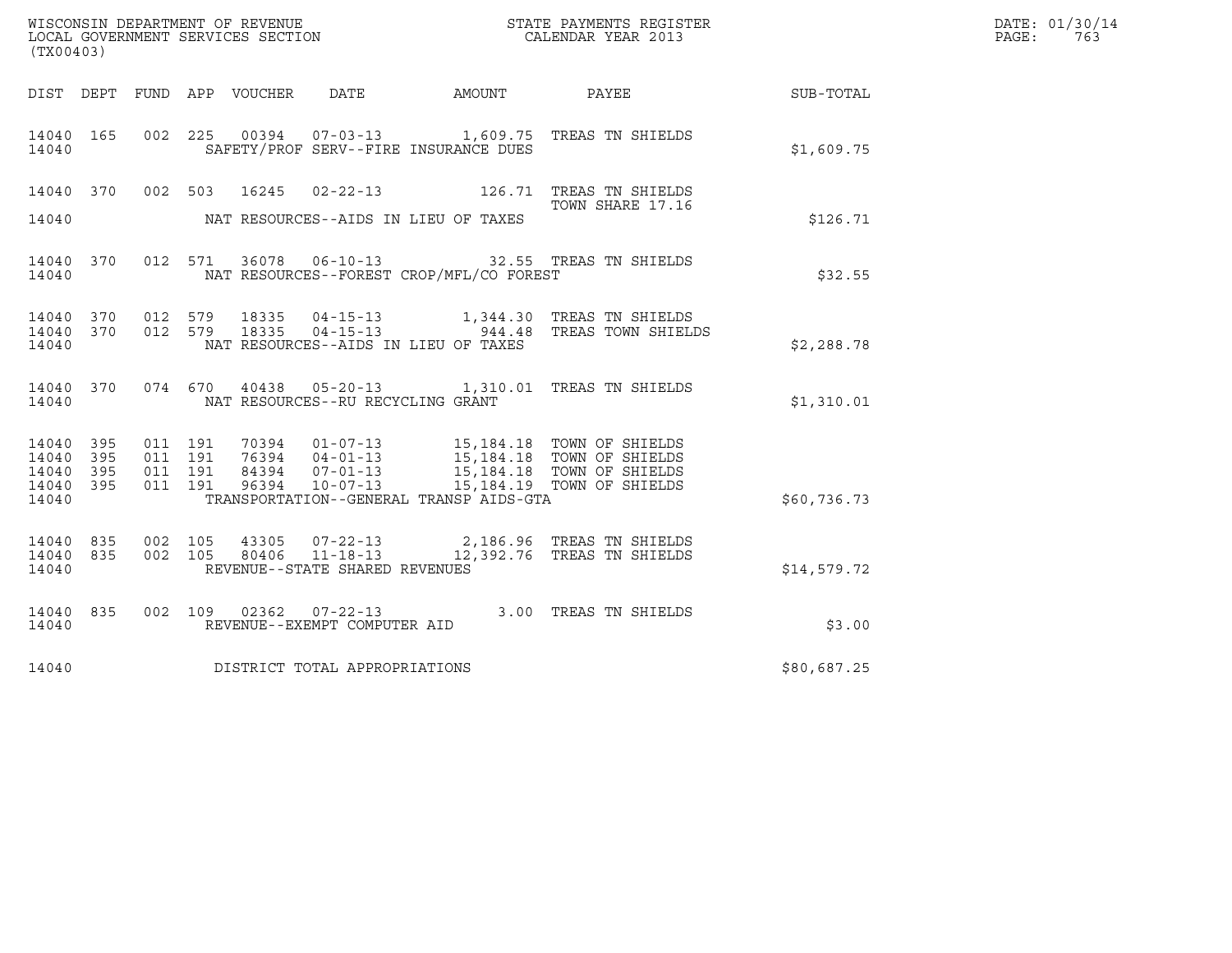WISCONSIN DEPARTMENT OF REVENUE
LOCAL GOVERNMENT SERVICES SECTION
(TX00403)

STATE PAYMENTS REGISTER
CALENDAR YEAR 2013

DATE: 01/30/14
PAGE: 763

| DIST | DEPT | FUND | APP | VOUCHER | DATE | AMOUNT | PAYEE | SUB-TOTAL |
|---|---|---|---|---|---|---|---|---|
| 14040 | 165 | 002 | 225 | 00394 | 07-03-13 | 1,609.75 | TREAS TN SHIELDS | |
| 14040 | | | | SAFETY/PROF SERV--FIRE INSURANCE DUES | | | | $1,609.75 |
| 14040 | 370 | 002 | 503 | 16245 | 02-22-13 | 126.71 | TREAS TN SHIELDS TOWN SHARE 17.16 | |
| 14040 | | | | NAT RESOURCES--AIDS IN LIEU OF TAXES | | | | $126.71 |
| 14040 | 370 | 012 | 571 | 36078 | 06-10-13 | 32.55 | TREAS TN SHIELDS | |
| 14040 | | | | NAT RESOURCES--FOREST CROP/MFL/CO FOREST | | | | $32.55 |
| 14040 | 370 | 012 | 579 | 18335 | 04-15-13 | 1,344.30 | TREAS TN SHIELDS | |
| 14040 | 370 | 012 | 579 | 18335 | 04-15-13 | 944.48 | TREAS TOWN SHIELDS | |
| 14040 | | | | NAT RESOURCES--AIDS IN LIEU OF TAXES | | | | $2,288.78 |
| 14040 | 370 | 074 | 670 | 40438 | 05-20-13 | 1,310.01 | TREAS TN SHIELDS | |
| 14040 | | | | NAT RESOURCES--RU RECYCLING GRANT | | | | $1,310.01 |
| 14040 | 395 | 011 | 191 | 70394 | 01-07-13 | 15,184.18 | TOWN OF SHIELDS | |
| 14040 | 395 | 011 | 191 | 76394 | 04-01-13 | 15,184.18 | TOWN OF SHIELDS | |
| 14040 | 395 | 011 | 191 | 84394 | 07-01-13 | 15,184.18 | TOWN OF SHIELDS | |
| 14040 | 395 | 011 | 191 | 96394 | 10-07-13 | 15,184.19 | TOWN OF SHIELDS | |
| 14040 | | | | TRANSPORTATION--GENERAL TRANSP AIDS-GTA | | | | $60,736.73 |
| 14040 | 835 | 002 | 105 | 43305 | 07-22-13 | 2,186.96 | TREAS TN SHIELDS | |
| 14040 | 835 | 002 | 105 | 80406 | 11-18-13 | 12,392.76 | TREAS TN SHIELDS | |
| 14040 | | | | REVENUE--STATE SHARED REVENUES | | | | $14,579.72 |
| 14040 | 835 | 002 | 109 | 02362 | 07-22-13 | 3.00 | TREAS TN SHIELDS | |
| 14040 | | | | REVENUE--EXEMPT COMPUTER AID | | | | $3.00 |
| 14040 | | | | DISTRICT TOTAL APPROPRIATIONS | | | | $80,687.25 |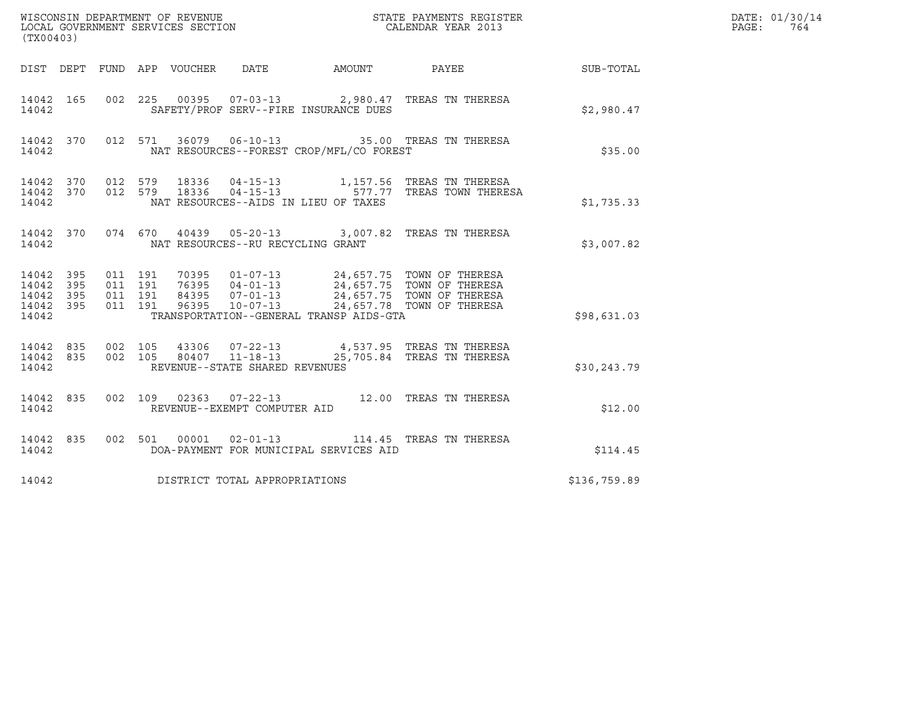WISCONSIN DEPARTMENT OF REVENUE
LOCAL GOVERNMENT SERVICES SECTION
(TX00403)

STATE PAYMENTS REGISTER
CALENDAR YEAR 2013

DATE: 01/30/14
PAGE: 764

| DIST | DEPT | FUND | APP | VOUCHER | DATE | AMOUNT | PAYEE | SUB-TOTAL |
|---|---|---|---|---|---|---|---|---|
| 14042 | 165 | 002 | 225 | 00395 | 07-03-13 | 2,980.47 | TREAS TN THERESA | |
| 14042 | | | | SAFETY/PROF SERV--FIRE INSURANCE DUES | | | | $2,980.47 |
| 14042 | 370 | 012 | 571 | 36079 | 06-10-13 | 35.00 | TREAS TN THERESA | |
| 14042 | | | | NAT RESOURCES--FOREST CROP/MFL/CO FOREST | | | | $35.00 |
| 14042 | 370 | 012 | 579 | 18336 | 04-15-13 | 1,157.56 | TREAS TN THERESA | |
| 14042 | 370 | 012 | 579 | 18336 | 04-15-13 | 577.77 | TREAS TOWN THERESA | |
| 14042 | | | | NAT RESOURCES--AIDS IN LIEU OF TAXES | | | | $1,735.33 |
| 14042 | 370 | 074 | 670 | 40439 | 05-20-13 | 3,007.82 | TREAS TN THERESA | |
| 14042 | | | | NAT RESOURCES--RU RECYCLING GRANT | | | | $3,007.82 |
| 14042 | 395 | 011 | 191 | 70395 | 01-07-13 | 24,657.75 | TOWN OF THERESA | |
| 14042 | 395 | 011 | 191 | 76395 | 04-01-13 | 24,657.75 | TOWN OF THERESA | |
| 14042 | 395 | 011 | 191 | 84395 | 07-01-13 | 24,657.75 | TOWN OF THERESA | |
| 14042 | 395 | 011 | 191 | 96395 | 10-07-13 | 24,657.78 | TOWN OF THERESA | |
| 14042 | | | | TRANSPORTATION--GENERAL TRANSP AIDS-GTA | | | | $98,631.03 |
| 14042 | 835 | 002 | 105 | 43306 | 07-22-13 | 4,537.95 | TREAS TN THERESA | |
| 14042 | 835 | 002 | 105 | 80407 | 11-18-13 | 25,705.84 | TREAS TN THERESA | |
| 14042 | | | | REVENUE--STATE SHARED REVENUES | | | | $30,243.79 |
| 14042 | 835 | 002 | 109 | 02363 | 07-22-13 | 12.00 | TREAS TN THERESA | |
| 14042 | | | | REVENUE--EXEMPT COMPUTER AID | | | | $12.00 |
| 14042 | 835 | 002 | 501 | 00001 | 02-01-13 | 114.45 | TREAS TN THERESA | |
| 14042 | | | | DOA-PAYMENT FOR MUNICIPAL SERVICES AID | | | | $114.45 |
| 14042 | | | | DISTRICT TOTAL APPROPRIATIONS | | | | $136,759.89 |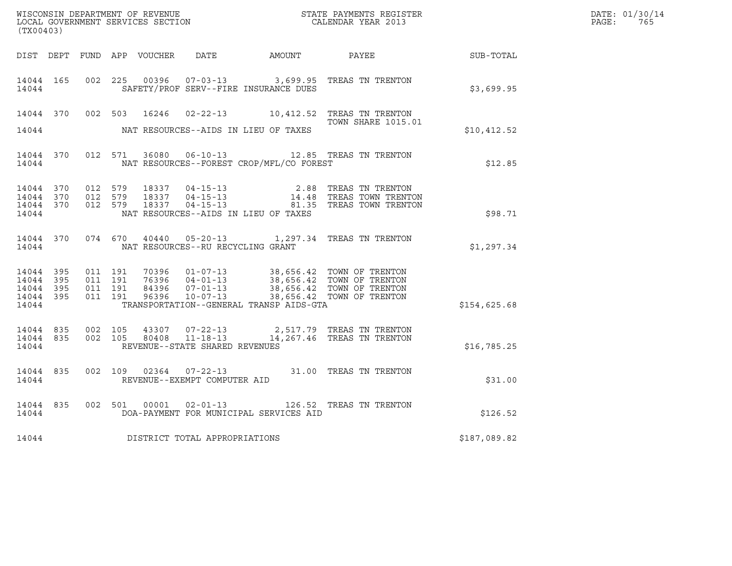WISCONSIN DEPARTMENT OF REVENUE
LOCAL GOVERNMENT SERVICES SECTION
(TX00403)

STATE PAYMENTS REGISTER
CALENDAR YEAR 2013

DATE: 01/30/14
PAGE: 765

| DIST | DEPT | FUND | APP | VOUCHER | DATE | AMOUNT | PAYEE | SUB-TOTAL |
|---|---|---|---|---|---|---|---|---|
| 14044 | 165 | 002 | 225 | 00396 | 07-03-13 | 3,699.95 | TREAS TN TRENTON | |
| 14044 | | | | | SAFETY/PROF SERV--FIRE INSURANCE DUES | | | $3,699.95 |
| 14044 | 370 | 002 | 503 | 16246 | 02-22-13 | 10,412.52 | TREAS TN TRENTON TOWN SHARE 1015.01 | |
| 14044 | | | | | NAT RESOURCES--AIDS IN LIEU OF TAXES | | | $10,412.52 |
| 14044 | 370 | 012 | 571 | 36080 | 06-10-13 | 12.85 | TREAS TN TRENTON | |
| 14044 | | | | | NAT RESOURCES--FOREST CROP/MFL/CO FOREST | | | $12.85 |
| 14044 | 370 | 012 | 579 | 18337 | 04-15-13 | 2.88 | TREAS TN TRENTON | |
| 14044 | 370 | 012 | 579 | 18337 | 04-15-13 | 14.48 | TREAS TOWN TRENTON | |
| 14044 | 370 | 012 | 579 | 18337 | 04-15-13 | 81.35 | TREAS TOWN TRENTON | |
| 14044 | | | | | NAT RESOURCES--AIDS IN LIEU OF TAXES | | | $98.71 |
| 14044 | 370 | 074 | 670 | 40440 | 05-20-13 | 1,297.34 | TREAS TN TRENTON | |
| 14044 | | | | | NAT RESOURCES--RU RECYCLING GRANT | | | $1,297.34 |
| 14044 | 395 | 011 | 191 | 70396 | 01-07-13 | 38,656.42 | TOWN OF TRENTON | |
| 14044 | 395 | 011 | 191 | 76396 | 04-01-13 | 38,656.42 | TOWN OF TRENTON | |
| 14044 | 395 | 011 | 191 | 84396 | 07-01-13 | 38,656.42 | TOWN OF TRENTON | |
| 14044 | 395 | 011 | 191 | 96396 | 10-07-13 | 38,656.42 | TOWN OF TRENTON | |
| 14044 | | | | | TRANSPORTATION--GENERAL TRANSP AIDS-GTA | | | $154,625.68 |
| 14044 | 835 | 002 | 105 | 43307 | 07-22-13 | 2,517.79 | TREAS TN TRENTON | |
| 14044 | 835 | 002 | 105 | 80408 | 11-18-13 | 14,267.46 | TREAS TN TRENTON | |
| 14044 | | | | | REVENUE--STATE SHARED REVENUES | | | $16,785.25 |
| 14044 | 835 | 002 | 109 | 02364 | 07-22-13 | 31.00 | TREAS TN TRENTON | |
| 14044 | | | | | REVENUE--EXEMPT COMPUTER AID | | | $31.00 |
| 14044 | 835 | 002 | 501 | 00001 | 02-01-13 | 126.52 | TREAS TN TRENTON | |
| 14044 | | | | | DOA-PAYMENT FOR MUNICIPAL SERVICES AID | | | $126.52 |
| 14044 | | | | | DISTRICT TOTAL APPROPRIATIONS | | | $187,089.82 |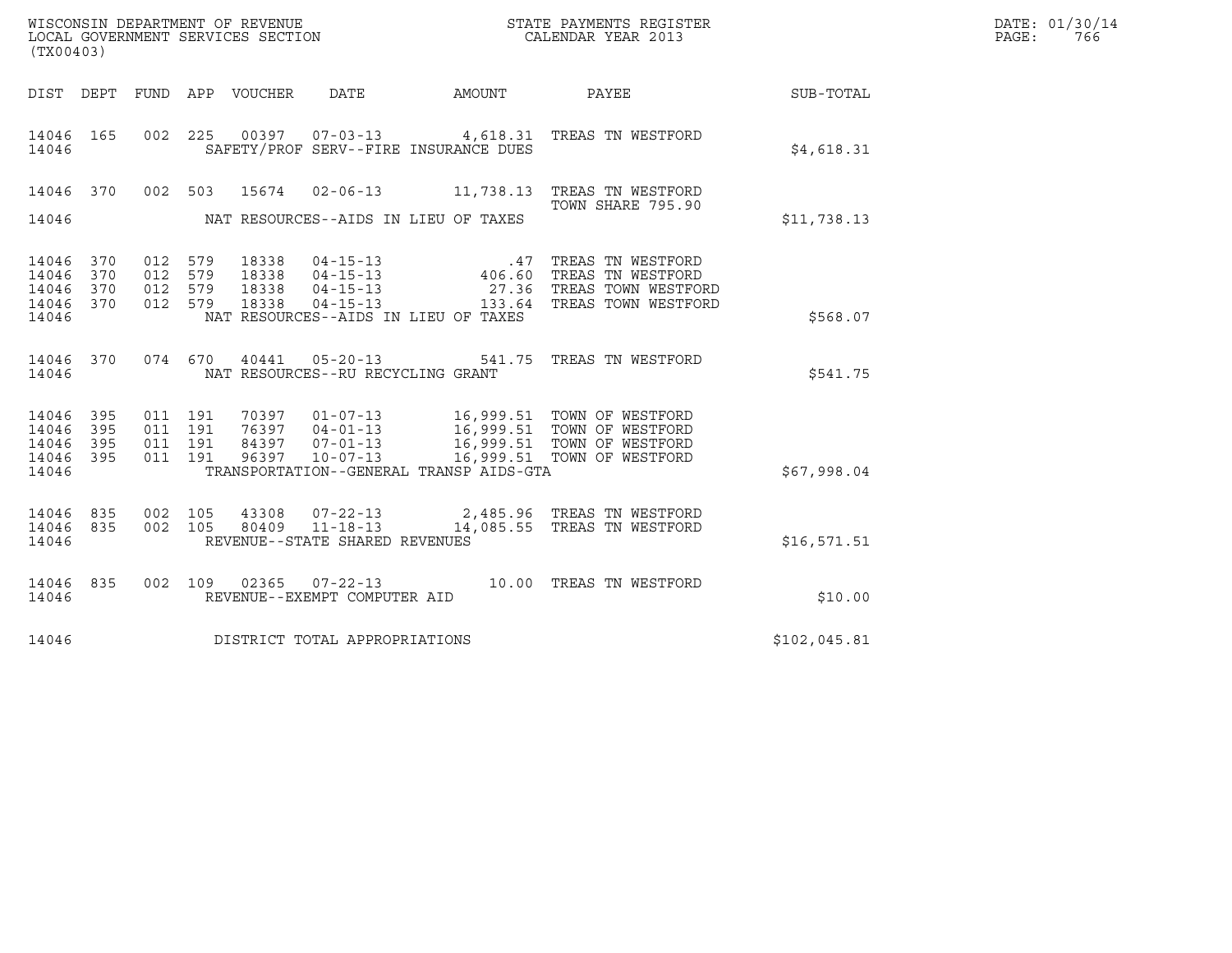WISCONSIN DEPARTMENT OF REVENUE
LOCAL GOVERNMENT SERVICES SECTION
(TX00403)

STATE PAYMENTS REGISTER
CALENDAR YEAR 2013

DATE: 01/30/14
PAGE: 766

| DIST | DEPT | FUND | APP | VOUCHER | DATE | AMOUNT | PAYEE | SUB-TOTAL |
|---|---|---|---|---|---|---|---|---|
| 14046 | 165 | 002 | 225 | 00397 | 07-03-13 | 4,618.31 | TREAS TN WESTFORD | |
| 14046 | | | | | SAFETY/PROF SERV--FIRE INSURANCE DUES | | | $4,618.31 |
| 14046 | 370 | 002 | 503 | 15674 | 02-06-13 | 11,738.13 | TREAS TN WESTFORD TOWN SHARE 795.90 | |
| 14046 | | | | | NAT RESOURCES--AIDS IN LIEU OF TAXES | | | $11,738.13 |
| 14046 | 370 | 012 | 579 | 18338 | 04-15-13 | .47 | TREAS TN WESTFORD | |
| 14046 | 370 | 012 | 579 | 18338 | 04-15-13 | 406.60 | TREAS TN WESTFORD | |
| 14046 | 370 | 012 | 579 | 18338 | 04-15-13 | 27.36 | TREAS TOWN WESTFORD | |
| 14046 | 370 | 012 | 579 | 18338 | 04-15-13 | 133.64 | TREAS TOWN WESTFORD | |
| 14046 | | | | | NAT RESOURCES--AIDS IN LIEU OF TAXES | | | $568.07 |
| 14046 | 370 | 074 | 670 | 40441 | 05-20-13 | 541.75 | TREAS TN WESTFORD | |
| 14046 | | | | | NAT RESOURCES--RU RECYCLING GRANT | | | $541.75 |
| 14046 | 395 | 011 | 191 | 70397 | 01-07-13 | 16,999.51 | TOWN OF WESTFORD | |
| 14046 | 395 | 011 | 191 | 76397 | 04-01-13 | 16,999.51 | TOWN OF WESTFORD | |
| 14046 | 395 | 011 | 191 | 84397 | 07-01-13 | 16,999.51 | TOWN OF WESTFORD | |
| 14046 | 395 | 011 | 191 | 96397 | 10-07-13 | 16,999.51 | TOWN OF WESTFORD | |
| 14046 | | | | | TRANSPORTATION--GENERAL TRANSP AIDS-GTA | | | $67,998.04 |
| 14046 | 835 | 002 | 105 | 43308 | 07-22-13 | 2,485.96 | TREAS TN WESTFORD | |
| 14046 | 835 | 002 | 105 | 80409 | 11-18-13 | 14,085.55 | TREAS TN WESTFORD | |
| 14046 | | | | | REVENUE--STATE SHARED REVENUES | | | $16,571.51 |
| 14046 | 835 | 002 | 109 | 02365 | 07-22-13 | 10.00 | TREAS TN WESTFORD | |
| 14046 | | | | | REVENUE--EXEMPT COMPUTER AID | | | $10.00 |
| 14046 | | | | | DISTRICT TOTAL APPROPRIATIONS | | | $102,045.81 |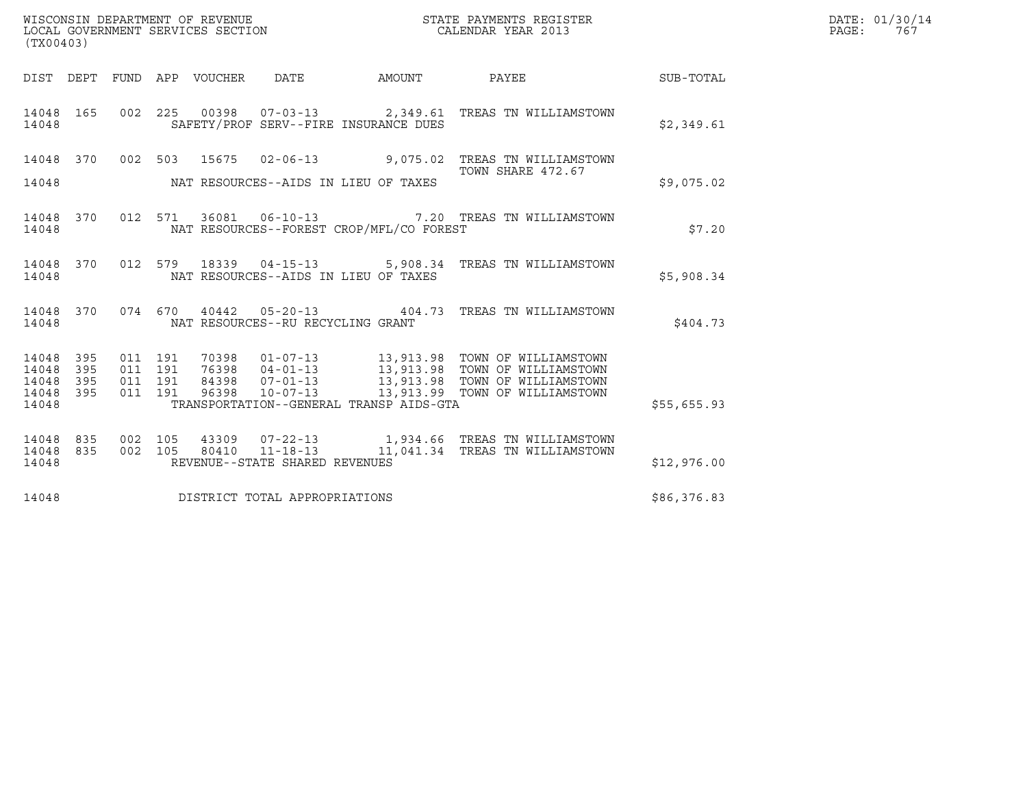WISCONSIN DEPARTMENT OF REVENUE
LOCAL GOVERNMENT SERVICES SECTION
(TX00403)

STATE PAYMENTS REGISTER
CALENDAR YEAR 2013

DATE: 01/30/14
PAGE: 767

| DIST | DEPT | FUND | APP | VOUCHER | DATE | AMOUNT | PAYEE | SUB-TOTAL |
|---|---|---|---|---|---|---|---|---|
| 14048 | 165 | 002 | 225 | 00398 | 07-03-13 | 2,349.61 | TREAS TN WILLIAMSTOWN | |
| 14048 | | | | | SAFETY/PROF SERV--FIRE INSURANCE DUES | | | $2,349.61 |
| 14048 | 370 | 002 | 503 | 15675 | 02-06-13 | 9,075.02 | TREAS TN WILLIAMSTOWN<br>TOWN SHARE 472.67 | |
| 14048 | | | | | NAT RESOURCES--AIDS IN LIEU OF TAXES | | | $9,075.02 |
| 14048 | 370 | 012 | 571 | 36081 | 06-10-13 | 7.20 | TREAS TN WILLIAMSTOWN | |
| 14048 | | | | | NAT RESOURCES--FOREST CROP/MFL/CO FOREST | | | $7.20 |
| 14048 | 370 | 012 | 579 | 18339 | 04-15-13 | 5,908.34 | TREAS TN WILLIAMSTOWN | |
| 14048 | | | | | NAT RESOURCES--AIDS IN LIEU OF TAXES | | | $5,908.34 |
| 14048 | 370 | 074 | 670 | 40442 | 05-20-13 | 404.73 | TREAS TN WILLIAMSTOWN | |
| 14048 | | | | | NAT RESOURCES--RU RECYCLING GRANT | | | $404.73 |
| 14048 | 395 | 011 | 191 | 70398 | 01-07-13 | 13,913.98 | TOWN OF WILLIAMSTOWN | |
| 14048 | 395 | 011 | 191 | 76398 | 04-01-13 | 13,913.98 | TOWN OF WILLIAMSTOWN | |
| 14048 | 395 | 011 | 191 | 84398 | 07-01-13 | 13,913.98 | TOWN OF WILLIAMSTOWN | |
| 14048 | 395 | 011 | 191 | 96398 | 10-07-13 | 13,913.99 | TOWN OF WILLIAMSTOWN | |
| 14048 | | | | | TRANSPORTATION--GENERAL TRANSP AIDS-GTA | | | $55,655.93 |
| 14048 | 835 | 002 | 105 | 43309 | 07-22-13 | 1,934.66 | TREAS TN WILLIAMSTOWN | |
| 14048 | 835 | 002 | 105 | 80410 | 11-18-13 | 11,041.34 | TREAS TN WILLIAMSTOWN | |
| 14048 | | | | | REVENUE--STATE SHARED REVENUES | | | $12,976.00 |
| 14048 | | | | | DISTRICT TOTAL APPROPRIATIONS | | | $86,376.83 |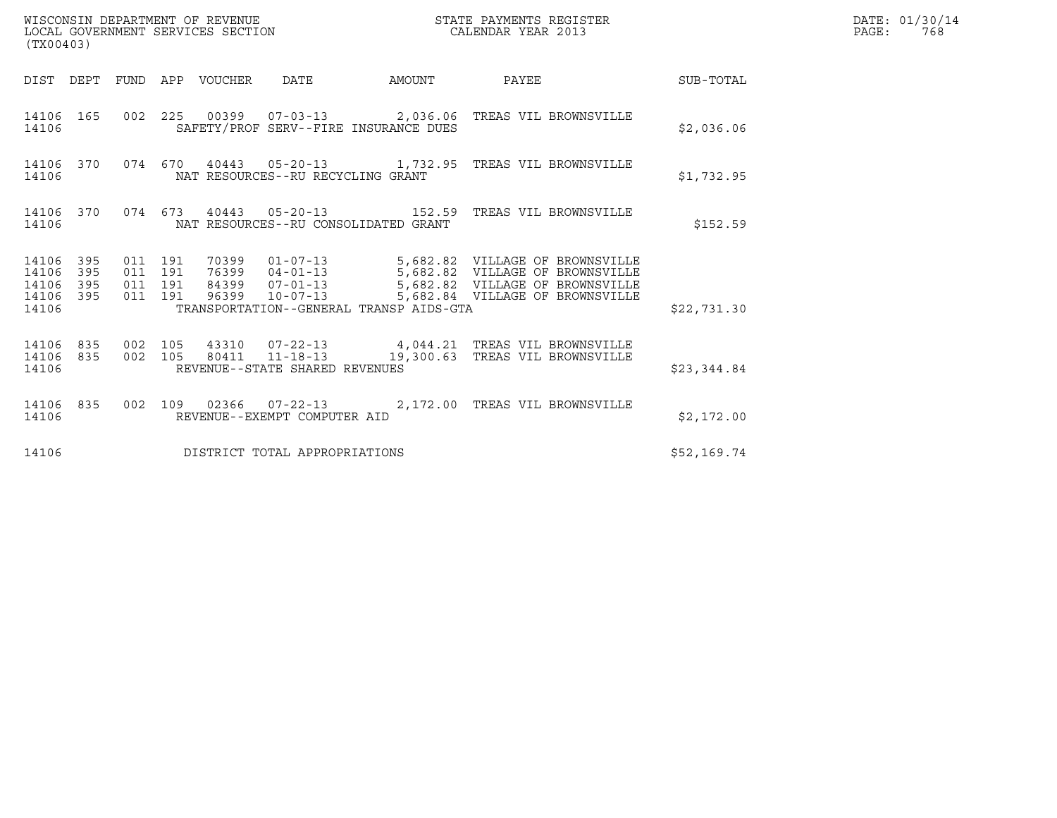WISCONSIN DEPARTMENT OF REVENUE
LOCAL GOVERNMENT SERVICES SECTION
(TX00403)

STATE PAYMENTS REGISTER
CALENDAR YEAR 2013

DATE: 01/30/14
PAGE: 768

| DIST | DEPT | FUND | APP | VOUCHER | DATE | AMOUNT | PAYEE | SUB-TOTAL |
|---|---|---|---|---|---|---|---|---|
| 14106 | 165 | 002 | 225 | 00399 | 07-03-13 | 2,036.06 | TREAS VIL BROWNSVILLE | |
| 14106 | | | | SAFETY/PROF SERV--FIRE INSURANCE DUES | | | | $2,036.06 |
| 14106 | 370 | 074 | 670 | 40443 | 05-20-13 | 1,732.95 | TREAS VIL BROWNSVILLE | |
| 14106 | | | | NAT RESOURCES--RU RECYCLING GRANT | | | | $1,732.95 |
| 14106 | 370 | 074 | 673 | 40443 | 05-20-13 | 152.59 | TREAS VIL BROWNSVILLE | |
| 14106 | | | | NAT RESOURCES--RU CONSOLIDATED GRANT | | | | $152.59 |
| 14106 | 395 | 011 | 191 | 70399 | 01-07-13 | 5,682.82 | VILLAGE OF BROWNSVILLE | |
| 14106 | 395 | 011 | 191 | 76399 | 04-01-13 | 5,682.82 | VILLAGE OF BROWNSVILLE | |
| 14106 | 395 | 011 | 191 | 84399 | 07-01-13 | 5,682.82 | VILLAGE OF BROWNSVILLE | |
| 14106 | 395 | 011 | 191 | 96399 | 10-07-13 | 5,682.84 | VILLAGE OF BROWNSVILLE | |
| 14106 | | | | TRANSPORTATION--GENERAL TRANSP AIDS-GTA | | | | $22,731.30 |
| 14106 | 835 | 002 | 105 | 43310 | 07-22-13 | 4,044.21 | TREAS VIL BROWNSVILLE | |
| 14106 | 835 | 002 | 105 | 80411 | 11-18-13 | 19,300.63 | TREAS VIL BROWNSVILLE | |
| 14106 | | | | REVENUE--STATE SHARED REVENUES | | | | $23,344.84 |
| 14106 | 835 | 002 | 109 | 02366 | 07-22-13 | 2,172.00 | TREAS VIL BROWNSVILLE | |
| 14106 | | | | REVENUE--EXEMPT COMPUTER AID | | | | $2,172.00 |
| 14106 | | | | DISTRICT TOTAL APPROPRIATIONS | | | | $52,169.74 |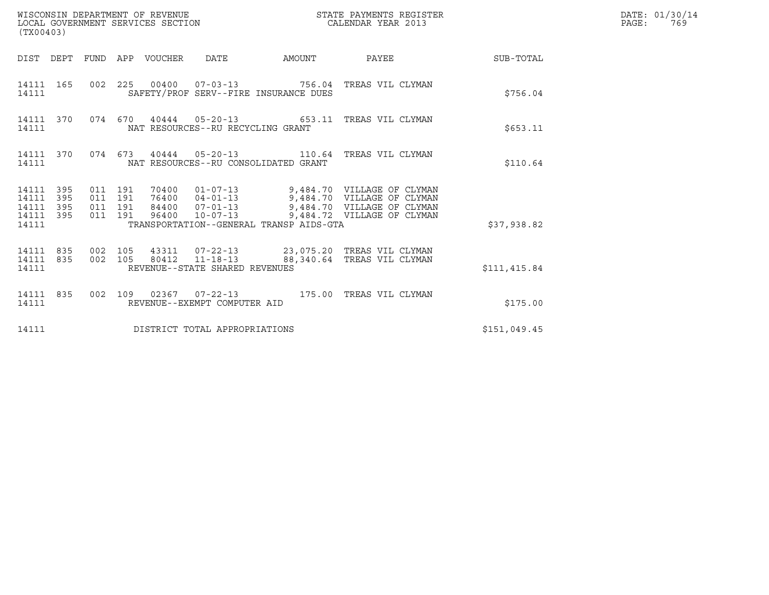WISCONSIN DEPARTMENT OF REVENUE
LOCAL GOVERNMENT SERVICES SECTION
(TX00403)

STATE PAYMENTS REGISTER
CALENDAR YEAR 2013

DATE: 01/30/14
PAGE: 769

| DIST | DEPT | FUND | APP | VOUCHER | DATE | AMOUNT | PAYEE | SUB-TOTAL |
|---|---|---|---|---|---|---|---|---|
| 14111 | 165 | 002 | 225 | 00400 | 07-03-13 | 756.04 | TREAS VIL CLYMAN | |
| 14111 | | | | SAFETY/PROF SERV--FIRE INSURANCE DUES | | | | $756.04 |
| 14111 | 370 | 074 | 670 | 40444 | 05-20-13 | 653.11 | TREAS VIL CLYMAN | |
| 14111 | | | | NAT RESOURCES--RU RECYCLING GRANT | | | | $653.11 |
| 14111 | 370 | 074 | 673 | 40444 | 05-20-13 | 110.64 | TREAS VIL CLYMAN | |
| 14111 | | | | NAT RESOURCES--RU CONSOLIDATED GRANT | | | | $110.64 |
| 14111 | 395 | 011 | 191 | 70400 | 01-07-13 | 9,484.70 | VILLAGE OF CLYMAN | |
| 14111 | 395 | 011 | 191 | 76400 | 04-01-13 | 9,484.70 | VILLAGE OF CLYMAN | |
| 14111 | 395 | 011 | 191 | 84400 | 07-01-13 | 9,484.70 | VILLAGE OF CLYMAN | |
| 14111 | 395 | 011 | 191 | 96400 | 10-07-13 | 9,484.72 | VILLAGE OF CLYMAN | |
| 14111 | | | | TRANSPORTATION--GENERAL TRANSP AIDS-GTA | | | | $37,938.82 |
| 14111 | 835 | 002 | 105 | 43311 | 07-22-13 | 23,075.20 | TREAS VIL CLYMAN | |
| 14111 | 835 | 002 | 105 | 80412 | 11-18-13 | 88,340.64 | TREAS VIL CLYMAN | |
| 14111 | | | | REVENUE--STATE SHARED REVENUES | | | | $111,415.84 |
| 14111 | 835 | 002 | 109 | 02367 | 07-22-13 | 175.00 | TREAS VIL CLYMAN | |
| 14111 | | | | REVENUE--EXEMPT COMPUTER AID | | | | $175.00 |
| 14111 | | | | DISTRICT TOTAL APPROPRIATIONS | | | | $151,049.45 |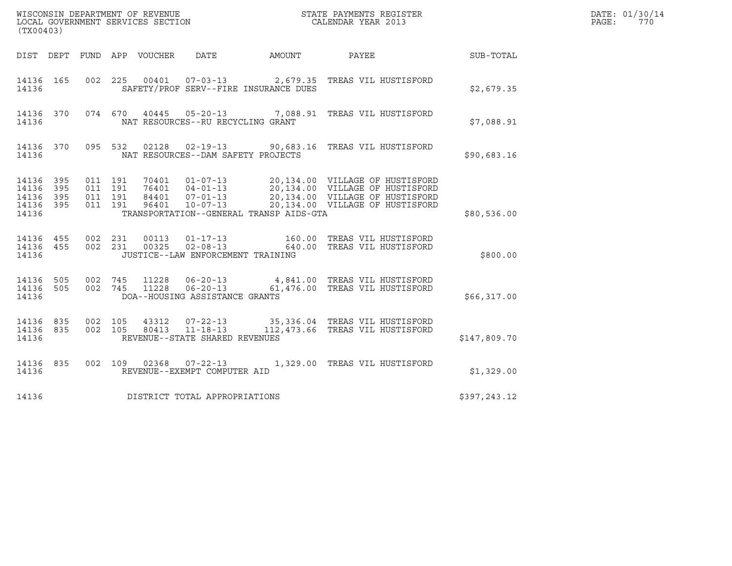WISCONSIN DEPARTMENT OF REVENUE
LOCAL GOVERNMENT SERVICES SECTION
(TX00403)

STATE PAYMENTS REGISTER
CALENDAR YEAR 2013

DATE: 01/30/14

| DIST | DEPT | FUND | APP | VOUCHER | DATE | AMOUNT | PAYEE | SUB-TOTAL |
|---|---|---|---|---|---|---|---|---|
| 14136 | 165 | 002 | 225 | 00401 | 07-03-13 | 2,679.35 | TREAS VIL HUSTISFORD | |
| 14136 | | | | | SAFETY/PROF SERV--FIRE INSURANCE DUES | | | $2,679.35 |
| 14136 | 370 | 074 | 670 | 40445 | 05-20-13 | 7,088.91 | TREAS VIL HUSTISFORD | |
| 14136 | | | | | NAT RESOURCES--RU RECYCLING GRANT | | | $7,088.91 |
| 14136 | 370 | 095 | 532 | 02128 | 02-19-13 | 90,683.16 | TREAS VIL HUSTISFORD | |
| 14136 | | | | | NAT RESOURCES--DAM SAFETY PROJECTS | | | $90,683.16 |
| 14136 | 395 | 011 | 191 | 70401 | 01-07-13 | 20,134.00 | VILLAGE OF HUSTISFORD | |
| 14136 | 395 | 011 | 191 | 76401 | 04-01-13 | 20,134.00 | VILLAGE OF HUSTISFORD | |
| 14136 | 395 | 011 | 191 | 84401 | 07-01-13 | 20,134.00 | VILLAGE OF HUSTISFORD | |
| 14136 | 395 | 011 | 191 | 96401 | 10-07-13 | 20,134.00 | VILLAGE OF HUSTISFORD | |
| 14136 | | | | | TRANSPORTATION--GENERAL TRANSP AIDS-GTA | | | $80,536.00 |
| 14136 | 455 | 002 | 231 | 00113 | 01-17-13 | 160.00 | TREAS VIL HUSTISFORD | |
| 14136 | 455 | 002 | 231 | 00325 | 02-08-13 | 640.00 | TREAS VIL HUSTISFORD | |
| 14136 | | | | | JUSTICE--LAW ENFORCEMENT TRAINING | | | $800.00 |
| 14136 | 505 | 002 | 745 | 11228 | 06-20-13 | 4,841.00 | TREAS VIL HUSTISFORD | |
| 14136 | 505 | 002 | 745 | 11228 | 06-20-13 | 61,476.00 | TREAS VIL HUSTISFORD | |
| 14136 | | | | | DOA--HOUSING ASSISTANCE GRANTS | | | $66,317.00 |
| 14136 | 835 | 002 | 105 | 43312 | 07-22-13 | 35,336.04 | TREAS VIL HUSTISFORD | |
| 14136 | 835 | 002 | 105 | 80413 | 11-18-13 | 112,473.66 | TREAS VIL HUSTISFORD | |
| 14136 | | | | | REVENUE--STATE SHARED REVENUES | | | $147,809.70 |
| 14136 | 835 | 002 | 109 | 02368 | 07-22-13 | 1,329.00 | TREAS VIL HUSTISFORD | |
| 14136 | | | | | REVENUE--EXEMPT COMPUTER AID | | | $1,329.00 |
| 14136 | | | | | DISTRICT TOTAL APPROPRIATIONS | | | $397,243.12 |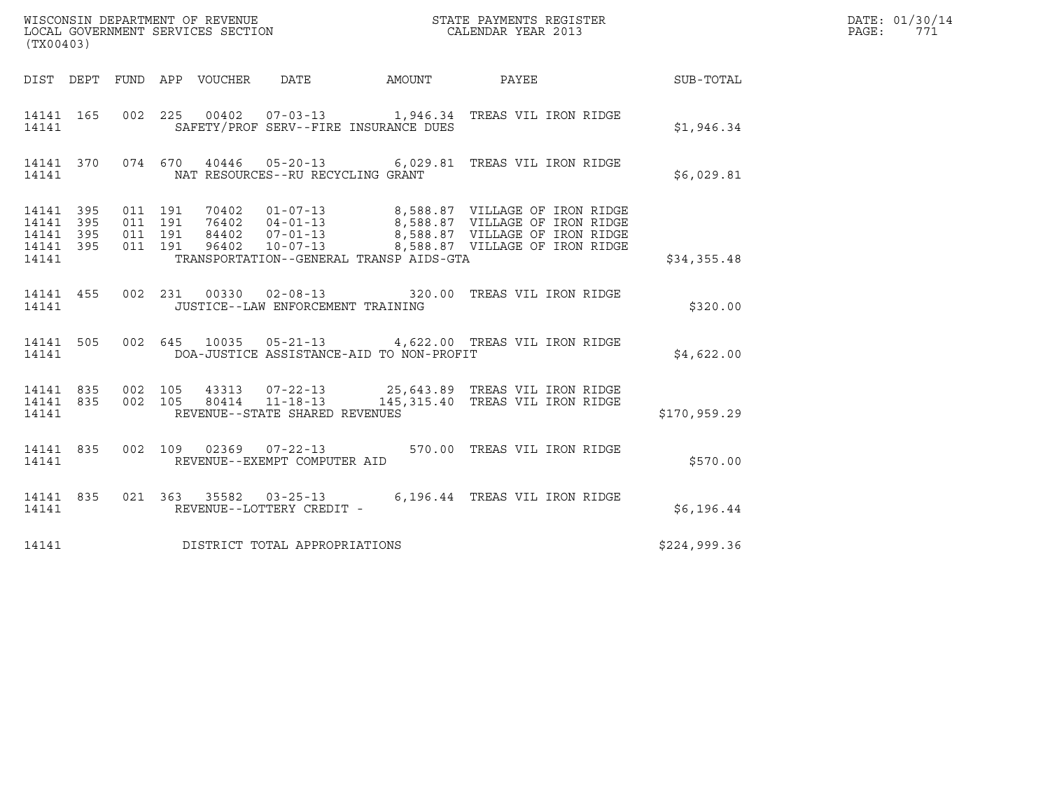WISCONSIN DEPARTMENT OF REVENUE
LOCAL GOVERNMENT SERVICES SECTION
(TX00403)

STATE PAYMENTS REGISTER
CALENDAR YEAR 2013

DATE: 01/30/14
PAGE: 771

| DIST | DEPT | FUND | APP | VOUCHER | DATE | AMOUNT | PAYEE | SUB-TOTAL |
|---|---|---|---|---|---|---|---|---|
| 14141 | 165 | 002 | 225 | 00402 | 07-03-13 | 1,946.34 | TREAS VIL IRON RIDGE | |
| 14141 | | | | SAFETY/PROF SERV--FIRE INSURANCE DUES | | | | $1,946.34 |
| 14141 | 370 | 074 | 670 | 40446 | 05-20-13 | 6,029.81 | TREAS VIL IRON RIDGE | |
| 14141 | | | | NAT RESOURCES--RU RECYCLING GRANT | | | | $6,029.81 |
| 14141 | 395 | 011 | 191 | 70402 | 01-07-13 | 8,588.87 | VILLAGE OF IRON RIDGE | |
| 14141 | 395 | 011 | 191 | 76402 | 04-01-13 | 8,588.87 | VILLAGE OF IRON RIDGE | |
| 14141 | 395 | 011 | 191 | 84402 | 07-01-13 | 8,588.87 | VILLAGE OF IRON RIDGE | |
| 14141 | 395 | 011 | 191 | 96402 | 10-07-13 | 8,588.87 | VILLAGE OF IRON RIDGE | |
| 14141 | | | | TRANSPORTATION--GENERAL TRANSP AIDS-GTA | | | | $34,355.48 |
| 14141 | 455 | 002 | 231 | 00330 | 02-08-13 | 320.00 | TREAS VIL IRON RIDGE | |
| 14141 | | | | JUSTICE--LAW ENFORCEMENT TRAINING | | | | $320.00 |
| 14141 | 505 | 002 | 645 | 10035 | 05-21-13 | 4,622.00 | TREAS VIL IRON RIDGE | |
| 14141 | | | | DOA-JUSTICE ASSISTANCE-AID TO NON-PROFIT | | | | $4,622.00 |
| 14141 | 835 | 002 | 105 | 43313 | 07-22-13 | 25,643.89 | TREAS VIL IRON RIDGE | |
| 14141 | 835 | 002 | 105 | 80414 | 11-18-13 | 145,315.40 | TREAS VIL IRON RIDGE | |
| 14141 | | | | REVENUE--STATE SHARED REVENUES | | | | $170,959.29 |
| 14141 | 835 | 002 | 109 | 02369 | 07-22-13 | 570.00 | TREAS VIL IRON RIDGE | |
| 14141 | | | | REVENUE--EXEMPT COMPUTER AID | | | | $570.00 |
| 14141 | 835 | 021 | 363 | 35582 | 03-25-13 | 6,196.44 | TREAS VIL IRON RIDGE | |
| 14141 | | | | REVENUE--LOTTERY CREDIT - | | | | $6,196.44 |
| 14141 | | | | DISTRICT TOTAL APPROPRIATIONS | | | | $224,999.36 |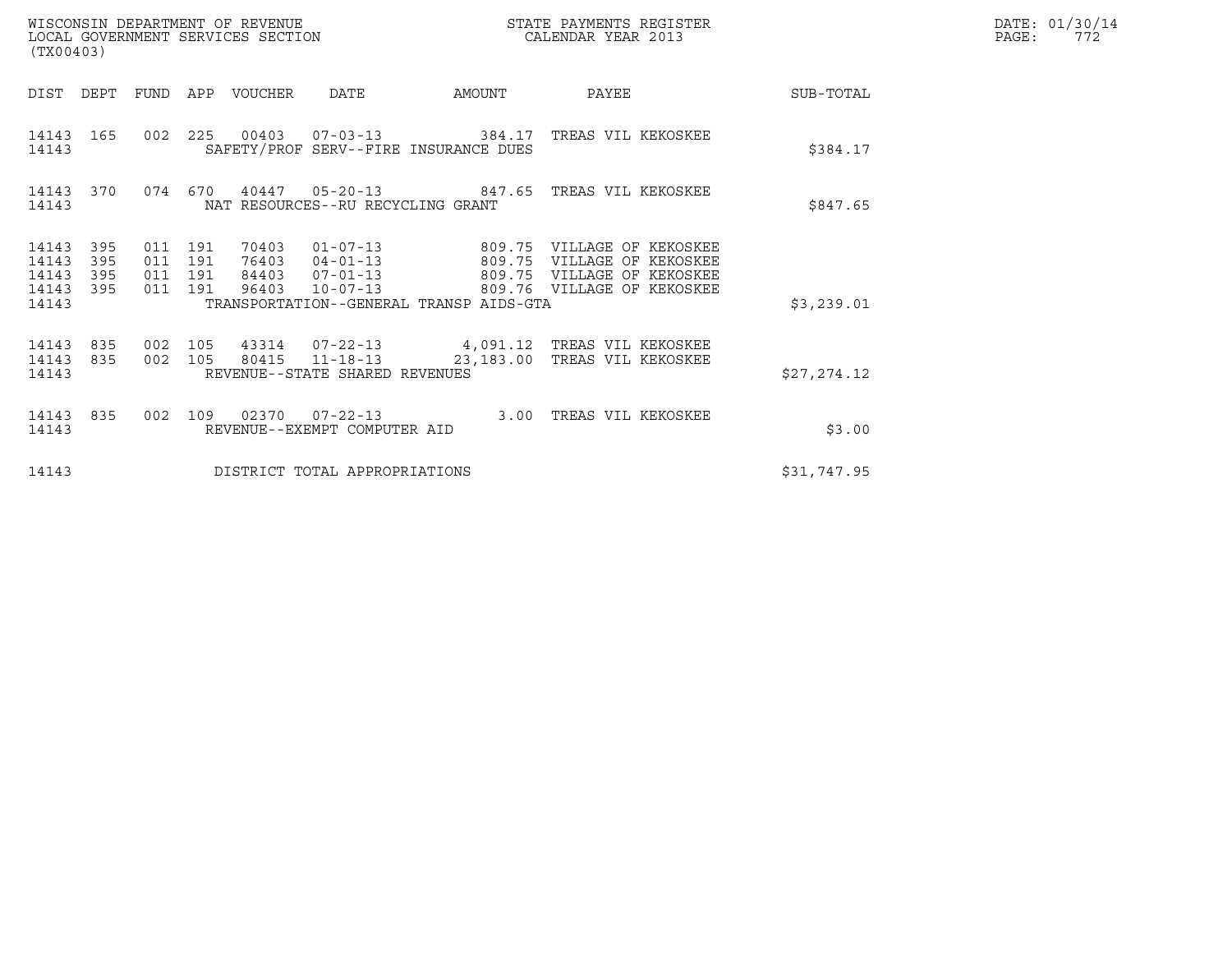WISCONSIN DEPARTMENT OF REVENUE
LOCAL GOVERNMENT SERVICES SECTION
(TX00403)

STATE PAYMENTS REGISTER
CALENDAR YEAR 2013

DATE: 01/30/14
PAGE: 772

| DIST | DEPT | FUND | APP | VOUCHER | DATE | AMOUNT | PAYEE | SUB-TOTAL |
|---|---|---|---|---|---|---|---|---|
| 14143 | 165 | 002 | 225 | 00403 | 07-03-13 | 384.17 | TREAS VIL KEKOSKEE | |
| 14143 | | | | SAFETY/PROF SERV--FIRE INSURANCE DUES | | | | $384.17 |
| 14143 | 370 | 074 | 670 | 40447 | 05-20-13 | 847.65 | TREAS VIL KEKOSKEE | |
| 14143 | | | | NAT RESOURCES--RU RECYCLING GRANT | | | | $847.65 |
| 14143 | 395 | 011 | 191 | 70403 | 01-07-13 | 809.75 | VILLAGE OF KEKOSKEE | |
| 14143 | 395 | 011 | 191 | 76403 | 04-01-13 | 809.75 | VILLAGE OF KEKOSKEE | |
| 14143 | 395 | 011 | 191 | 84403 | 07-01-13 | 809.75 | VILLAGE OF KEKOSKEE | |
| 14143 | 395 | 011 | 191 | 96403 | 10-07-13 | 809.76 | VILLAGE OF KEKOSKEE | |
| 14143 | | | | TRANSPORTATION--GENERAL TRANSP AIDS-GTA | | | | $3,239.01 |
| 14143 | 835 | 002 | 105 | 43314 | 07-22-13 | 4,091.12 | TREAS VIL KEKOSKEE | |
| 14143 | 835 | 002 | 105 | 80415 | 11-18-13 | 23,183.00 | TREAS VIL KEKOSKEE | |
| 14143 | | | | REVENUE--STATE SHARED REVENUES | | | | $27,274.12 |
| 14143 | 835 | 002 | 109 | 02370 | 07-22-13 | 3.00 | TREAS VIL KEKOSKEE | |
| 14143 | | | | REVENUE--EXEMPT COMPUTER AID | | | | $3.00 |
| 14143 | | | | DISTRICT TOTAL APPROPRIATIONS | | | | $31,747.95 |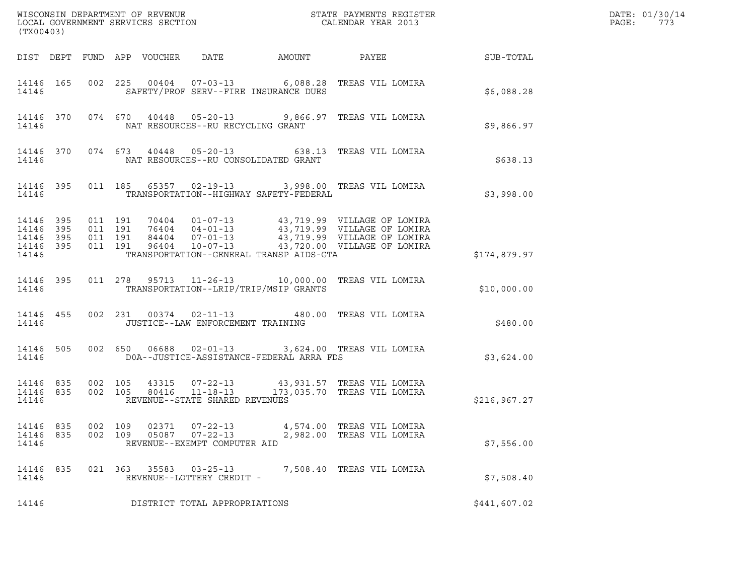WISCONSIN DEPARTMENT OF REVENUE
LOCAL GOVERNMENT SERVICES SECTION
(TX00403)

STATE PAYMENTS REGISTER
CALENDAR YEAR 2013

DATE: 01/30/14
PAGE: 773

| DIST | DEPT | FUND | APP | VOUCHER | DATE | AMOUNT | PAYEE | SUB-TOTAL |
|---|---|---|---|---|---|---|---|---|
| 14146 | 165 | 002 | 225 | 00404 | 07-03-13 | 6,088.28 | TREAS VIL LOMIRA | |
| 14146 | | | | SAFETY/PROF SERV--FIRE INSURANCE DUES | | | | $6,088.28 |
| 14146 | 370 | 074 | 670 | 40448 | 05-20-13 | 9,866.97 | TREAS VIL LOMIRA | |
| 14146 | | | | NAT RESOURCES--RU RECYCLING GRANT | | | | $9,866.97 |
| 14146 | 370 | 074 | 673 | 40448 | 05-20-13 | 638.13 | TREAS VIL LOMIRA | |
| 14146 | | | | NAT RESOURCES--RU CONSOLIDATED GRANT | | | | $638.13 |
| 14146 | 395 | 011 | 185 | 65357 | 02-19-13 | 3,998.00 | TREAS VIL LOMIRA | |
| 14146 | | | | TRANSPORTATION--HIGHWAY SAFETY-FEDERAL | | | | $3,998.00 |
| 14146 | 395 | 011 | 191 | 70404 | 01-07-13 | 43,719.99 | VILLAGE OF LOMIRA | |
| 14146 | 395 | 011 | 191 | 76404 | 04-01-13 | 43,719.99 | VILLAGE OF LOMIRA | |
| 14146 | 395 | 011 | 191 | 84404 | 07-01-13 | 43,719.99 | VILLAGE OF LOMIRA | |
| 14146 | 395 | 011 | 191 | 96404 | 10-07-13 | 43,720.00 | VILLAGE OF LOMIRA | |
| 14146 | | | | TRANSPORTATION--GENERAL TRANSP AIDS-GTA | | | | $174,879.97 |
| 14146 | 395 | 011 | 278 | 95713 | 11-26-13 | 10,000.00 | TREAS VIL LOMIRA | |
| 14146 | | | | TRANSPORTATION--LRIP/TRIP/MSIP GRANTS | | | | $10,000.00 |
| 14146 | 455 | 002 | 231 | 00374 | 02-11-13 | 480.00 | TREAS VIL LOMIRA | |
| 14146 | | | | JUSTICE--LAW ENFORCEMENT TRAINING | | | | $480.00 |
| 14146 | 505 | 002 | 650 | 06688 | 02-01-13 | 3,624.00 | TREAS VIL LOMIRA | |
| 14146 | | | | DOA--JUSTICE-ASSISTANCE-FEDERAL ARRA FDS | | | | $3,624.00 |
| 14146 | 835 | 002 | 105 | 43315 | 07-22-13 | 43,931.57 | TREAS VIL LOMIRA | |
| 14146 | 835 | 002 | 105 | 80416 | 11-18-13 | 173,035.70 | TREAS VIL LOMIRA | |
| 14146 | | | | REVENUE--STATE SHARED REVENUES | | | | $216,967.27 |
| 14146 | 835 | 002 | 109 | 02371 | 07-22-13 | 4,574.00 | TREAS VIL LOMIRA | |
| 14146 | 835 | 002 | 109 | 05087 | 07-22-13 | 2,982.00 | TREAS VIL LOMIRA | |
| 14146 | | | | REVENUE--EXEMPT COMPUTER AID | | | | $7,556.00 |
| 14146 | 835 | 021 | 363 | 35583 | 03-25-13 | 7,508.40 | TREAS VIL LOMIRA | |
| 14146 | | | | REVENUE--LOTTERY CREDIT - | | | | $7,508.40 |
| 14146 | | | | DISTRICT TOTAL APPROPRIATIONS | | | | $441,607.02 |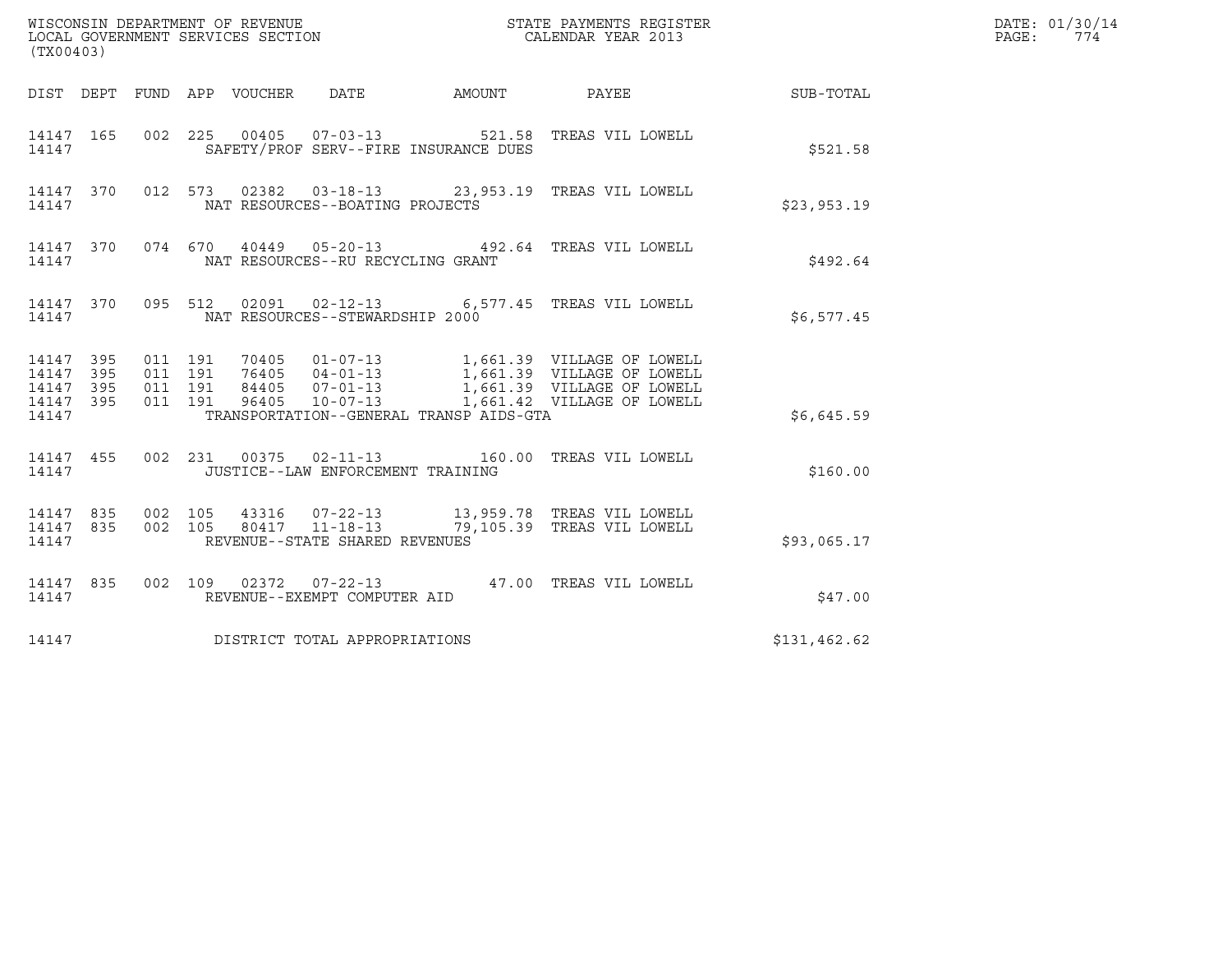WISCONSIN DEPARTMENT OF REVENUE
LOCAL GOVERNMENT SERVICES SECTION
(TX00403)

STATE PAYMENTS REGISTER
CALENDAR YEAR 2013

DATE: 01/30/14
PAGE: 774

| DIST | DEPT | FUND | APP | VOUCHER | DATE | AMOUNT | PAYEE | SUB-TOTAL |
|---|---|---|---|---|---|---|---|---|
| 14147 | 165 | 002 | 225 | 00405 | 07-03-13 | 521.58 | TREAS VIL LOWELL | |
| 14147 | | | | | SAFETY/PROF SERV--FIRE INSURANCE DUES | | | $521.58 |
| 14147 | 370 | 012 | 573 | 02382 | 03-18-13 | 23,953.19 | TREAS VIL LOWELL | |
| 14147 | | | | | NAT RESOURCES--BOATING PROJECTS | | | $23,953.19 |
| 14147 | 370 | 074 | 670 | 40449 | 05-20-13 | 492.64 | TREAS VIL LOWELL | |
| 14147 | | | | | NAT RESOURCES--RU RECYCLING GRANT | | | $492.64 |
| 14147 | 370 | 095 | 512 | 02091 | 02-12-13 | 6,577.45 | TREAS VIL LOWELL | |
| 14147 | | | | | NAT RESOURCES--STEWARDSHIP 2000 | | | $6,577.45 |
| 14147 | 395 | 011 | 191 | 70405 | 01-07-13 | 1,661.39 | VILLAGE OF LOWELL | |
| 14147 | 395 | 011 | 191 | 76405 | 04-01-13 | 1,661.39 | VILLAGE OF LOWELL | |
| 14147 | 395 | 011 | 191 | 84405 | 07-01-13 | 1,661.39 | VILLAGE OF LOWELL | |
| 14147 | 395 | 011 | 191 | 96405 | 10-07-13 | 1,661.42 | VILLAGE OF LOWELL | |
| 14147 | | | | | TRANSPORTATION--GENERAL TRANSP AIDS-GTA | | | $6,645.59 |
| 14147 | 455 | 002 | 231 | 00375 | 02-11-13 | 160.00 | TREAS VIL LOWELL | |
| 14147 | | | | | JUSTICE--LAW ENFORCEMENT TRAINING | | | $160.00 |
| 14147 | 835 | 002 | 105 | 43316 | 07-22-13 | 13,959.78 | TREAS VIL LOWELL | |
| 14147 | 835 | 002 | 105 | 80417 | 11-18-13 | 79,105.39 | TREAS VIL LOWELL | |
| 14147 | | | | | REVENUE--STATE SHARED REVENUES | | | $93,065.17 |
| 14147 | 835 | 002 | 109 | 02372 | 07-22-13 | 47.00 | TREAS VIL LOWELL | |
| 14147 | | | | | REVENUE--EXEMPT COMPUTER AID | | | $47.00 |
| 14147 | | | | | DISTRICT TOTAL APPROPRIATIONS | | | $131,462.62 |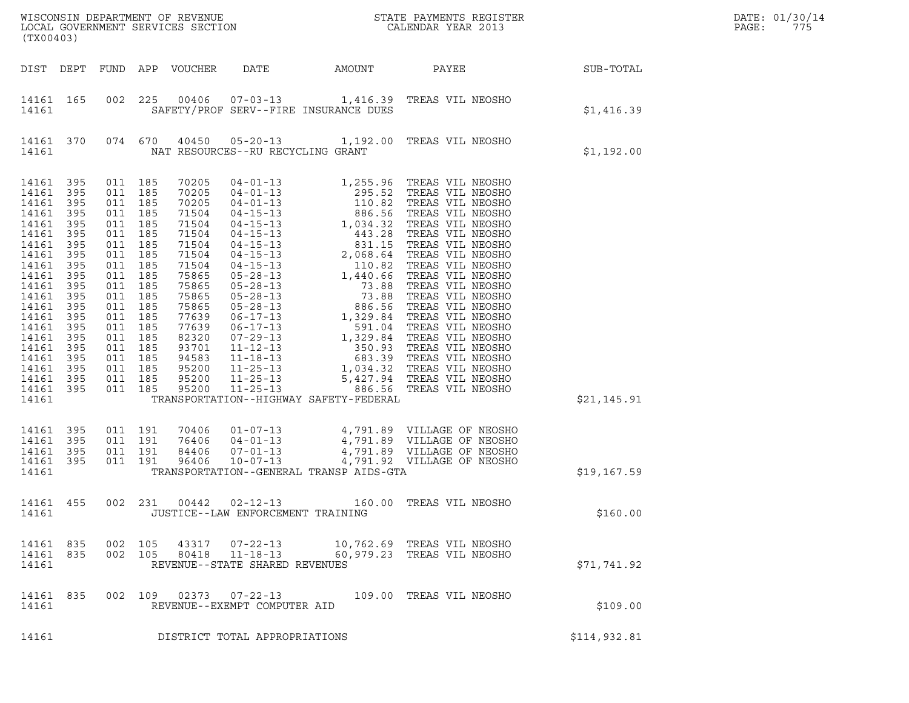WISCONSIN DEPARTMENT OF REVENUE
LOCAL GOVERNMENT SERVICES SECTION
(TX00403)

STATE PAYMENTS REGISTER
CALENDAR YEAR 2013

DATE: 01/30/14
PAGE: 775

| DIST | DEPT | FUND | APP | VOUCHER | DATE | AMOUNT | PAYEE | SUB-TOTAL |
|---|---|---|---|---|---|---|---|---|
| 14161 | 165 | 002 | 225 | 00406 | 07-03-13 | 1,416.39 | TREAS VIL NEOSHO | |
| 14161 | | | | | SAFETY/PROF SERV--FIRE INSURANCE DUES | | | $1,416.39 |
| 14161 | 370 | 074 | 670 | 40450 | 05-20-13 | 1,192.00 | TREAS VIL NEOSHO | |
| 14161 | | | | | NAT RESOURCES--RU RECYCLING GRANT | | | $1,192.00 |
| 14161 | 395 | 011 | 185 | 70205 | 04-01-13 | 1,255.96 | TREAS VIL NEOSHO | |
| 14161 | 395 | 011 | 185 | 70205 | 04-01-13 | 295.52 | TREAS VIL NEOSHO | |
| 14161 | 395 | 011 | 185 | 70205 | 04-01-13 | 110.82 | TREAS VIL NEOSHO | |
| 14161 | 395 | 011 | 185 | 71504 | 04-15-13 | 886.56 | TREAS VIL NEOSHO | |
| 14161 | 395 | 011 | 185 | 71504 | 04-15-13 | 1,034.32 | TREAS VIL NEOSHO | |
| 14161 | 395 | 011 | 185 | 71504 | 04-15-13 | 443.28 | TREAS VIL NEOSHO | |
| 14161 | 395 | 011 | 185 | 71504 | 04-15-13 | 831.15 | TREAS VIL NEOSHO | |
| 14161 | 395 | 011 | 185 | 71504 | 04-15-13 | 2,068.64 | TREAS VIL NEOSHO | |
| 14161 | 395 | 011 | 185 | 71504 | 04-15-13 | 110.82 | TREAS VIL NEOSHO | |
| 14161 | 395 | 011 | 185 | 75865 | 05-28-13 | 1,440.66 | TREAS VIL NEOSHO | |
| 14161 | 395 | 011 | 185 | 75865 | 05-28-13 | 73.88 | TREAS VIL NEOSHO | |
| 14161 | 395 | 011 | 185 | 75865 | 05-28-13 | 73.88 | TREAS VIL NEOSHO | |
| 14161 | 395 | 011 | 185 | 75865 | 05-28-13 | 886.56 | TREAS VIL NEOSHO | |
| 14161 | 395 | 011 | 185 | 77639 | 06-17-13 | 1,329.84 | TREAS VIL NEOSHO | |
| 14161 | 395 | 011 | 185 | 77639 | 06-17-13 | 591.04 | TREAS VIL NEOSHO | |
| 14161 | 395 | 011 | 185 | 82320 | 07-29-13 | 1,329.84 | TREAS VIL NEOSHO | |
| 14161 | 395 | 011 | 185 | 93701 | 11-12-13 | 350.93 | TREAS VIL NEOSHO | |
| 14161 | 395 | 011 | 185 | 94583 | 11-18-13 | 683.39 | TREAS VIL NEOSHO | |
| 14161 | 395 | 011 | 185 | 95200 | 11-25-13 | 1,034.32 | TREAS VIL NEOSHO | |
| 14161 | 395 | 011 | 185 | 95200 | 11-25-13 | 5,427.94 | TREAS VIL NEOSHO | |
| 14161 | 395 | 011 | 185 | 95200 | 11-25-13 | 886.56 | TREAS VIL NEOSHO | |
| 14161 | | | | | TRANSPORTATION--HIGHWAY SAFETY-FEDERAL | | | $21,145.91 |
| 14161 | 395 | 011 | 191 | 70406 | 01-07-13 | 4,791.89 | VILLAGE OF NEOSHO | |
| 14161 | 395 | 011 | 191 | 76406 | 04-01-13 | 4,791.89 | VILLAGE OF NEOSHO | |
| 14161 | 395 | 011 | 191 | 84406 | 07-01-13 | 4,791.89 | VILLAGE OF NEOSHO | |
| 14161 | 395 | 011 | 191 | 96406 | 10-07-13 | 4,791.92 | VILLAGE OF NEOSHO | |
| 14161 | | | | | TRANSPORTATION--GENERAL TRANSP AIDS-GTA | | | $19,167.59 |
| 14161 | 455 | 002 | 231 | 00442 | 02-12-13 | 160.00 | TREAS VIL NEOSHO | |
| 14161 | | | | | JUSTICE--LAW ENFORCEMENT TRAINING | | | $160.00 |
| 14161 | 835 | 002 | 105 | 43317 | 07-22-13 | 10,762.69 | TREAS VIL NEOSHO | |
| 14161 | 835 | 002 | 105 | 80418 | 11-18-13 | 60,979.23 | TREAS VIL NEOSHO | |
| 14161 | | | | | REVENUE--STATE SHARED REVENUES | | | $71,741.92 |
| 14161 | 835 | 002 | 109 | 02373 | 07-22-13 | 109.00 | TREAS VIL NEOSHO | |
| 14161 | | | | | REVENUE--EXEMPT COMPUTER AID | | | $109.00 |
| 14161 | | | | | DISTRICT TOTAL APPROPRIATIONS | | | $114,932.81 |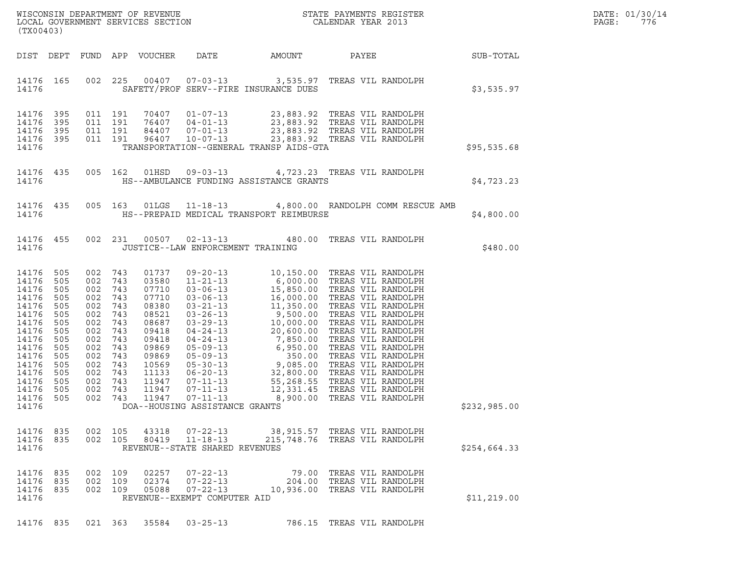WISCONSIN DEPARTMENT OF REVENUE
LOCAL GOVERNMENT SERVICES SECTION
(TX00403)

STATE PAYMENTS REGISTER
CALENDAR YEAR 2013

DATE: 01/30/14
PAGE: 776

| DIST | DEPT | FUND | APP | VOUCHER | DATE | AMOUNT | PAYEE | SUB-TOTAL |
|---|---|---|---|---|---|---|---|---|
| 14176 | 165 | 002 | 225 | 00407 | 07-03-13 | 3,535.97 | TREAS VIL RANDOLPH | |
| 14176 | | | | | SAFETY/PROF SERV--FIRE INSURANCE DUES | | | $3,535.97 |
| 14176 | 395 | 011 | 191 | 70407 | 01-07-13 | 23,883.92 | TREAS VIL RANDOLPH | |
| 14176 | 395 | 011 | 191 | 76407 | 04-01-13 | 23,883.92 | TREAS VIL RANDOLPH | |
| 14176 | 395 | 011 | 191 | 84407 | 07-01-13 | 23,883.92 | TREAS VIL RANDOLPH | |
| 14176 | 395 | 011 | 191 | 96407 | 10-07-13 | 23,883.92 | TREAS VIL RANDOLPH | |
| 14176 | | | | | TRANSPORTATION--GENERAL TRANSP AIDS-GTA | | | $95,535.68 |
| 14176 | 435 | 005 | 162 | 01HSD | 09-03-13 | 4,723.23 | TREAS VIL RANDOLPH | |
| 14176 | | | | | HS--AMBULANCE FUNDING ASSISTANCE GRANTS | | | $4,723.23 |
| 14176 | 435 | 005 | 163 | 01LGS | 11-18-13 | 4,800.00 | RANDOLPH COMM RESCUE AMB | |
| 14176 | | | | | HS--PREPAID MEDICAL TRANSPORT REIMBURSE | | | $4,800.00 |
| 14176 | 455 | 002 | 231 | 00507 | 02-13-13 | 480.00 | TREAS VIL RANDOLPH | |
| 14176 | | | | | JUSTICE--LAW ENFORCEMENT TRAINING | | | $480.00 |
| 14176 | 505 | 002 | 743 | 01737 | 09-20-13 | 10,150.00 | TREAS VIL RANDOLPH | |
| 14176 | 505 | 002 | 743 | 03580 | 11-21-13 | 6,000.00 | TREAS VIL RANDOLPH | |
| 14176 | 505 | 002 | 743 | 07710 | 03-06-13 | 15,850.00 | TREAS VIL RANDOLPH | |
| 14176 | 505 | 002 | 743 | 07710 | 03-06-13 | 16,000.00 | TREAS VIL RANDOLPH | |
| 14176 | 505 | 002 | 743 | 08380 | 03-21-13 | 11,350.00 | TREAS VIL RANDOLPH | |
| 14176 | 505 | 002 | 743 | 08521 | 03-26-13 | 9,500.00 | TREAS VIL RANDOLPH | |
| 14176 | 505 | 002 | 743 | 08687 | 03-29-13 | 10,000.00 | TREAS VIL RANDOLPH | |
| 14176 | 505 | 002 | 743 | 09418 | 04-24-13 | 20,600.00 | TREAS VIL RANDOLPH | |
| 14176 | 505 | 002 | 743 | 09418 | 04-24-13 | 7,850.00 | TREAS VIL RANDOLPH | |
| 14176 | 505 | 002 | 743 | 09869 | 05-09-13 | 6,950.00 | TREAS VIL RANDOLPH | |
| 14176 | 505 | 002 | 743 | 09869 | 05-09-13 | 350.00 | TREAS VIL RANDOLPH | |
| 14176 | 505 | 002 | 743 | 10569 | 05-30-13 | 9,085.00 | TREAS VIL RANDOLPH | |
| 14176 | 505 | 002 | 743 | 11133 | 06-20-13 | 32,800.00 | TREAS VIL RANDOLPH | |
| 14176 | 505 | 002 | 743 | 11947 | 07-11-13 | 55,268.55 | TREAS VIL RANDOLPH | |
| 14176 | 505 | 002 | 743 | 11947 | 07-11-13 | 12,331.45 | TREAS VIL RANDOLPH | |
| 14176 | 505 | 002 | 743 | 11947 | 07-11-13 | 8,900.00 | TREAS VIL RANDOLPH | |
| 14176 | | | | | DOA--HOUSING ASSISTANCE GRANTS | | | $232,985.00 |
| 14176 | 835 | 002 | 105 | 43318 | 07-22-13 | 38,915.57 | TREAS VIL RANDOLPH | |
| 14176 | 835 | 002 | 105 | 80419 | 11-18-13 | 215,748.76 | TREAS VIL RANDOLPH | |
| 14176 | | | | | REVENUE--STATE SHARED REVENUES | | | $254,664.33 |
| 14176 | 835 | 002 | 109 | 02257 | 07-22-13 | 79.00 | TREAS VIL RANDOLPH | |
| 14176 | 835 | 002 | 109 | 02374 | 07-22-13 | 204.00 | TREAS VIL RANDOLPH | |
| 14176 | 835 | 002 | 109 | 05088 | 07-22-13 | 10,936.00 | TREAS VIL RANDOLPH | |
| 14176 | | | | | REVENUE--EXEMPT COMPUTER AID | | | $11,219.00 |
| 14176 | 835 | 021 | 363 | 35584 | 03-25-13 | 786.15 | TREAS VIL RANDOLPH | |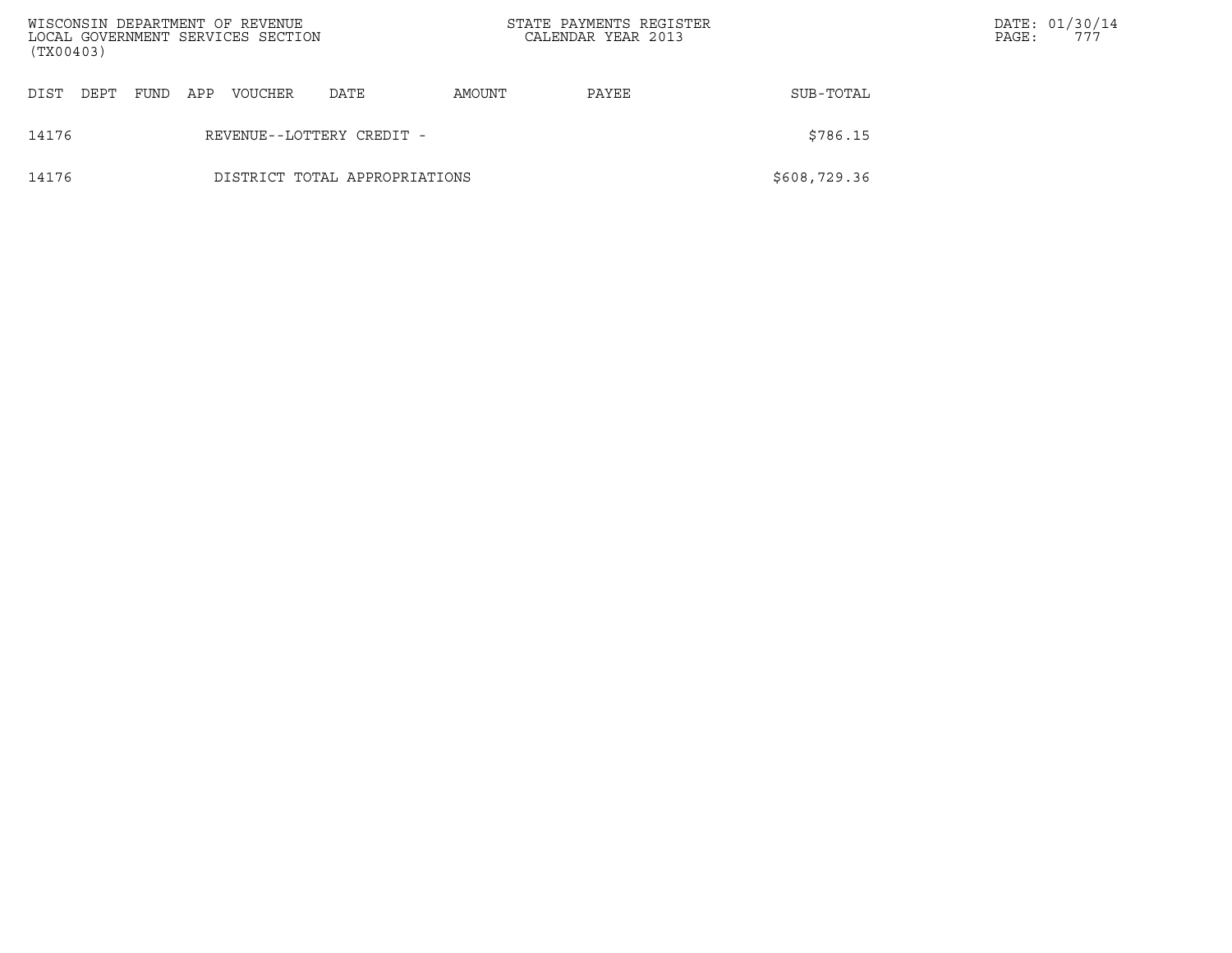| DIST | DEPT | FUND | APP | VOUCHER | DATE | AMOUNT | PAYEE | SUB-TOTAL |
|---|---|---|---|---|---|---|---|---|
| 14176 | | | | REVENUE--LOTTERY CREDIT - | | | | $786.15 |
| 14176 | | | | DISTRICT TOTAL APPROPRIATIONS | | | | $608,729.36 |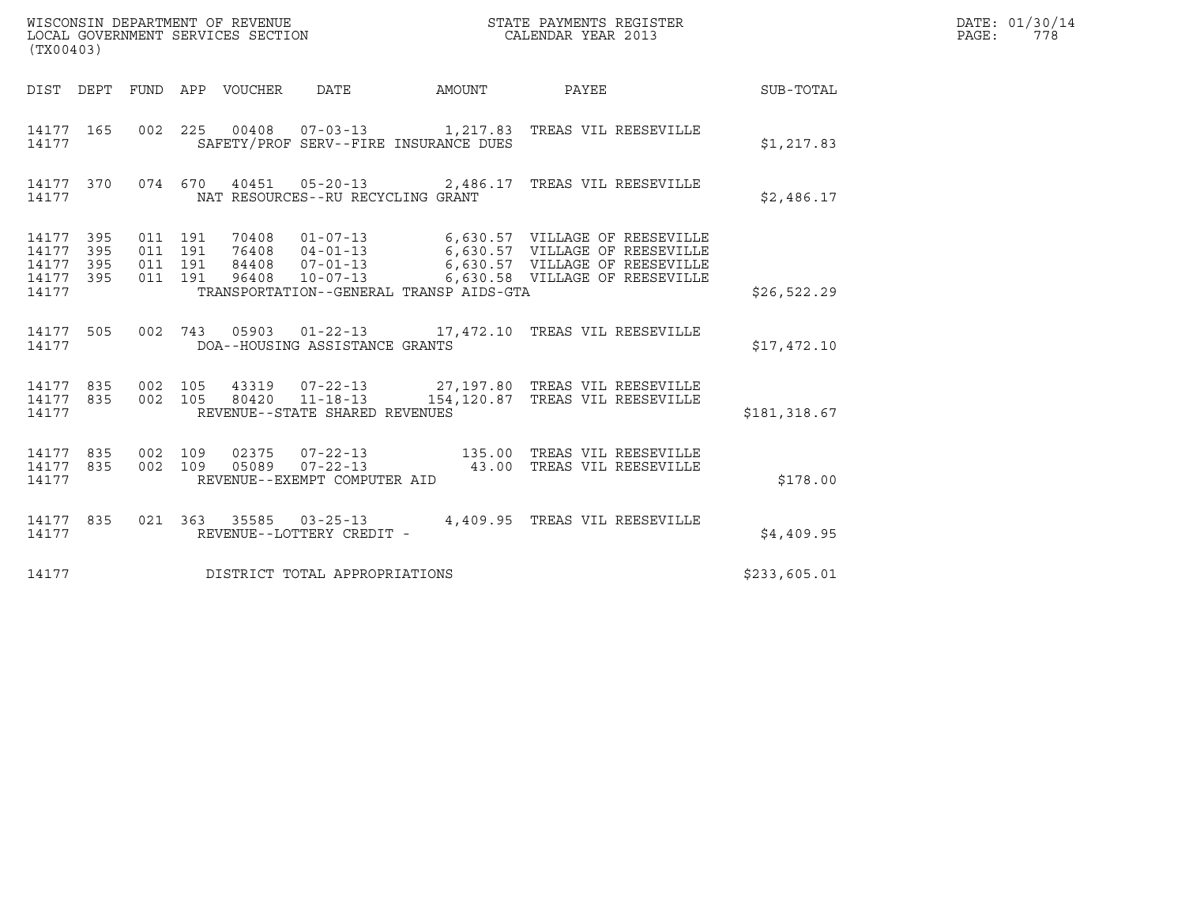WISCONSIN DEPARTMENT OF REVENUE
LOCAL GOVERNMENT SERVICES SECTION
(TX00403)

STATE PAYMENTS REGISTER
CALENDAR YEAR 2013

DATE: 01/30/14
PAGE: 778

| DIST | DEPT | FUND | APP | VOUCHER | DATE | AMOUNT | PAYEE | SUB-TOTAL |
|---|---|---|---|---|---|---|---|---|
| 14177 | 165 | 002 | 225 | 00408 | 07-03-13 | 1,217.83 | TREAS VIL REESEVILLE | |
| 14177 | | | | SAFETY/PROF SERV--FIRE INSURANCE DUES | | | | $1,217.83 |
| 14177 | 370 | 074 | 670 | 40451 | 05-20-13 | 2,486.17 | TREAS VIL REESEVILLE | |
| 14177 | | | | NAT RESOURCES--RU RECYCLING GRANT | | | | $2,486.17 |
| 14177 | 395 | 011 | 191 | 70408 | 01-07-13 | 6,630.57 | VILLAGE OF REESEVILLE | |
| 14177 | 395 | 011 | 191 | 76408 | 04-01-13 | 6,630.57 | VILLAGE OF REESEVILLE | |
| 14177 | 395 | 011 | 191 | 84408 | 07-01-13 | 6,630.57 | VILLAGE OF REESEVILLE | |
| 14177 | 395 | 011 | 191 | 96408 | 10-07-13 | 6,630.58 | VILLAGE OF REESEVILLE | |
| 14177 | | | | TRANSPORTATION--GENERAL TRANSP AIDS-GTA | | | | $26,522.29 |
| 14177 | 505 | 002 | 743 | 05903 | 01-22-13 | 17,472.10 | TREAS VIL REESEVILLE | |
| 14177 | | | | DOA--HOUSING ASSISTANCE GRANTS | | | | $17,472.10 |
| 14177 | 835 | 002 | 105 | 43319 | 07-22-13 | 27,197.80 | TREAS VIL REESEVILLE | |
| 14177 | 835 | 002 | 105 | 80420 | 11-18-13 | 154,120.87 | TREAS VIL REESEVILLE | |
| 14177 | | | | REVENUE--STATE SHARED REVENUES | | | | $181,318.67 |
| 14177 | 835 | 002 | 109 | 02375 | 07-22-13 | 135.00 | TREAS VIL REESEVILLE | |
| 14177 | 835 | 002 | 109 | 05089 | 07-22-13 | 43.00 | TREAS VIL REESEVILLE | |
| 14177 | | | | REVENUE--EXEMPT COMPUTER AID | | | | $178.00 |
| 14177 | 835 | 021 | 363 | 35585 | 03-25-13 | 4,409.95 | TREAS VIL REESEVILLE | |
| 14177 | | | | REVENUE--LOTTERY CREDIT - | | | | $4,409.95 |
| 14177 | | | | DISTRICT TOTAL APPROPRIATIONS | | | | $233,605.01 |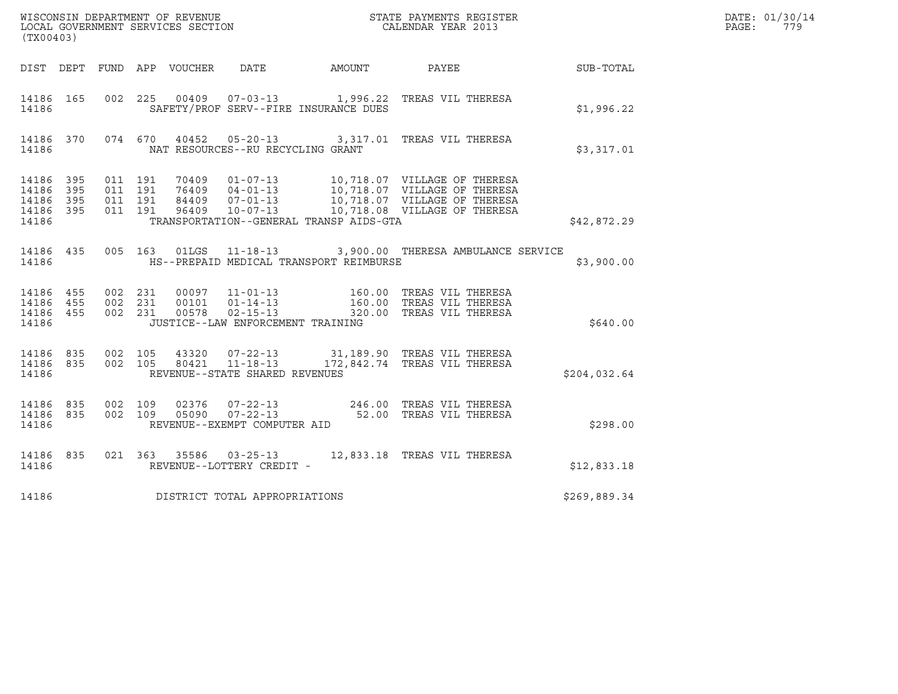WISCONSIN DEPARTMENT OF REVENUE
LOCAL GOVERNMENT SERVICES SECTION
(TX00403)

STATE PAYMENTS REGISTER
CALENDAR YEAR 2013

DATE: 01/30/14
PAGE: 779

| DIST | DEPT | FUND | APP | VOUCHER | DATE | AMOUNT | PAYEE | SUB-TOTAL |
|---|---|---|---|---|---|---|---|---|
| 14186 | 165 | 002 | 225 | 00409 | 07-03-13 | 1,996.22 | TREAS VIL THERESA | |
| 14186 | | | | | SAFETY/PROF SERV--FIRE INSURANCE DUES | | | $1,996.22 |
| 14186 | 370 | 074 | 670 | 40452 | 05-20-13 | 3,317.01 | TREAS VIL THERESA | |
| 14186 | | | | | NAT RESOURCES--RU RECYCLING GRANT | | | $3,317.01 |
| 14186 | 395 | 011 | 191 | 70409 | 01-07-13 | 10,718.07 | VILLAGE OF THERESA | |
| 14186 | 395 | 011 | 191 | 76409 | 04-01-13 | 10,718.07 | VILLAGE OF THERESA | |
| 14186 | 395 | 011 | 191 | 84409 | 07-01-13 | 10,718.07 | VILLAGE OF THERESA | |
| 14186 | 395 | 011 | 191 | 96409 | 10-07-13 | 10,718.08 | VILLAGE OF THERESA | |
| 14186 | | | | | TRANSPORTATION--GENERAL TRANSP AIDS-GTA | | | $42,872.29 |
| 14186 | 435 | 005 | 163 | 01LGS | 11-18-13 | 3,900.00 | THERESA AMBULANCE SERVICE | |
| 14186 | | | | | HS--PREPAID MEDICAL TRANSPORT REIMBURSE | | | $3,900.00 |
| 14186 | 455 | 002 | 231 | 00097 | 11-01-13 | 160.00 | TREAS VIL THERESA | |
| 14186 | 455 | 002 | 231 | 00101 | 01-14-13 | 160.00 | TREAS VIL THERESA | |
| 14186 | 455 | 002 | 231 | 00578 | 02-15-13 | 320.00 | TREAS VIL THERESA | |
| 14186 | | | | | JUSTICE--LAW ENFORCEMENT TRAINING | | | $640.00 |
| 14186 | 835 | 002 | 105 | 43320 | 07-22-13 | 31,189.90 | TREAS VIL THERESA | |
| 14186 | 835 | 002 | 105 | 80421 | 11-18-13 | 172,842.74 | TREAS VIL THERESA | |
| 14186 | | | | | REVENUE--STATE SHARED REVENUES | | | $204,032.64 |
| 14186 | 835 | 002 | 109 | 02376 | 07-22-13 | 246.00 | TREAS VIL THERESA | |
| 14186 | 835 | 002 | 109 | 05090 | 07-22-13 | 52.00 | TREAS VIL THERESA | |
| 14186 | | | | | REVENUE--EXEMPT COMPUTER AID | | | $298.00 |
| 14186 | 835 | 021 | 363 | 35586 | 03-25-13 | 12,833.18 | TREAS VIL THERESA | |
| 14186 | | | | | REVENUE--LOTTERY CREDIT - | | | $12,833.18 |
| 14186 | | | | | DISTRICT TOTAL APPROPRIATIONS | | | $269,889.34 |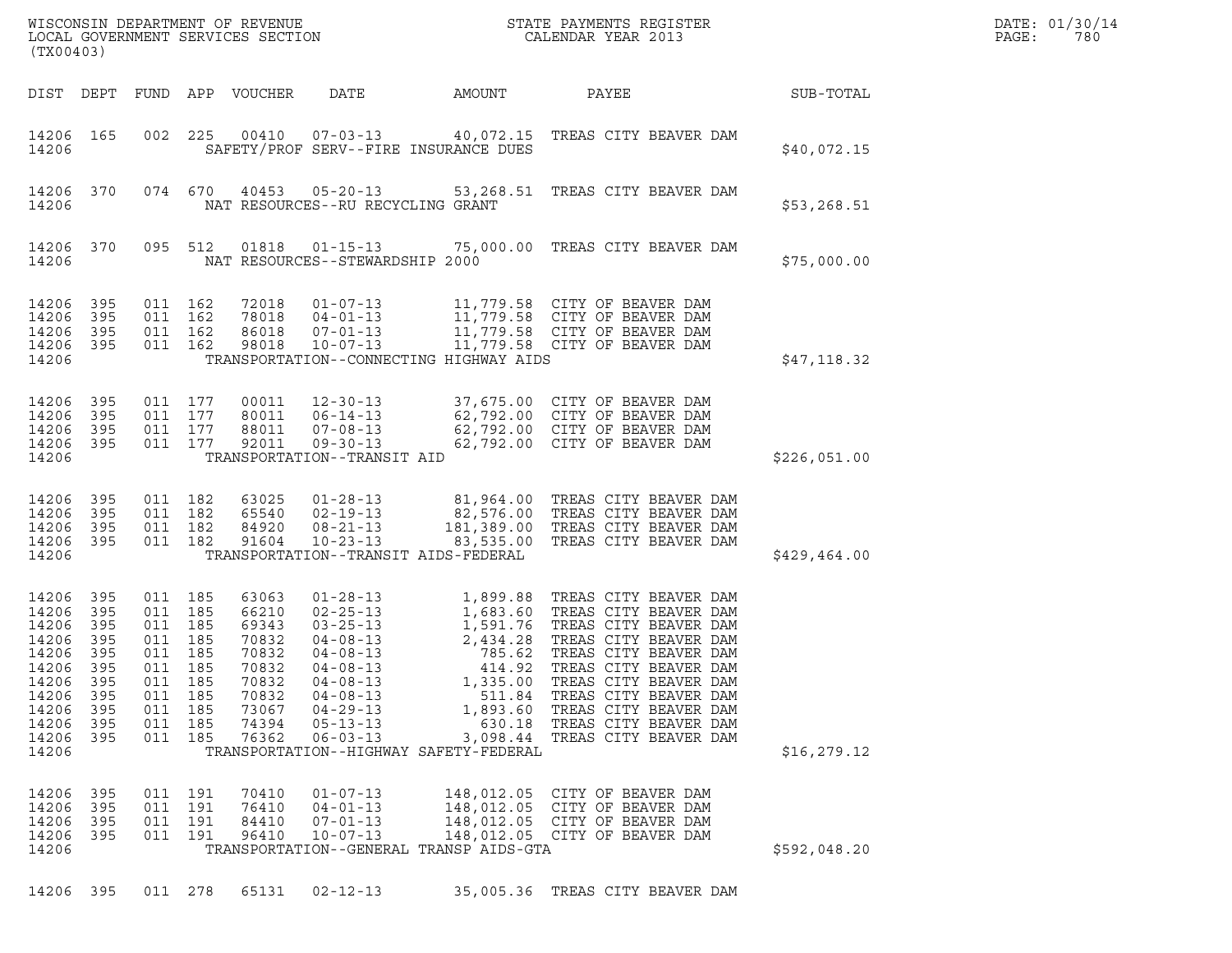WISCONSIN DEPARTMENT OF REVENUE
LOCAL GOVERNMENT SERVICES SECTION
(TX00403)

STATE PAYMENTS REGISTER
CALENDAR YEAR 2013

DATE: 01/30/14
PAGE: 780

| DIST | DEPT | FUND | APP | VOUCHER | DATE | AMOUNT | PAYEE | SUB-TOTAL |
|---|---|---|---|---|---|---|---|---|
| 14206 | 165 | 002 | 225 | 00410 | 07-03-13 | 40,072.15 | TREAS CITY BEAVER DAM | |
| 14206 | | | | | SAFETY/PROF SERV--FIRE INSURANCE DUES | | | $40,072.15 |
| 14206 | 370 | 074 | 670 | 40453 | 05-20-13 | 53,268.51 | TREAS CITY BEAVER DAM | |
| 14206 | | | | | NAT RESOURCES--RU RECYCLING GRANT | | | $53,268.51 |
| 14206 | 370 | 095 | 512 | 01818 | 01-15-13 | 75,000.00 | TREAS CITY BEAVER DAM | |
| 14206 | | | | | NAT RESOURCES--STEWARDSHIP 2000 | | | $75,000.00 |
| 14206 | 395 | 011 | 162 | 72018 | 01-07-13 | 11,779.58 | CITY OF BEAVER DAM | |
| 14206 | 395 | 011 | 162 | 78018 | 04-01-13 | 11,779.58 | CITY OF BEAVER DAM | |
| 14206 | 395 | 011 | 162 | 86018 | 07-01-13 | 11,779.58 | CITY OF BEAVER DAM | |
| 14206 | 395 | 011 | 162 | 98018 | 10-07-13 | 11,779.58 | CITY OF BEAVER DAM | |
| 14206 | | | | | TRANSPORTATION--CONNECTING HIGHWAY AIDS | | | $47,118.32 |
| 14206 | 395 | 011 | 177 | 00011 | 12-30-13 | 37,675.00 | CITY OF BEAVER DAM | |
| 14206 | 395 | 011 | 177 | 80011 | 06-14-13 | 62,792.00 | CITY OF BEAVER DAM | |
| 14206 | 395 | 011 | 177 | 88011 | 07-08-13 | 62,792.00 | CITY OF BEAVER DAM | |
| 14206 | 395 | 011 | 177 | 92011 | 09-30-13 | 62,792.00 | CITY OF BEAVER DAM | |
| 14206 | | | | | TRANSPORTATION--TRANSIT AID | | | $226,051.00 |
| 14206 | 395 | 011 | 182 | 63025 | 01-28-13 | 81,964.00 | TREAS CITY BEAVER DAM | |
| 14206 | 395 | 011 | 182 | 65540 | 02-19-13 | 82,576.00 | TREAS CITY BEAVER DAM | |
| 14206 | 395 | 011 | 182 | 84920 | 08-21-13 | 181,389.00 | TREAS CITY BEAVER DAM | |
| 14206 | 395 | 011 | 182 | 91604 | 10-23-13 | 83,535.00 | TREAS CITY BEAVER DAM | |
| 14206 | | | | | TRANSPORTATION--TRANSIT AIDS-FEDERAL | | | $429,464.00 |
| 14206 | 395 | 011 | 185 | 63063 | 01-28-13 | 1,899.88 | TREAS CITY BEAVER DAM | |
| 14206 | 395 | 011 | 185 | 66210 | 02-25-13 | 1,683.60 | TREAS CITY BEAVER DAM | |
| 14206 | 395 | 011 | 185 | 69343 | 03-25-13 | 1,591.76 | TREAS CITY BEAVER DAM | |
| 14206 | 395 | 011 | 185 | 70832 | 04-08-13 | 2,434.28 | TREAS CITY BEAVER DAM | |
| 14206 | 395 | 011 | 185 | 70832 | 04-08-13 | 785.62 | TREAS CITY BEAVER DAM | |
| 14206 | 395 | 011 | 185 | 70832 | 04-08-13 | 414.92 | TREAS CITY BEAVER DAM | |
| 14206 | 395 | 011 | 185 | 70832 | 04-08-13 | 1,335.00 | TREAS CITY BEAVER DAM | |
| 14206 | 395 | 011 | 185 | 70832 | 04-08-13 | 511.84 | TREAS CITY BEAVER DAM | |
| 14206 | 395 | 011 | 185 | 73067 | 04-29-13 | 1,893.60 | TREAS CITY BEAVER DAM | |
| 14206 | 395 | 011 | 185 | 74394 | 05-13-13 | 630.18 | TREAS CITY BEAVER DAM | |
| 14206 | 395 | 011 | 185 | 76362 | 06-03-13 | 3,098.44 | TREAS CITY BEAVER DAM | |
| 14206 | | | | | TRANSPORTATION--HIGHWAY SAFETY-FEDERAL | | | $16,279.12 |
| 14206 | 395 | 011 | 191 | 70410 | 01-07-13 | 148,012.05 | CITY OF BEAVER DAM | |
| 14206 | 395 | 011 | 191 | 76410 | 04-01-13 | 148,012.05 | CITY OF BEAVER DAM | |
| 14206 | 395 | 011 | 191 | 84410 | 07-01-13 | 148,012.05 | CITY OF BEAVER DAM | |
| 14206 | 395 | 011 | 191 | 96410 | 10-07-13 | 148,012.05 | CITY OF BEAVER DAM | |
| 14206 | | | | | TRANSPORTATION--GENERAL TRANSP AIDS-GTA | | | $592,048.20 |
| 14206 | 395 | 011 | 278 | 65131 | 02-12-13 | 35,005.36 | TREAS CITY BEAVER DAM | |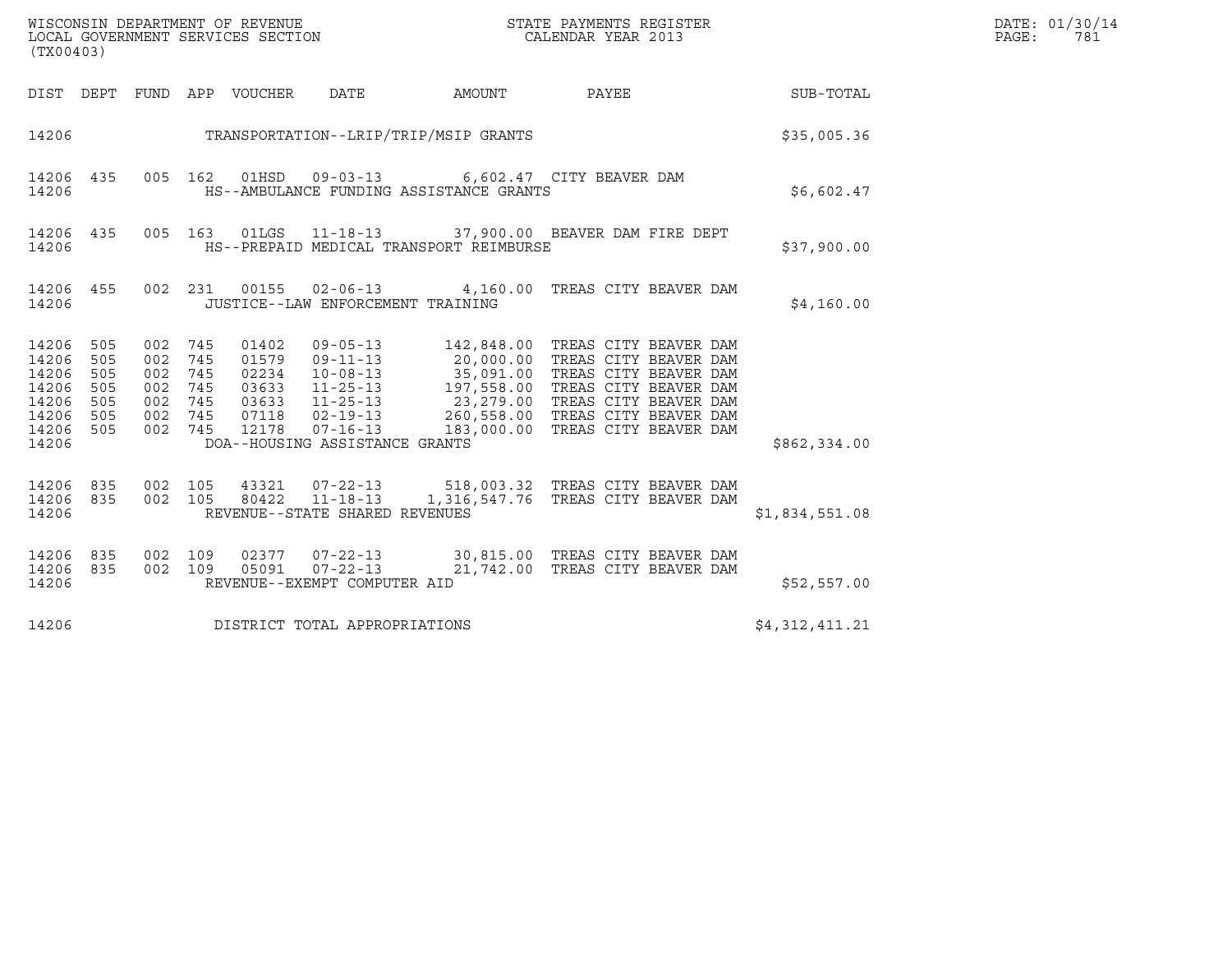WISCONSIN DEPARTMENT OF REVENUE
LOCAL GOVERNMENT SERVICES SECTION
(TX00403)

STATE PAYMENTS REGISTER
CALENDAR YEAR 2013

DATE: 01/30/14
PAGE: 781

| DIST | DEPT | FUND | APP | VOUCHER | DATE | AMOUNT | PAYEE | SUB-TOTAL |
|---|---|---|---|---|---|---|---|---|
| 14206 | | | | | TRANSPORTATION--LRIP/TRIP/MSIP GRANTS | | | $35,005.36 |
| 14206 | 435 | 005 | 162 | 01HSD | 09-03-13 | 6,602.47 | CITY BEAVER DAM | |
| 14206 | | | | | HS--AMBULANCE FUNDING ASSISTANCE GRANTS | | | $6,602.47 |
| 14206 | 435 | 005 | 163 | 01LGS | 11-18-13 | 37,900.00 | BEAVER DAM FIRE DEPT | |
| 14206 | | | | | HS--PREPAID MEDICAL TRANSPORT REIMBURSE | | | $37,900.00 |
| 14206 | 455 | 002 | 231 | 00155 | 02-06-13 | 4,160.00 | TREAS CITY BEAVER DAM | |
| 14206 | | | | | JUSTICE--LAW ENFORCEMENT TRAINING | | | $4,160.00 |
| 14206 | 505 | 002 | 745 | 01402 | 09-05-13 | 142,848.00 | TREAS CITY BEAVER DAM | |
| 14206 | 505 | 002 | 745 | 01579 | 09-11-13 | 20,000.00 | TREAS CITY BEAVER DAM | |
| 14206 | 505 | 002 | 745 | 02234 | 10-08-13 | 35,091.00 | TREAS CITY BEAVER DAM | |
| 14206 | 505 | 002 | 745 | 03633 | 11-25-13 | 197,558.00 | TREAS CITY BEAVER DAM | |
| 14206 | 505 | 002 | 745 | 03633 | 11-25-13 | 23,279.00 | TREAS CITY BEAVER DAM | |
| 14206 | 505 | 002 | 745 | 07118 | 02-19-13 | 260,558.00 | TREAS CITY BEAVER DAM | |
| 14206 | 505 | 002 | 745 | 12178 | 07-16-13 | 183,000.00 | TREAS CITY BEAVER DAM | |
| 14206 | | | | | DOA--HOUSING ASSISTANCE GRANTS | | | $862,334.00 |
| 14206 | 835 | 002 | 105 | 43321 | 07-22-13 | 518,003.32 | TREAS CITY BEAVER DAM | |
| 14206 | 835 | 002 | 105 | 80422 | 11-18-13 | 1,316,547.76 | TREAS CITY BEAVER DAM | |
| 14206 | | | | | REVENUE--STATE SHARED REVENUES | | | $1,834,551.08 |
| 14206 | 835 | 002 | 109 | 02377 | 07-22-13 | 30,815.00 | TREAS CITY BEAVER DAM | |
| 14206 | 835 | 002 | 109 | 05091 | 07-22-13 | 21,742.00 | TREAS CITY BEAVER DAM | |
| 14206 | | | | | REVENUE--EXEMPT COMPUTER AID | | | $52,557.00 |
| 14206 | | | | | DISTRICT TOTAL APPROPRIATIONS | | | $4,312,411.21 |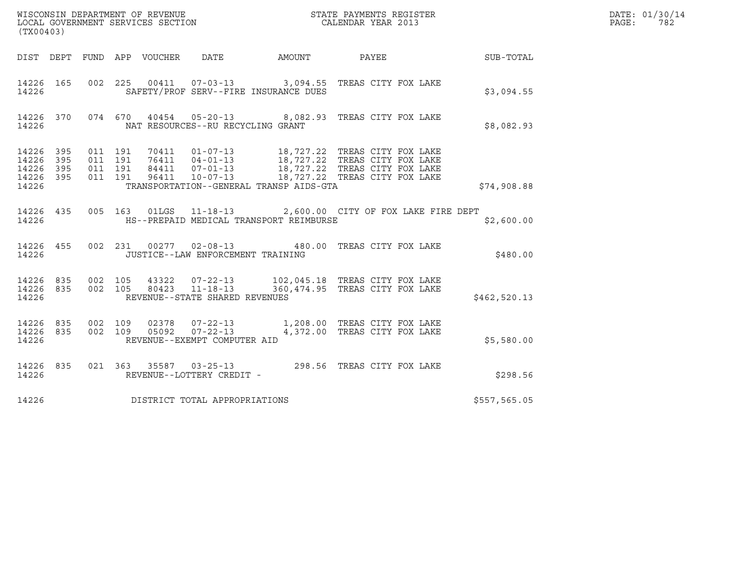WISCONSIN DEPARTMENT OF REVENUE
LOCAL GOVERNMENT SERVICES SECTION
(TX00403)

STATE PAYMENTS REGISTER
CALENDAR YEAR 2013

DATE: 01/30/14
PAGE: 782

| DIST | DEPT | FUND | APP | VOUCHER | DATE | AMOUNT | PAYEE | SUB-TOTAL |
|---|---|---|---|---|---|---|---|---|
| 14226 | 165 | 002 | 225 | 00411 | 07-03-13 | 3,094.55 | TREAS CITY FOX LAKE | |
| 14226 | | | | SAFETY/PROF SERV--FIRE INSURANCE DUES | | | | $3,094.55 |
| 14226 | 370 | 074 | 670 | 40454 | 05-20-13 | 8,082.93 | TREAS CITY FOX LAKE | |
| 14226 | | | | NAT RESOURCES--RU RECYCLING GRANT | | | | $8,082.93 |
| 14226 | 395 | 011 | 191 | 70411 | 01-07-13 | 18,727.22 | TREAS CITY FOX LAKE | |
| 14226 | 395 | 011 | 191 | 76411 | 04-01-13 | 18,727.22 | TREAS CITY FOX LAKE | |
| 14226 | 395 | 011 | 191 | 84411 | 07-01-13 | 18,727.22 | TREAS CITY FOX LAKE | |
| 14226 | 395 | 011 | 191 | 96411 | 10-07-13 | 18,727.22 | TREAS CITY FOX LAKE | |
| 14226 | | | | TRANSPORTATION--GENERAL TRANSP AIDS-GTA | | | | $74,908.88 |
| 14226 | 435 | 005 | 163 | 01LGS | 11-18-13 | 2,600.00 | CITY OF FOX LAKE FIRE DEPT | |
| 14226 | | | | HS--PREPAID MEDICAL TRANSPORT REIMBURSE | | | | $2,600.00 |
| 14226 | 455 | 002 | 231 | 00277 | 02-08-13 | 480.00 | TREAS CITY FOX LAKE | |
| 14226 | | | | JUSTICE--LAW ENFORCEMENT TRAINING | | | | $480.00 |
| 14226 | 835 | 002 | 105 | 43322 | 07-22-13 | 102,045.18 | TREAS CITY FOX LAKE | |
| 14226 | 835 | 002 | 105 | 80423 | 11-18-13 | 360,474.95 | TREAS CITY FOX LAKE | |
| 14226 | | | | REVENUE--STATE SHARED REVENUES | | | | $462,520.13 |
| 14226 | 835 | 002 | 109 | 02378 | 07-22-13 | 1,208.00 | TREAS CITY FOX LAKE | |
| 14226 | 835 | 002 | 109 | 05092 | 07-22-13 | 4,372.00 | TREAS CITY FOX LAKE | |
| 14226 | | | | REVENUE--EXEMPT COMPUTER AID | | | | $5,580.00 |
| 14226 | 835 | 021 | 363 | 35587 | 03-25-13 | 298.56 | TREAS CITY FOX LAKE | |
| 14226 | | | | REVENUE--LOTTERY CREDIT - | | | | $298.56 |
| 14226 | | | | DISTRICT TOTAL APPROPRIATIONS | | | | $557,565.05 |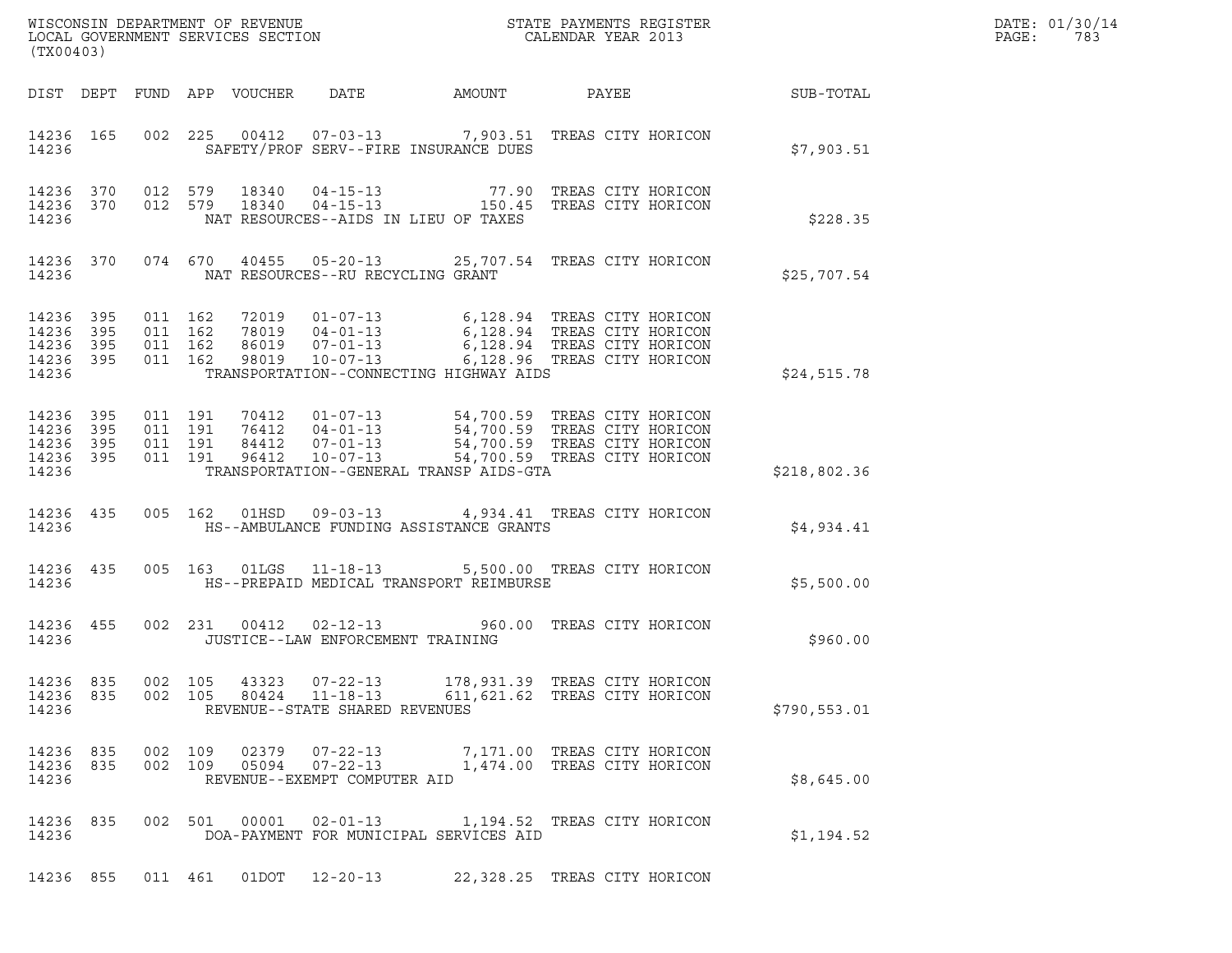WISCONSIN DEPARTMENT OF REVENUE
LOCAL GOVERNMENT SERVICES SECTION
(TX00403)

STATE PAYMENTS REGISTER
CALENDAR YEAR 2013

DATE: 01/30/14
PAGE: 783

| DIST | DEPT | FUND | APP | VOUCHER | DATE | AMOUNT | PAYEE | SUB-TOTAL |
|---|---|---|---|---|---|---|---|---|
| 14236 | 165 | 002 | 225 | 00412 | 07-03-13 | 7,903.51 | TREAS CITY HORICON | |
| 14236 | | | | | SAFETY/PROF SERV--FIRE INSURANCE DUES | | | $7,903.51 |
| 14236 | 370 | 012 | 579 | 18340 | 04-15-13 | 77.90 | TREAS CITY HORICON | |
| 14236 | 370 | 012 | 579 | 18340 | 04-15-13 | 150.45 | TREAS CITY HORICON | |
| 14236 | | | | | NAT RESOURCES--AIDS IN LIEU OF TAXES | | | $228.35 |
| 14236 | 370 | 074 | 670 | 40455 | 05-20-13 | 25,707.54 | TREAS CITY HORICON | |
| 14236 | | | | | NAT RESOURCES--RU RECYCLING GRANT | | | $25,707.54 |
| 14236 | 395 | 011 | 162 | 72019 | 01-07-13 | 6,128.94 | TREAS CITY HORICON | |
| 14236 | 395 | 011 | 162 | 78019 | 04-01-13 | 6,128.94 | TREAS CITY HORICON | |
| 14236 | 395 | 011 | 162 | 86019 | 07-01-13 | 6,128.94 | TREAS CITY HORICON | |
| 14236 | 395 | 011 | 162 | 98019 | 10-07-13 | 6,128.96 | TREAS CITY HORICON | |
| 14236 | | | | | TRANSPORTATION--CONNECTING HIGHWAY AIDS | | | $24,515.78 |
| 14236 | 395 | 011 | 191 | 70412 | 01-07-13 | 54,700.59 | TREAS CITY HORICON | |
| 14236 | 395 | 011 | 191 | 76412 | 04-01-13 | 54,700.59 | TREAS CITY HORICON | |
| 14236 | 395 | 011 | 191 | 84412 | 07-01-13 | 54,700.59 | TREAS CITY HORICON | |
| 14236 | 395 | 011 | 191 | 96412 | 10-07-13 | 54,700.59 | TREAS CITY HORICON | |
| 14236 | | | | | TRANSPORTATION--GENERAL TRANSP AIDS-GTA | | | $218,802.36 |
| 14236 | 435 | 005 | 162 | 01HSD | 09-03-13 | 4,934.41 | TREAS CITY HORICON | |
| 14236 | | | | | HS--AMBULANCE FUNDING ASSISTANCE GRANTS | | | $4,934.41 |
| 14236 | 435 | 005 | 163 | 01LGS | 11-18-13 | 5,500.00 | TREAS CITY HORICON | |
| 14236 | | | | | HS--PREPAID MEDICAL TRANSPORT REIMBURSE | | | $5,500.00 |
| 14236 | 455 | 002 | 231 | 00412 | 02-12-13 | 960.00 | TREAS CITY HORICON | |
| 14236 | | | | | JUSTICE--LAW ENFORCEMENT TRAINING | | | $960.00 |
| 14236 | 835 | 002 | 105 | 43323 | 07-22-13 | 178,931.39 | TREAS CITY HORICON | |
| 14236 | 835 | 002 | 105 | 80424 | 11-18-13 | 611,621.62 | TREAS CITY HORICON | |
| 14236 | | | | | REVENUE--STATE SHARED REVENUES | | | $790,553.01 |
| 14236 | 835 | 002 | 109 | 02379 | 07-22-13 | 7,171.00 | TREAS CITY HORICON | |
| 14236 | 835 | 002 | 109 | 05094 | 07-22-13 | 1,474.00 | TREAS CITY HORICON | |
| 14236 | | | | | REVENUE--EXEMPT COMPUTER AID | | | $8,645.00 |
| 14236 | 835 | 002 | 501 | 00001 | 02-01-13 | 1,194.52 | TREAS CITY HORICON | |
| 14236 | | | | | DOA-PAYMENT FOR MUNICIPAL SERVICES AID | | | $1,194.52 |
| 14236 | 855 | 011 | 461 | 01DOT | 12-20-13 | 22,328.25 | TREAS CITY HORICON | |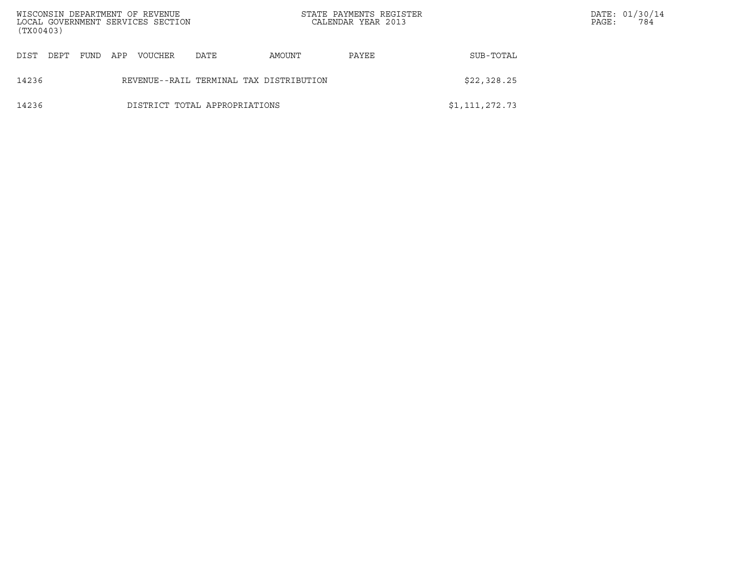| DIST | DEPT | FUND | APP | VOUCHER | DATE | AMOUNT | PAYEE | SUB-TOTAL |
|---|---|---|---|---|---|---|---|---|
| 14236 | | | | REVENUE--RAIL TERMINAL TAX DISTRIBUTION | | | | $22,328.25 |
| 14236 | | | | DISTRICT TOTAL APPROPRIATIONS | | | | $1,111,272.73 |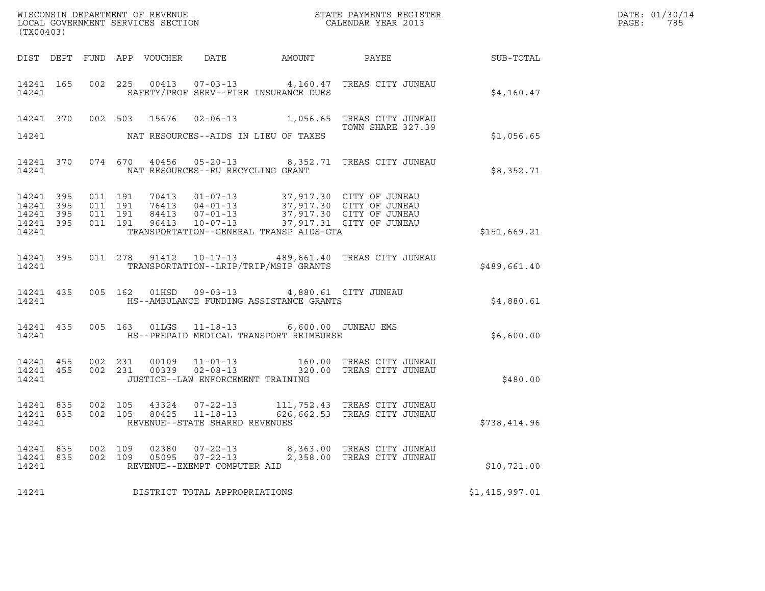WISCONSIN DEPARTMENT OF REVENUE
LOCAL GOVERNMENT SERVICES SECTION
(TX00403)

STATE PAYMENTS REGISTER
CALENDAR YEAR 2013

DATE: 01/30/14
PAGE: 785

| DIST | DEPT | FUND | APP | VOUCHER | DATE | AMOUNT | PAYEE | SUB-TOTAL |
|---|---|---|---|---|---|---|---|---|
| 14241 | 165 | 002 | 225 | 00413 | 07-03-13 | 4,160.47 | TREAS CITY JUNEAU | |
| 14241 | | | | | SAFETY/PROF SERV--FIRE INSURANCE DUES | | | $4,160.47 |
| 14241 | 370 | 002 | 503 | 15676 | 02-06-13 | 1,056.65 | TREAS CITY JUNEAU TOWN SHARE 327.39 | |
| 14241 | | | | | NAT RESOURCES--AIDS IN LIEU OF TAXES | | | $1,056.65 |
| 14241 | 370 | 074 | 670 | 40456 | 05-20-13 | 8,352.71 | TREAS CITY JUNEAU | |
| 14241 | | | | | NAT RESOURCES--RU RECYCLING GRANT | | | $8,352.71 |
| 14241 | 395 | 011 | 191 | 70413 | 01-07-13 | 37,917.30 | CITY OF JUNEAU | |
| 14241 | 395 | 011 | 191 | 76413 | 04-01-13 | 37,917.30 | CITY OF JUNEAU | |
| 14241 | 395 | 011 | 191 | 84413 | 07-01-13 | 37,917.30 | CITY OF JUNEAU | |
| 14241 | 395 | 011 | 191 | 96413 | 10-07-13 | 37,917.31 | CITY OF JUNEAU | |
| 14241 | | | | | TRANSPORTATION--GENERAL TRANSP AIDS-GTA | | | $151,669.21 |
| 14241 | 395 | 011 | 278 | 91412 | 10-17-13 | 489,661.40 | TREAS CITY JUNEAU | |
| 14241 | | | | | TRANSPORTATION--LRIP/TRIP/MSIP GRANTS | | | $489,661.40 |
| 14241 | 435 | 005 | 162 | 01HSD | 09-03-13 | 4,880.61 | CITY JUNEAU | |
| 14241 | | | | | HS--AMBULANCE FUNDING ASSISTANCE GRANTS | | | $4,880.61 |
| 14241 | 435 | 005 | 163 | 01LGS | 11-18-13 | 6,600.00 | JUNEAU EMS | |
| 14241 | | | | | HS--PREPAID MEDICAL TRANSPORT REIMBURSE | | | $6,600.00 |
| 14241 | 455 | 002 | 231 | 00109 | 11-01-13 | 160.00 | TREAS CITY JUNEAU | |
| 14241 | 455 | 002 | 231 | 00339 | 02-08-13 | 320.00 | TREAS CITY JUNEAU | |
| 14241 | | | | | JUSTICE--LAW ENFORCEMENT TRAINING | | | $480.00 |
| 14241 | 835 | 002 | 105 | 43324 | 07-22-13 | 111,752.43 | TREAS CITY JUNEAU | |
| 14241 | 835 | 002 | 105 | 80425 | 11-18-13 | 626,662.53 | TREAS CITY JUNEAU | |
| 14241 | | | | | REVENUE--STATE SHARED REVENUES | | | $738,414.96 |
| 14241 | 835 | 002 | 109 | 02380 | 07-22-13 | 8,363.00 | TREAS CITY JUNEAU | |
| 14241 | 835 | 002 | 109 | 05095 | 07-22-13 | 2,358.00 | TREAS CITY JUNEAU | |
| 14241 | | | | | REVENUE--EXEMPT COMPUTER AID | | | $10,721.00 |
| 14241 | | | | | DISTRICT TOTAL APPROPRIATIONS | | | $1,415,997.01 |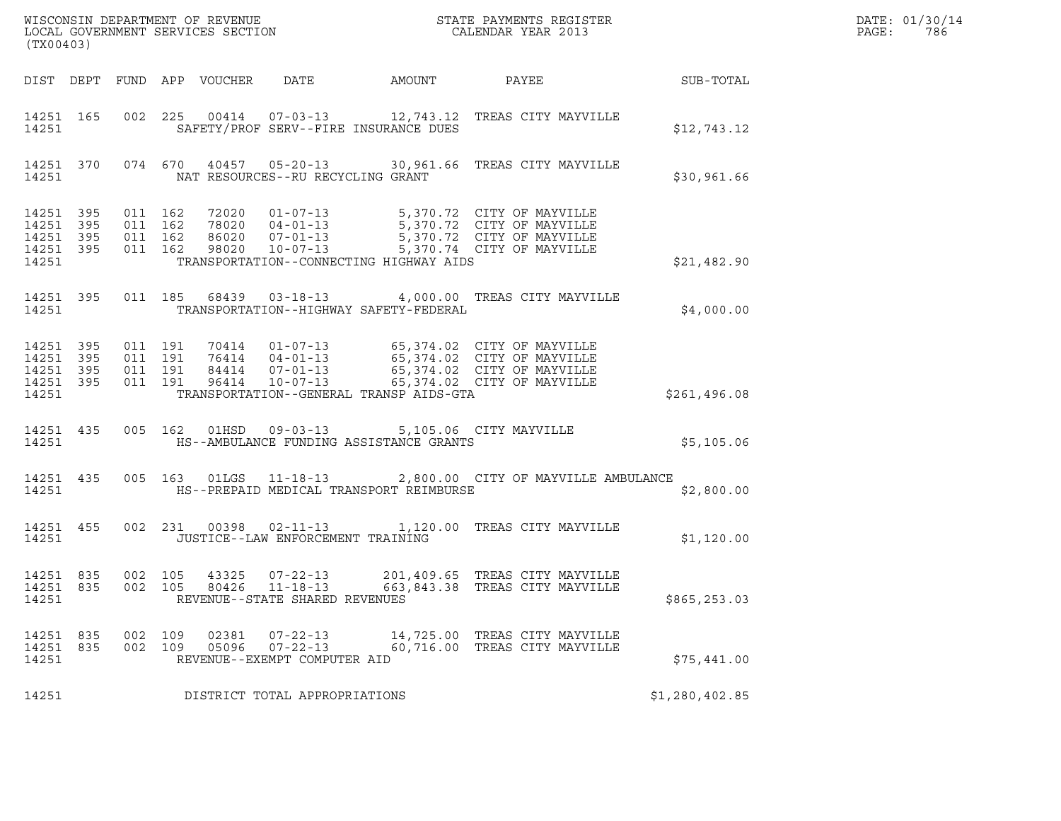WISCONSIN DEPARTMENT OF REVENUE
LOCAL GOVERNMENT SERVICES SECTION
(TX00403)

STATE PAYMENTS REGISTER
CALENDAR YEAR 2013

DATE: 01/30/14
PAGE: 786

| DIST | DEPT | FUND | APP | VOUCHER | DATE | AMOUNT | PAYEE | SUB-TOTAL |
|---|---|---|---|---|---|---|---|---|
| 14251 | 165 | 002 | 225 | 00414 | 07-03-13 | 12,743.12 | TREAS CITY MAYVILLE | |
| 14251 | | | | | SAFETY/PROF SERV--FIRE INSURANCE DUES | | | $12,743.12 |
| 14251 | 370 | 074 | 670 | 40457 | 05-20-13 | 30,961.66 | TREAS CITY MAYVILLE | |
| 14251 | | | | | NAT RESOURCES--RU RECYCLING GRANT | | | $30,961.66 |
| 14251 | 395 | 011 | 162 | 72020 | 01-07-13 | 5,370.72 | CITY OF MAYVILLE | |
| 14251 | 395 | 011 | 162 | 78020 | 04-01-13 | 5,370.72 | CITY OF MAYVILLE | |
| 14251 | 395 | 011 | 162 | 86020 | 07-01-13 | 5,370.72 | CITY OF MAYVILLE | |
| 14251 | 395 | 011 | 162 | 98020 | 10-07-13 | 5,370.74 | CITY OF MAYVILLE | |
| 14251 | | | | | TRANSPORTATION--CONNECTING HIGHWAY AIDS | | | $21,482.90 |
| 14251 | 395 | 011 | 185 | 68439 | 03-18-13 | 4,000.00 | TREAS CITY MAYVILLE | |
| 14251 | | | | | TRANSPORTATION--HIGHWAY SAFETY-FEDERAL | | | $4,000.00 |
| 14251 | 395 | 011 | 191 | 70414 | 01-07-13 | 65,374.02 | CITY OF MAYVILLE | |
| 14251 | 395 | 011 | 191 | 76414 | 04-01-13 | 65,374.02 | CITY OF MAYVILLE | |
| 14251 | 395 | 011 | 191 | 84414 | 07-01-13 | 65,374.02 | CITY OF MAYVILLE | |
| 14251 | 395 | 011 | 191 | 96414 | 10-07-13 | 65,374.02 | CITY OF MAYVILLE | |
| 14251 | | | | | TRANSPORTATION--GENERAL TRANSP AIDS-GTA | | | $261,496.08 |
| 14251 | 435 | 005 | 162 | 01HSD | 09-03-13 | 5,105.06 | CITY MAYVILLE | |
| 14251 | | | | | HS--AMBULANCE FUNDING ASSISTANCE GRANTS | | | $5,105.06 |
| 14251 | 435 | 005 | 163 | 01LGS | 11-18-13 | 2,800.00 | CITY OF MAYVILLE AMBULANCE | |
| 14251 | | | | | HS--PREPAID MEDICAL TRANSPORT REIMBURSE | | | $2,800.00 |
| 14251 | 455 | 002 | 231 | 00398 | 02-11-13 | 1,120.00 | TREAS CITY MAYVILLE | |
| 14251 | | | | | JUSTICE--LAW ENFORCEMENT TRAINING | | | $1,120.00 |
| 14251 | 835 | 002 | 105 | 43325 | 07-22-13 | 201,409.65 | TREAS CITY MAYVILLE | |
| 14251 | 835 | 002 | 105 | 80426 | 11-18-13 | 663,843.38 | TREAS CITY MAYVILLE | |
| 14251 | | | | | REVENUE--STATE SHARED REVENUES | | | $865,253.03 |
| 14251 | 835 | 002 | 109 | 02381 | 07-22-13 | 14,725.00 | TREAS CITY MAYVILLE | |
| 14251 | 835 | 002 | 109 | 05096 | 07-22-13 | 60,716.00 | TREAS CITY MAYVILLE | |
| 14251 | | | | | REVENUE--EXEMPT COMPUTER AID | | | $75,441.00 |
| 14251 | | | | | DISTRICT TOTAL APPROPRIATIONS | | | $1,280,402.85 |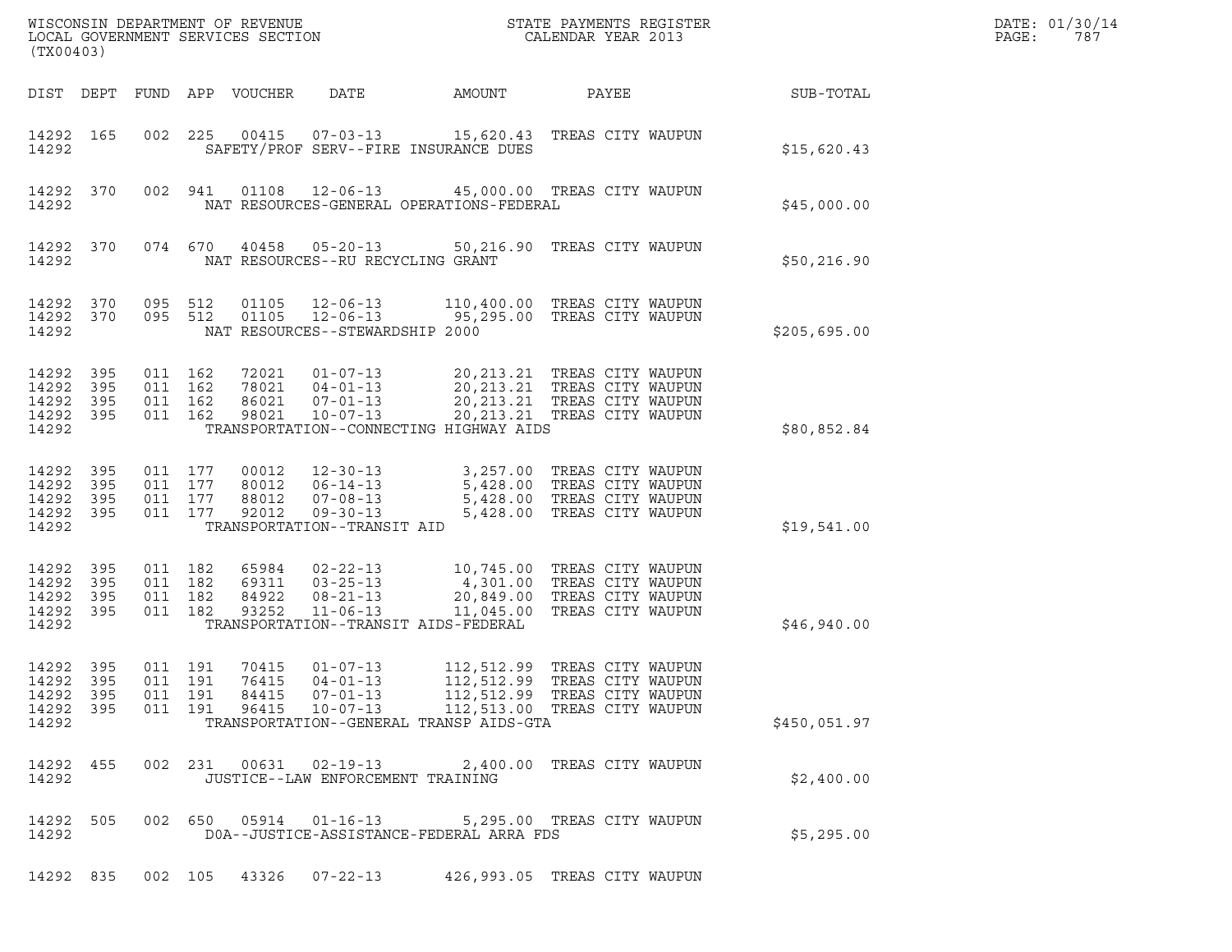WISCONSIN DEPARTMENT OF REVENUE
LOCAL GOVERNMENT SERVICES SECTION
(TX00403)

STATE PAYMENTS REGISTER
CALENDAR YEAR 2013

DATE: 01/30/14
PAGE: 787

| DIST | DEPT | FUND | APP | VOUCHER | DATE | AMOUNT | PAYEE | SUB-TOTAL |
|---|---|---|---|---|---|---|---|---|
| 14292 | 165 | 002 | 225 | 00415 | 07-03-13 | 15,620.43 | TREAS CITY WAUPUN | |
| 14292 | | | | SAFETY/PROF SERV--FIRE INSURANCE DUES | | | | $15,620.43 |
| 14292 | 370 | 002 | 941 | 01108 | 12-06-13 | 45,000.00 | TREAS CITY WAUPUN | |
| 14292 | | | | NAT RESOURCES-GENERAL OPERATIONS-FEDERAL | | | | $45,000.00 |
| 14292 | 370 | 074 | 670 | 40458 | 05-20-13 | 50,216.90 | TREAS CITY WAUPUN | |
| 14292 | | | | NAT RESOURCES--RU RECYCLING GRANT | | | | $50,216.90 |
| 14292 | 370 | 095 | 512 | 01105 | 12-06-13 | 110,400.00 | TREAS CITY WAUPUN | |
| 14292 | 370 | 095 | 512 | 01105 | 12-06-13 | 95,295.00 | TREAS CITY WAUPUN | |
| 14292 | | | | NAT RESOURCES--STEWARDSHIP 2000 | | | | $205,695.00 |
| 14292 | 395 | 011 | 162 | 72021 | 01-07-13 | 20,213.21 | TREAS CITY WAUPUN | |
| 14292 | 395 | 011 | 162 | 78021 | 04-01-13 | 20,213.21 | TREAS CITY WAUPUN | |
| 14292 | 395 | 011 | 162 | 86021 | 07-01-13 | 20,213.21 | TREAS CITY WAUPUN | |
| 14292 | 395 | 011 | 162 | 98021 | 10-07-13 | 20,213.21 | TREAS CITY WAUPUN | |
| 14292 | | | | TRANSPORTATION--CONNECTING HIGHWAY AIDS | | | | $80,852.84 |
| 14292 | 395 | 011 | 177 | 00012 | 12-30-13 | 3,257.00 | TREAS CITY WAUPUN | |
| 14292 | 395 | 011 | 177 | 80012 | 06-14-13 | 5,428.00 | TREAS CITY WAUPUN | |
| 14292 | 395 | 011 | 177 | 88012 | 07-08-13 | 5,428.00 | TREAS CITY WAUPUN | |
| 14292 | 395 | 011 | 177 | 92012 | 09-30-13 | 5,428.00 | TREAS CITY WAUPUN | |
| 14292 | | | | TRANSPORTATION--TRANSIT AID | | | | $19,541.00 |
| 14292 | 395 | 011 | 182 | 65984 | 02-22-13 | 10,745.00 | TREAS CITY WAUPUN | |
| 14292 | 395 | 011 | 182 | 69311 | 03-25-13 | 4,301.00 | TREAS CITY WAUPUN | |
| 14292 | 395 | 011 | 182 | 84922 | 08-21-13 | 20,849.00 | TREAS CITY WAUPUN | |
| 14292 | 395 | 011 | 182 | 93252 | 11-06-13 | 11,045.00 | TREAS CITY WAUPUN | |
| 14292 | | | | TRANSPORTATION--TRANSIT AIDS-FEDERAL | | | | $46,940.00 |
| 14292 | 395 | 011 | 191 | 70415 | 01-07-13 | 112,512.99 | TREAS CITY WAUPUN | |
| 14292 | 395 | 011 | 191 | 76415 | 04-01-13 | 112,512.99 | TREAS CITY WAUPUN | |
| 14292 | 395 | 011 | 191 | 84415 | 07-01-13 | 112,512.99 | TREAS CITY WAUPUN | |
| 14292 | 395 | 011 | 191 | 96415 | 10-07-13 | 112,513.00 | TREAS CITY WAUPUN | |
| 14292 | | | | TRANSPORTATION--GENERAL TRANSP AIDS-GTA | | | | $450,051.97 |
| 14292 | 455 | 002 | 231 | 00631 | 02-19-13 | 2,400.00 | TREAS CITY WAUPUN | |
| 14292 | | | | JUSTICE--LAW ENFORCEMENT TRAINING | | | | $2,400.00 |
| 14292 | 505 | 002 | 650 | 05914 | 01-16-13 | 5,295.00 | TREAS CITY WAUPUN | |
| 14292 | | | | DOA--JUSTICE-ASSISTANCE-FEDERAL ARRA FDS | | | | $5,295.00 |
| 14292 | 835 | 002 | 105 | 43326 | 07-22-13 | 426,993.05 | TREAS CITY WAUPUN | |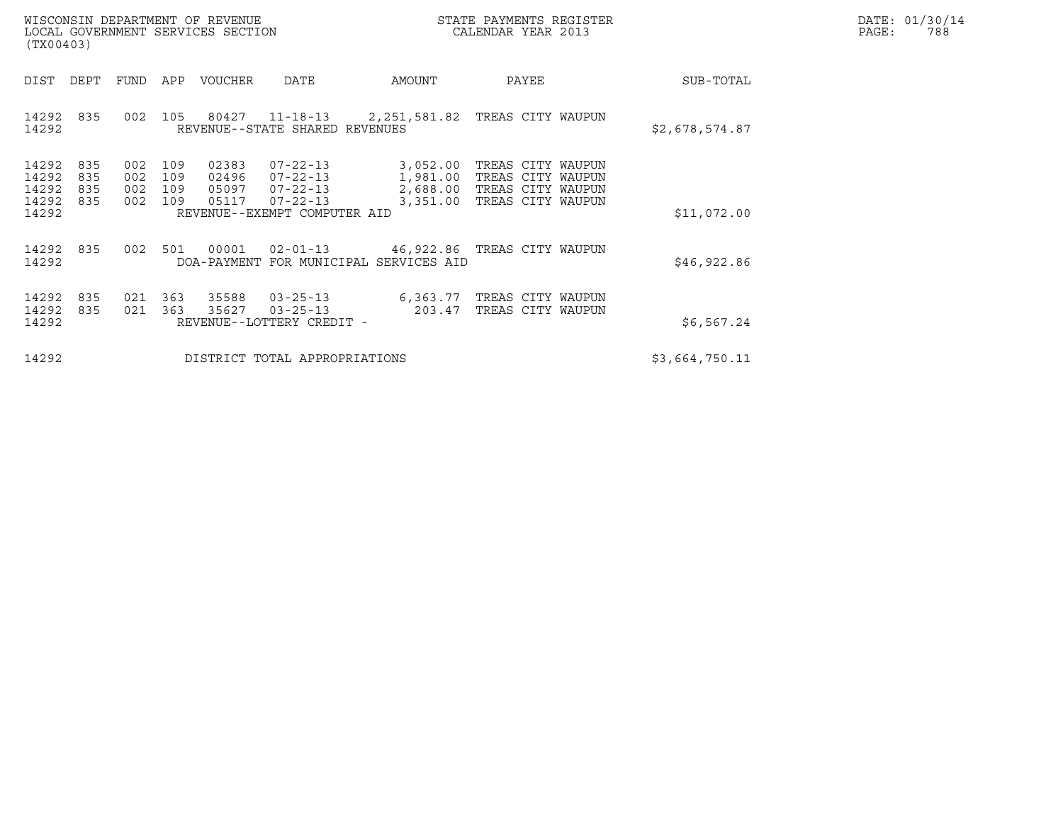WISCONSIN DEPARTMENT OF REVENUE
LOCAL GOVERNMENT SERVICES SECTION
(TX00403)

STATE PAYMENTS REGISTER
CALENDAR YEAR 2013

DATE: 01/30/14

| DIST | DEPT | FUND | APP | VOUCHER | DATE | AMOUNT | PAYEE | SUB-TOTAL |
|---|---|---|---|---|---|---|---|---|
| 14292 | 835 | 002 | 105 | 80427 | 11-18-13 | 2,251,581.82 | TREAS CITY WAUPUN | |
| 14292 | | | | REVENUE--STATE SHARED REVENUES | | | | $2,678,574.87 |
| 14292 | 835 | 002 | 109 | 02383 | 07-22-13 | 3,052.00 | TREAS CITY WAUPUN | |
| 14292 | 835 | 002 | 109 | 02496 | 07-22-13 | 1,981.00 | TREAS CITY WAUPUN | |
| 14292 | 835 | 002 | 109 | 05097 | 07-22-13 | 2,688.00 | TREAS CITY WAUPUN | |
| 14292 | 835 | 002 | 109 | 05117 | 07-22-13 | 3,351.00 | TREAS CITY WAUPUN | |
| 14292 | | | | REVENUE--EXEMPT COMPUTER AID | | | | $11,072.00 |
| 14292 | 835 | 002 | 501 | 00001 | 02-01-13 | 46,922.86 | TREAS CITY WAUPUN | |
| 14292 | | | | DOA-PAYMENT FOR MUNICIPAL SERVICES AID | | | | $46,922.86 |
| 14292 | 835 | 021 | 363 | 35588 | 03-25-13 | 6,363.77 | TREAS CITY WAUPUN | |
| 14292 | 835 | 021 | 363 | 35627 | 03-25-13 | 203.47 | TREAS CITY WAUPUN | |
| 14292 | | | | REVENUE--LOTTERY CREDIT - | | | | $6,567.24 |
| 14292 | | | | DISTRICT TOTAL APPROPRIATIONS | | | | $3,664,750.11 |